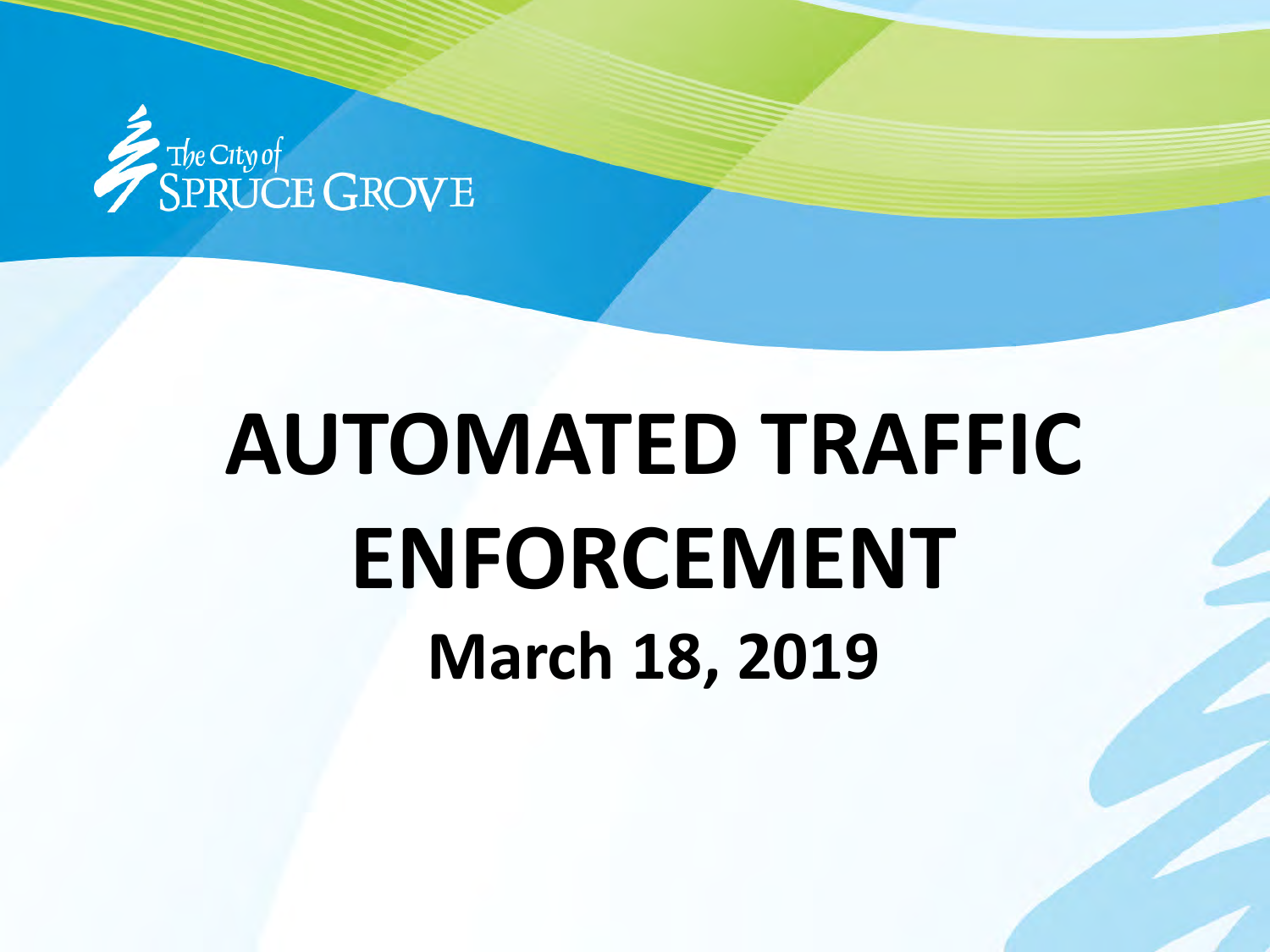The City of SPRUCE GROVE

# AUTOMATED TRAFFIC ENFORCEMENT

## March 18, 2019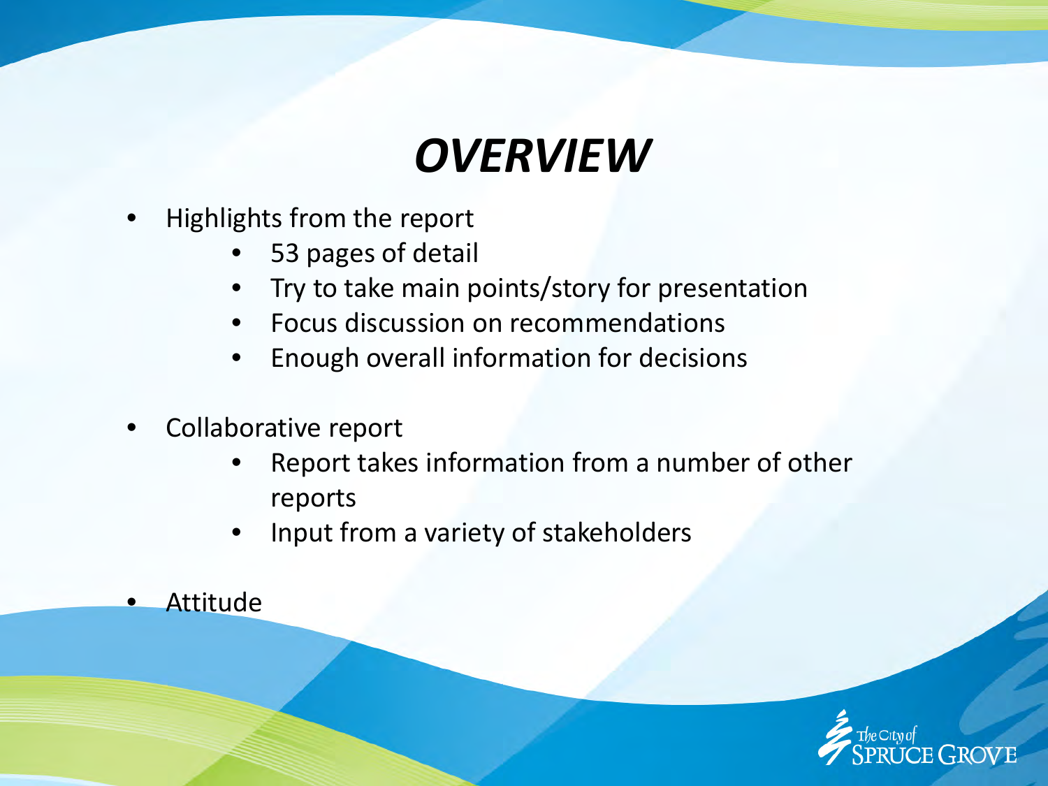# *OVERVIEW*

- Highlights from the report
  - 53 pages of detail
  - Try to take main points/story for presentation
  - Focus discussion on recommendations
  - Enough overall information for decisions
- Collaborative report
  - Report takes information from a number of other reports
  - Input from a variety of stakeholders
- Attitude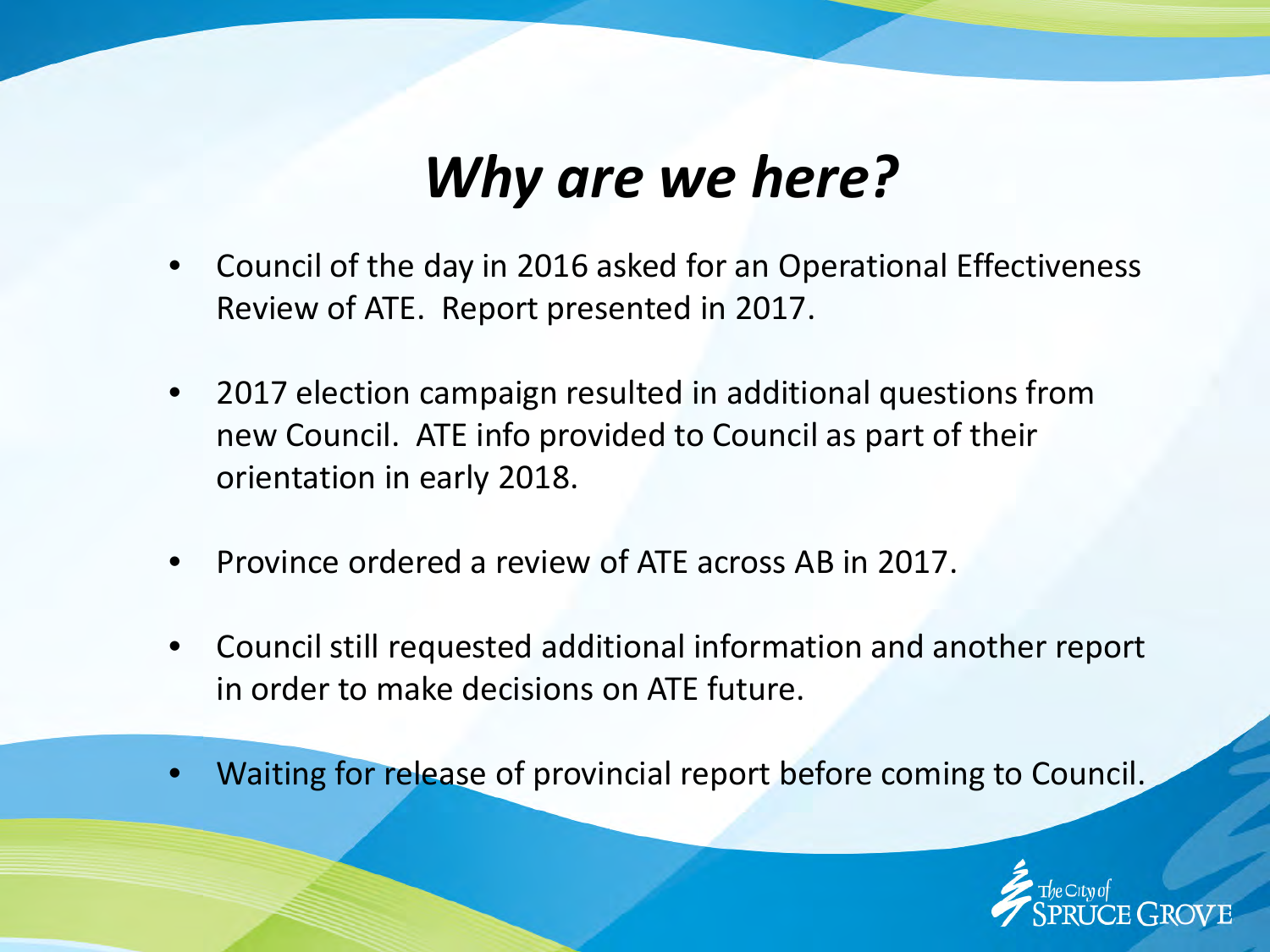# *Why are we here?*

- Council of the day in 2016 asked for an Operational Effectiveness Review of ATE. Report presented in 2017.
- 2017 election campaign resulted in additional questions from new Council. ATE info provided to Council as part of their orientation in early 2018.
- Province ordered a review of ATE across AB in 2017.
- Council still requested additional information and another report in order to make decisions on ATE future.
- Waiting for release of provincial report before coming to Council.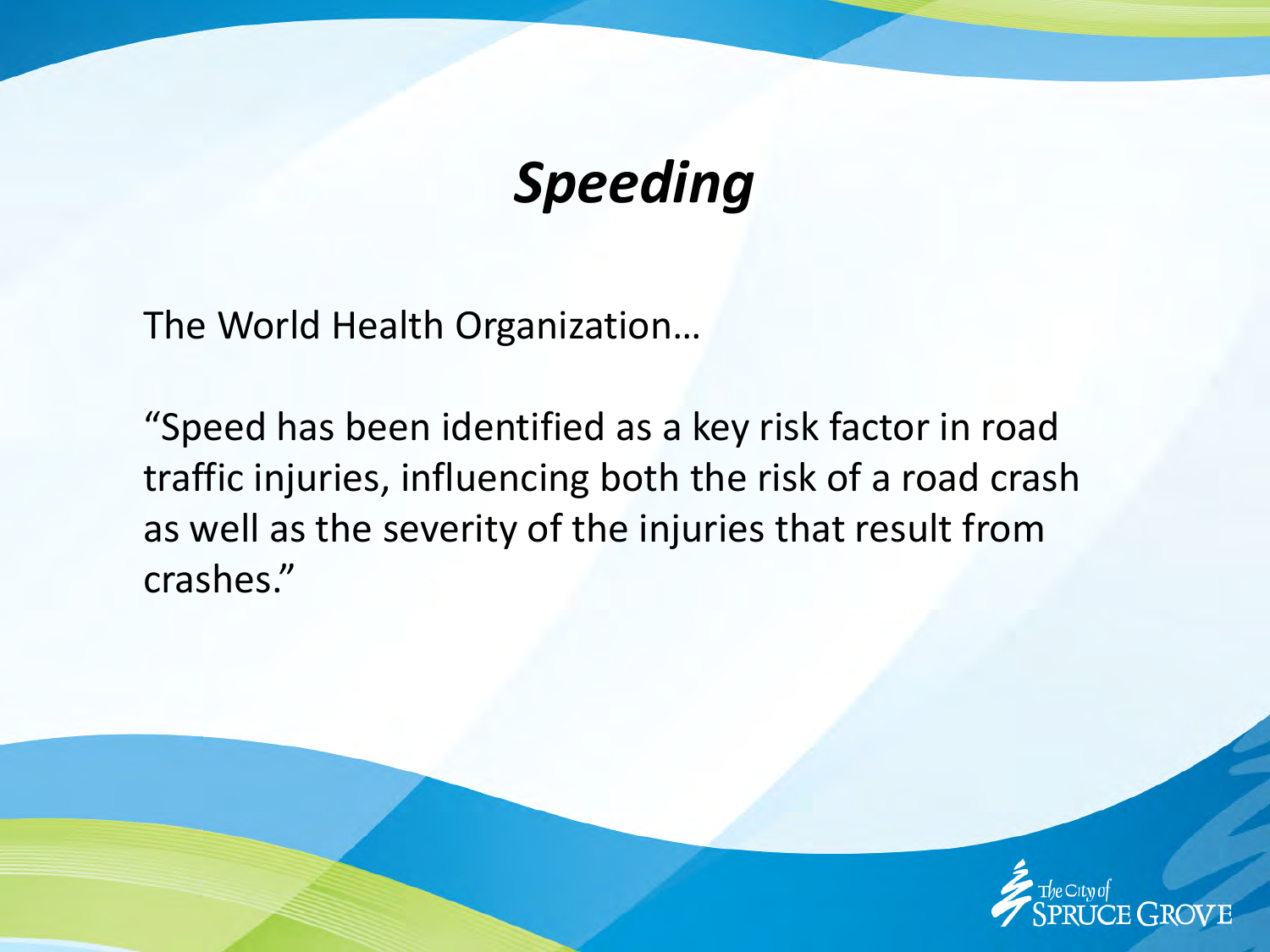# *Speeding*

The World Health Organization…

“Speed has been identified as a key risk factor in road traffic injuries, influencing both the risk of a road crash as well as the severity of the injuries that result from crashes.”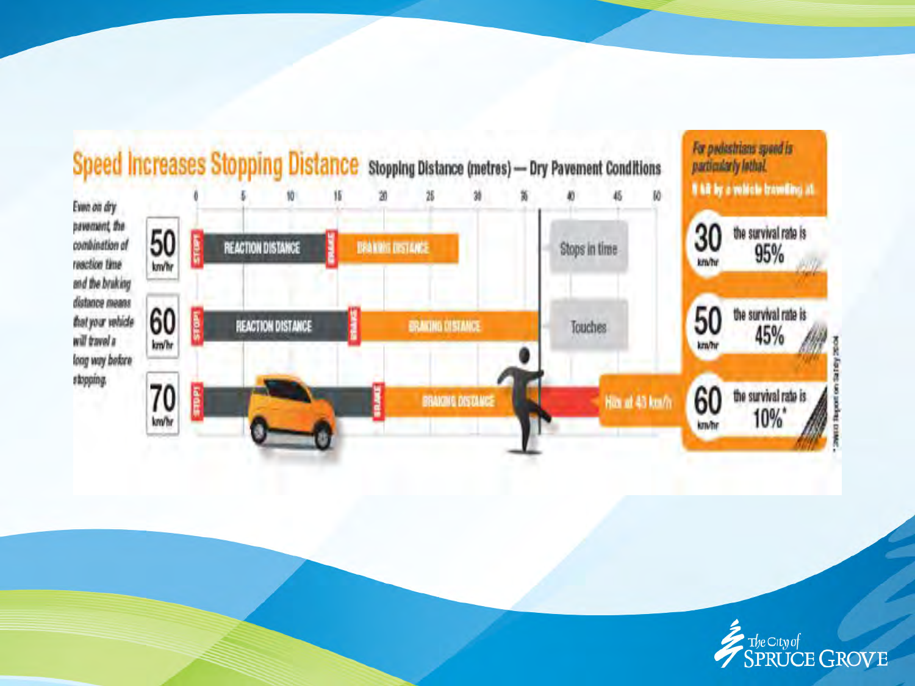# Speed Increases Stopping Distance

**Stopping Distance (metres) — Dry Pavement Conditions**

*Even on dry pavement, the combination of reaction time and the braking distance means that your vehicle will travel a long way before stopping.*

0 5 10 15 20 25 30 35 40 45 50

50 km/hr — STOP! — REACTION DISTANCE — BRAKE — BRAKING DISTANCE — Stops in time

60 km/hr — STOP! — REACTION DISTANCE — BRAKE — BRAKING DISTANCE — Touches

70 km/hr — STOP! — BRAKE — BRAKING DISTANCE — Hits at 43 km/h

*For pedestrians speed is particularly lethal.*

**If hit by a vehicle travelling at:**

- 30 km/hr — the survival rate is 95%
- 50 km/hr — the survival rate is 45%
- 60 km/hr — the survival rate is 10%*

* 2WHO Report on Safety 2004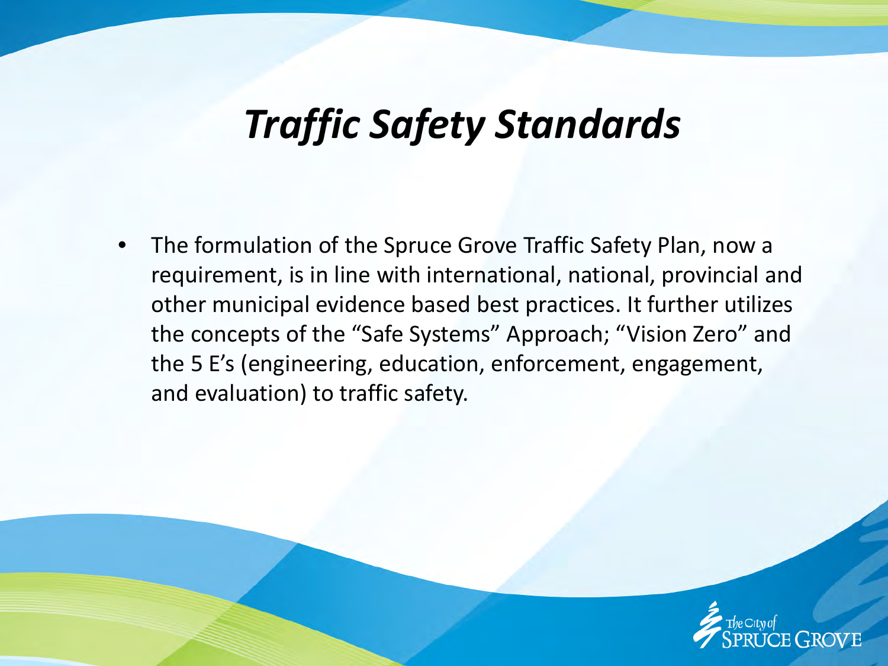# *Traffic Safety Standards*

- The formulation of the Spruce Grove Traffic Safety Plan, now a requirement, is in line with international, national, provincial and other municipal evidence based best practices. It further utilizes the concepts of the “Safe Systems” Approach; “Vision Zero” and the 5 E’s (engineering, education, enforcement, engagement, and evaluation) to traffic safety.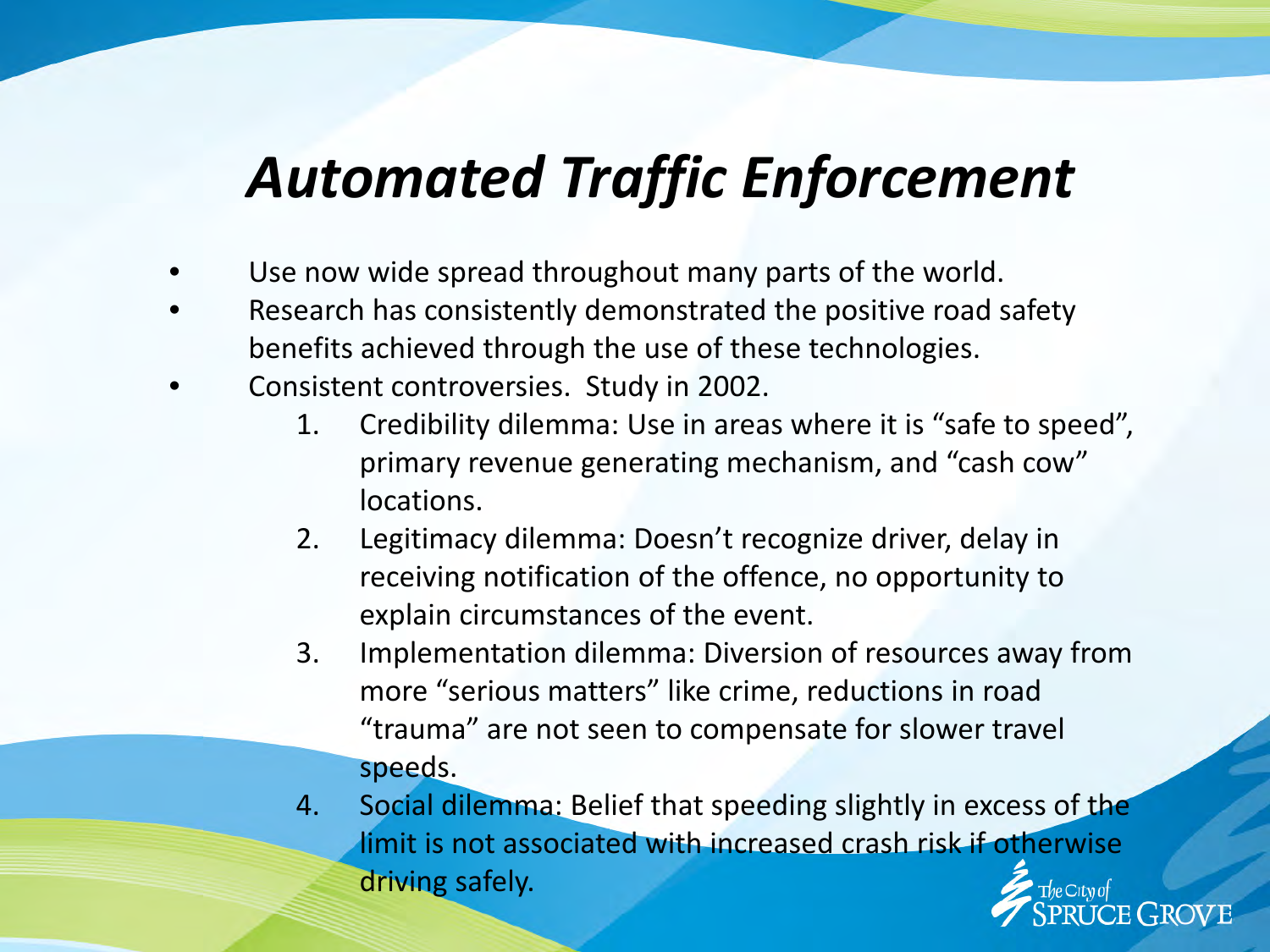# *Automated Traffic Enforcement*

- Use now wide spread throughout many parts of the world.
- Research has consistently demonstrated the positive road safety benefits achieved through the use of these technologies.
- Consistent controversies. Study in 2002.
  1. Credibility dilemma: Use in areas where it is "safe to speed", primary revenue generating mechanism, and "cash cow" locations.
  2. Legitimacy dilemma: Doesn't recognize driver, delay in receiving notification of the offence, no opportunity to explain circumstances of the event.
  3. Implementation dilemma: Diversion of resources away from more "serious matters" like crime, reductions in road "trauma" are not seen to compensate for slower travel speeds.
  4. Social dilemma: Belief that speeding slightly in excess of the limit is not associated with increased crash risk if otherwise driving safely.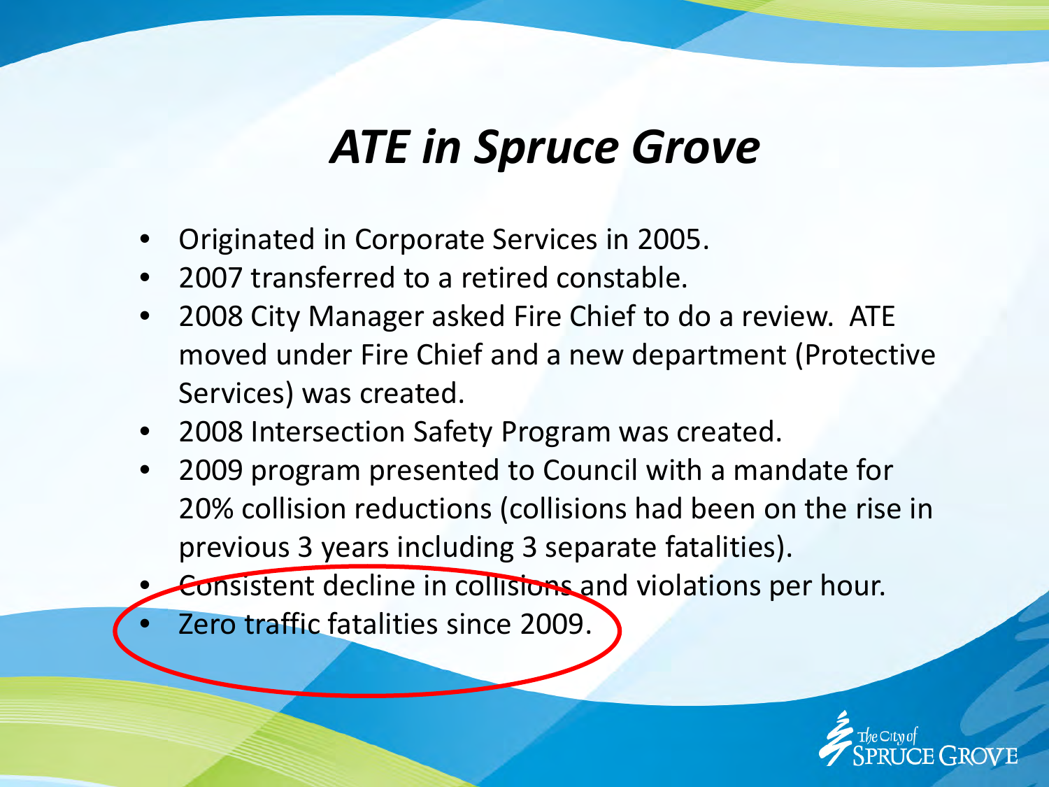# *ATE in Spruce Grove*

- Originated in Corporate Services in 2005.
- 2007 transferred to a retired constable.
- 2008 City Manager asked Fire Chief to do a review. ATE moved under Fire Chief and a new department (Protective Services) was created.
- 2008 Intersection Safety Program was created.
- 2009 program presented to Council with a mandate for 20% collision reductions (collisions had been on the rise in previous 3 years including 3 separate fatalities).
- Consistent decline in collisions and violations per hour.
- Zero traffic fatalities since 2009.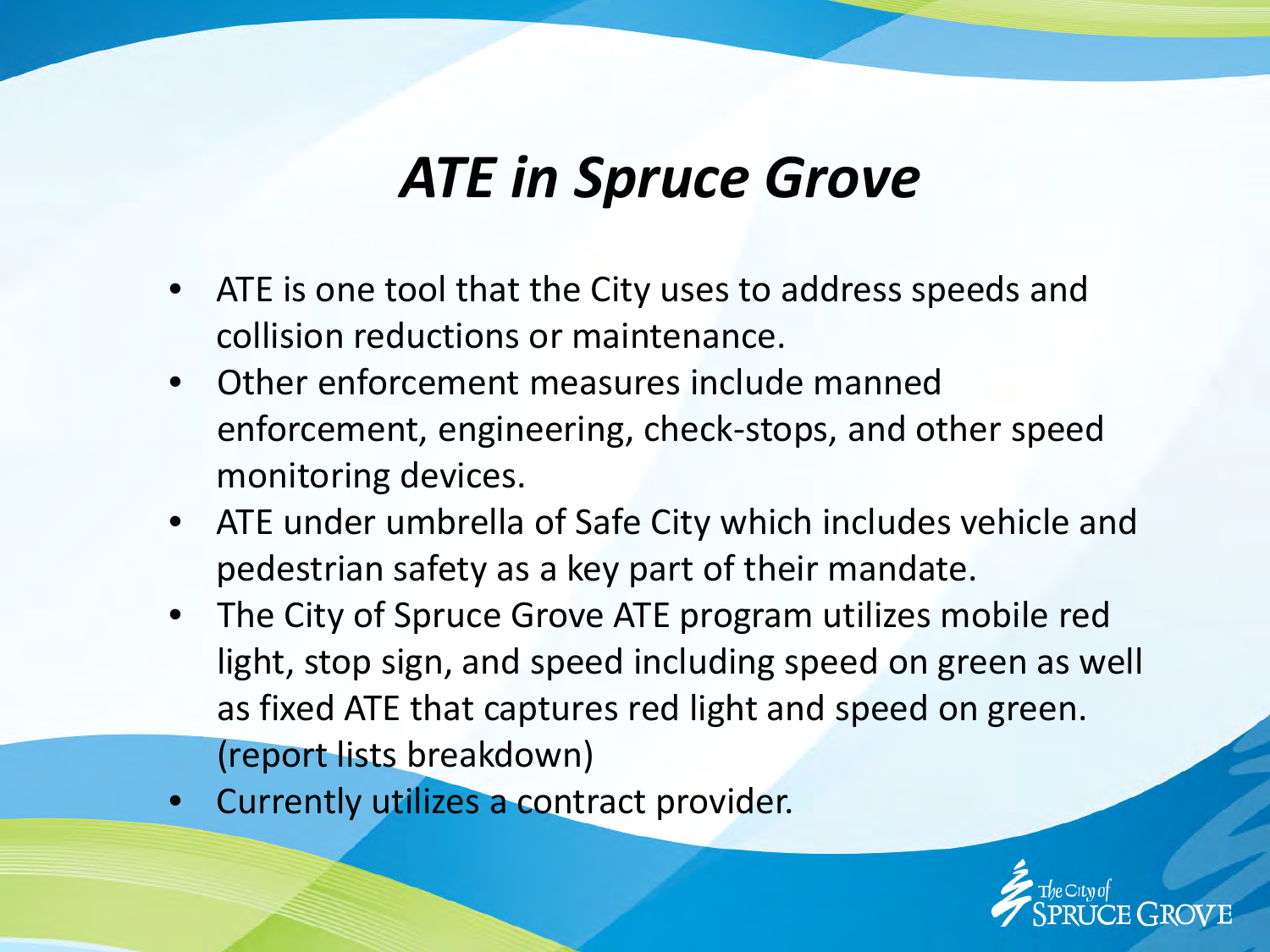# *ATE in Spruce Grove*

- ATE is one tool that the City uses to address speeds and collision reductions or maintenance.
- Other enforcement measures include manned enforcement, engineering, check-stops, and other speed monitoring devices.
- ATE under umbrella of Safe City which includes vehicle and pedestrian safety as a key part of their mandate.
- The City of Spruce Grove ATE program utilizes mobile red light, stop sign, and speed including speed on green as well as fixed ATE that captures red light and speed on green. (report lists breakdown)
- Currently utilizes a contract provider.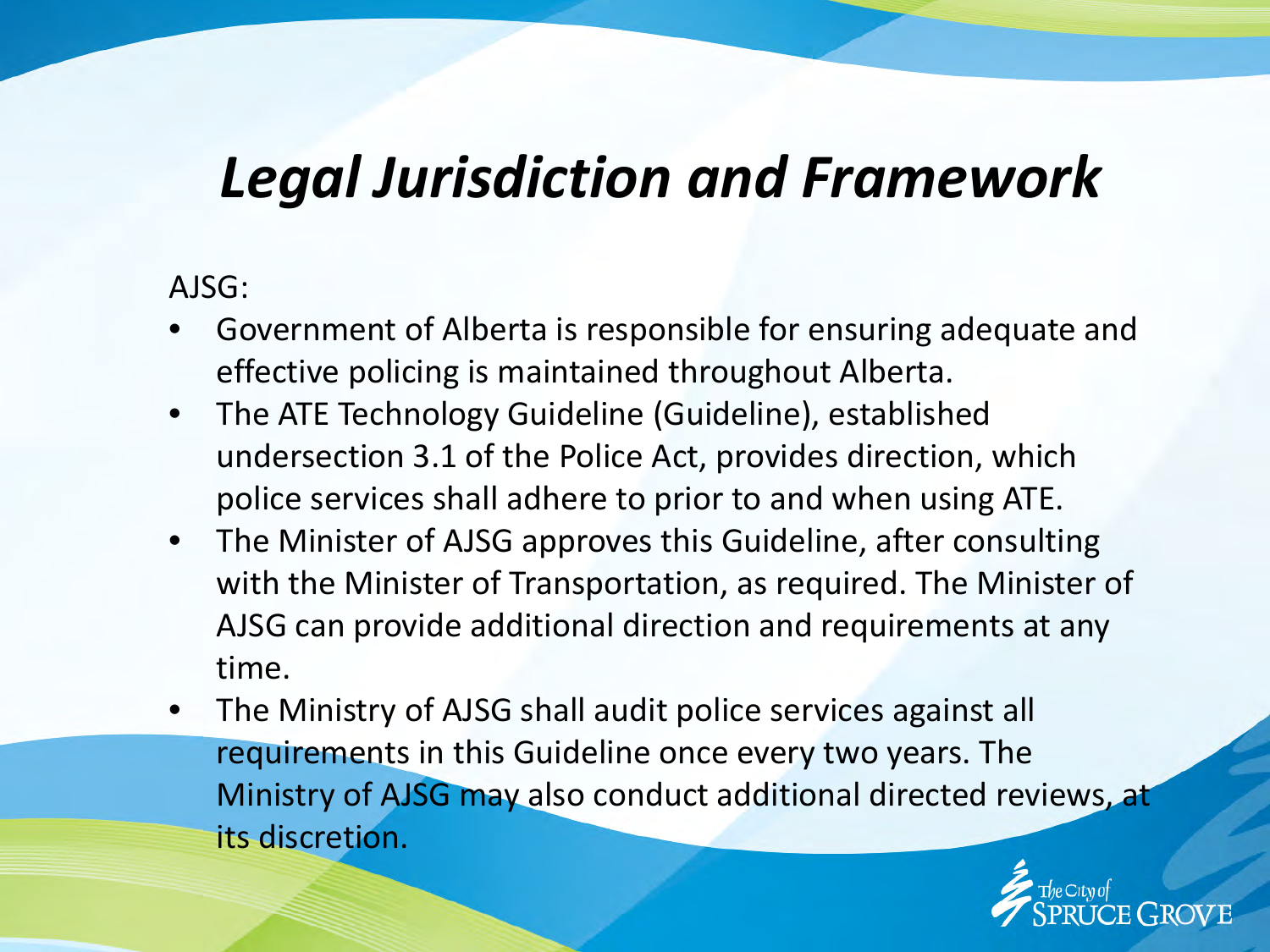# *Legal Jurisdiction and Framework*

AJSG:

- Government of Alberta is responsible for ensuring adequate and effective policing is maintained throughout Alberta.
- The ATE Technology Guideline (Guideline), established undersection 3.1 of the Police Act, provides direction, which police services shall adhere to prior to and when using ATE.
- The Minister of AJSG approves this Guideline, after consulting with the Minister of Transportation, as required. The Minister of AJSG can provide additional direction and requirements at any time.
- The Ministry of AJSG shall audit police services against all requirements in this Guideline once every two years. The Ministry of AJSG may also conduct additional directed reviews, at its discretion.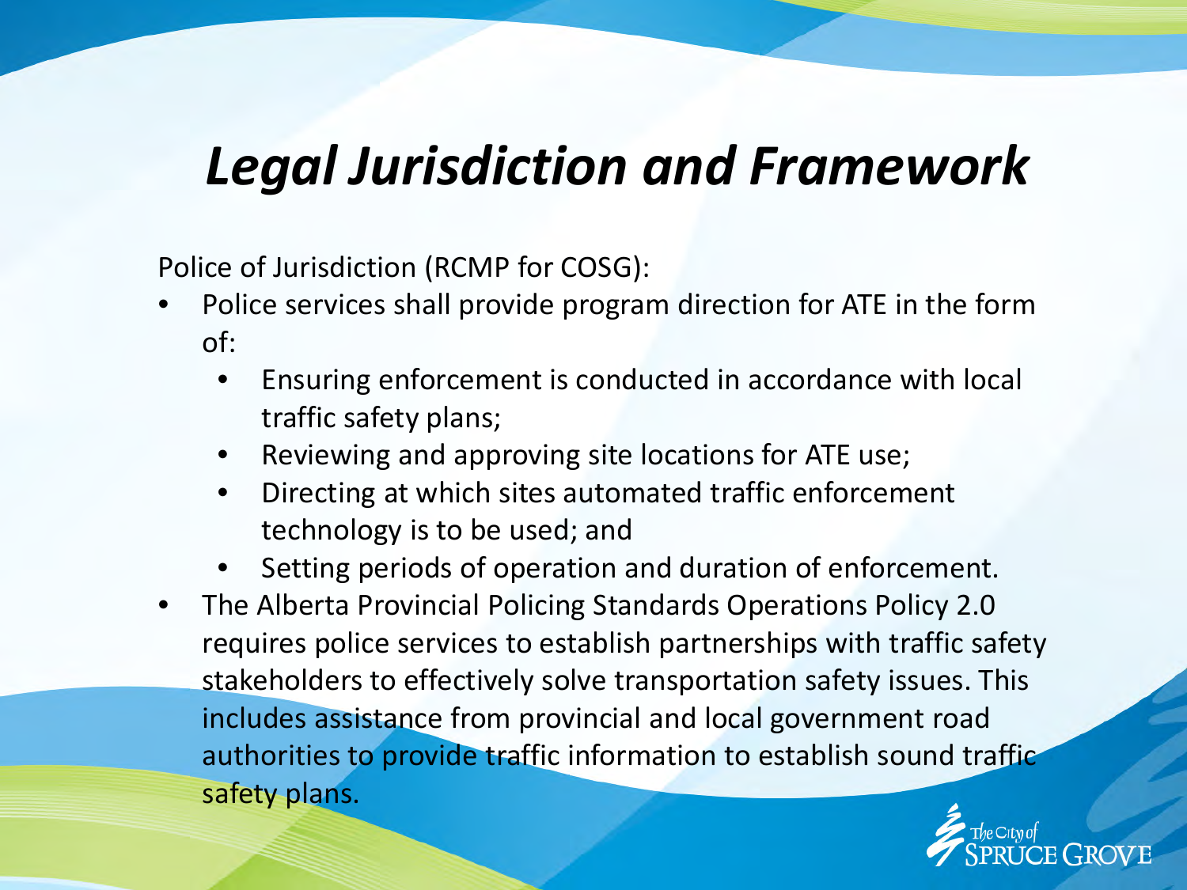# *Legal Jurisdiction and Framework*

Police of Jurisdiction (RCMP for COSG):

- Police services shall provide program direction for ATE in the form of:
  - Ensuring enforcement is conducted in accordance with local traffic safety plans;
  - Reviewing and approving site locations for ATE use;
  - Directing at which sites automated traffic enforcement technology is to be used; and
  - Setting periods of operation and duration of enforcement.
- The Alberta Provincial Policing Standards Operations Policy 2.0 requires police services to establish partnerships with traffic safety stakeholders to effectively solve transportation safety issues. This includes assistance from provincial and local government road authorities to provide traffic information to establish sound traffic safety plans.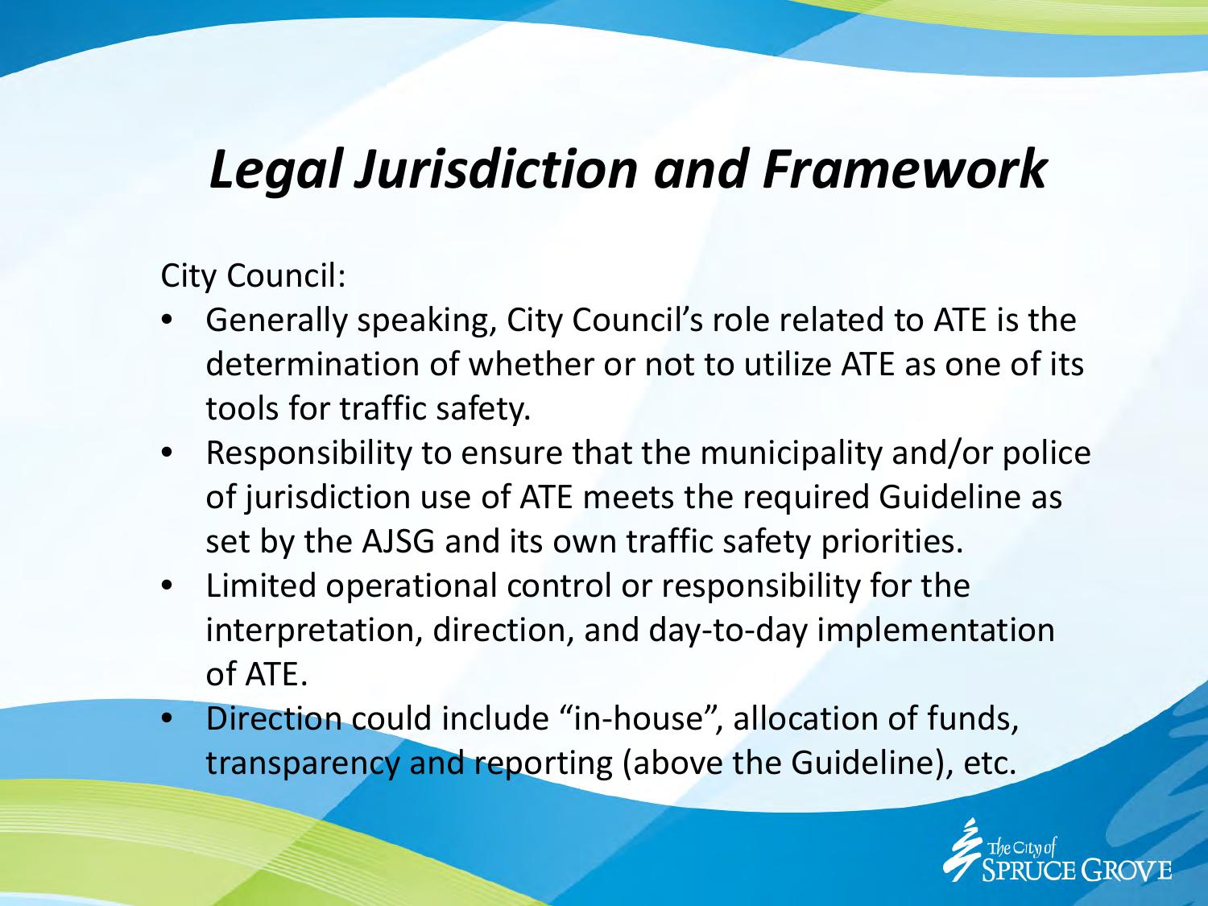# *Legal Jurisdiction and Framework*

City Council:

- Generally speaking, City Council's role related to ATE is the determination of whether or not to utilize ATE as one of its tools for traffic safety.
- Responsibility to ensure that the municipality and/or police of jurisdiction use of ATE meets the required Guideline as set by the AJSG and its own traffic safety priorities.
- Limited operational control or responsibility for the interpretation, direction, and day-to-day implementation of ATE.
- Direction could include "in-house", allocation of funds, transparency and reporting (above the Guideline), etc.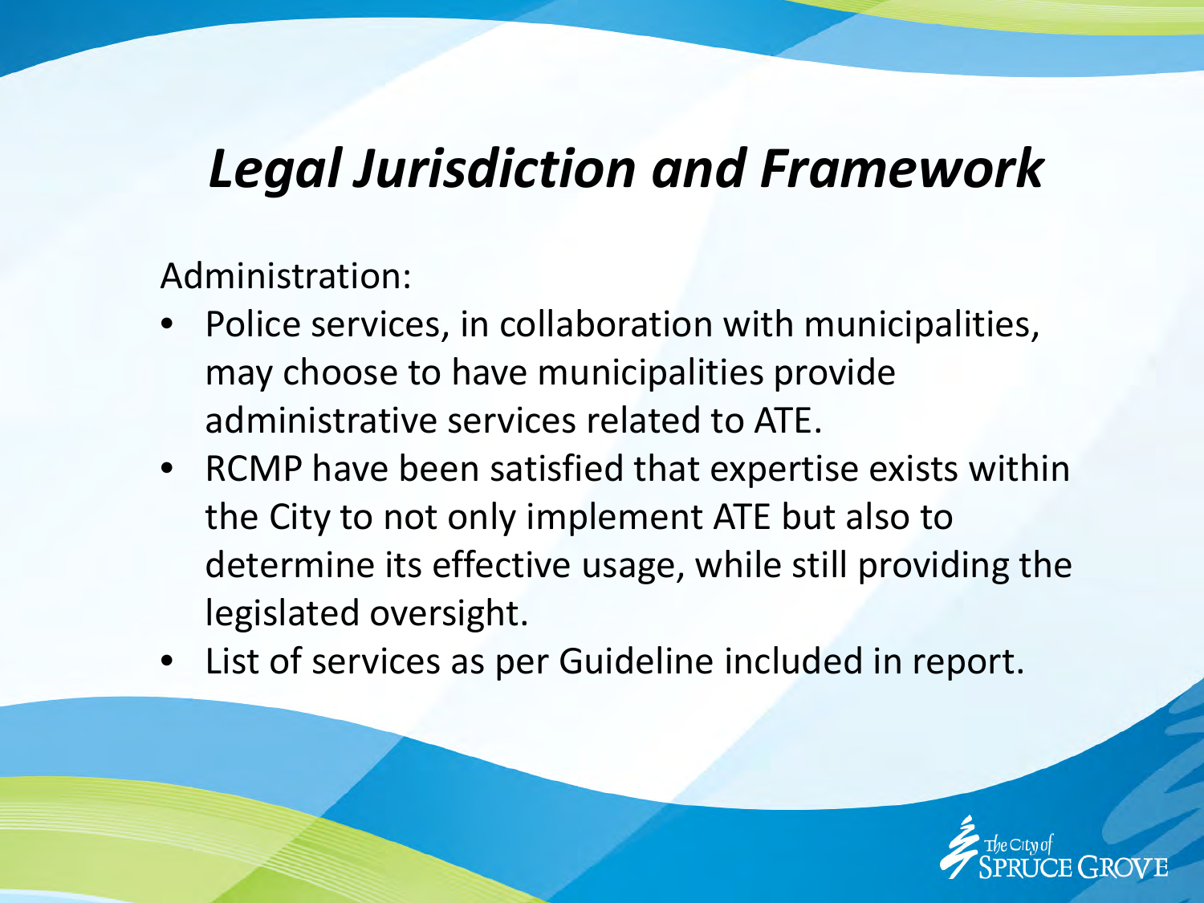# *Legal Jurisdiction and Framework*

Administration:

- Police services, in collaboration with municipalities, may choose to have municipalities provide administrative services related to ATE.
- RCMP have been satisfied that expertise exists within the City to not only implement ATE but also to determine its effective usage, while still providing the legislated oversight.
- List of services as per Guideline included in report.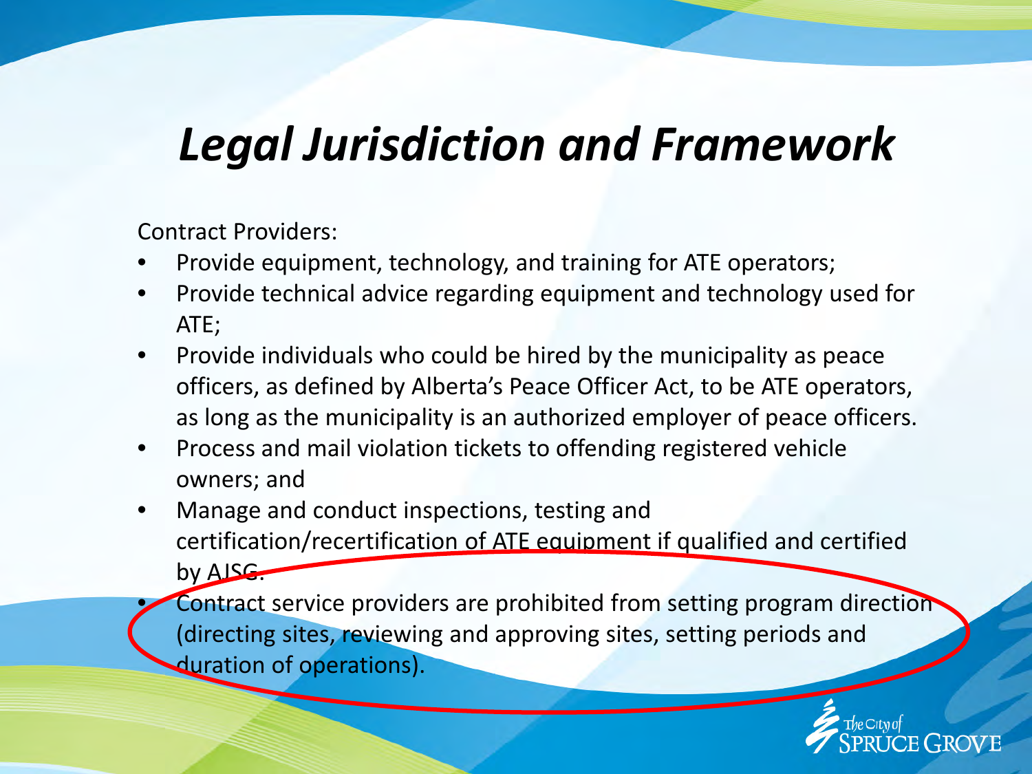# *Legal Jurisdiction and Framework*

Contract Providers:

- Provide equipment, technology, and training for ATE operators;
- Provide technical advice regarding equipment and technology used for ATE;
- Provide individuals who could be hired by the municipality as peace officers, as defined by Alberta's Peace Officer Act, to be ATE operators, as long as the municipality is an authorized employer of peace officers.
- Process and mail violation tickets to offending registered vehicle owners; and
- Manage and conduct inspections, testing and certification/recertification of ATE equipment if qualified and certified by AJSG.
- Contract service providers are prohibited from setting program direction (directing sites, reviewing and approving sites, setting periods and duration of operations).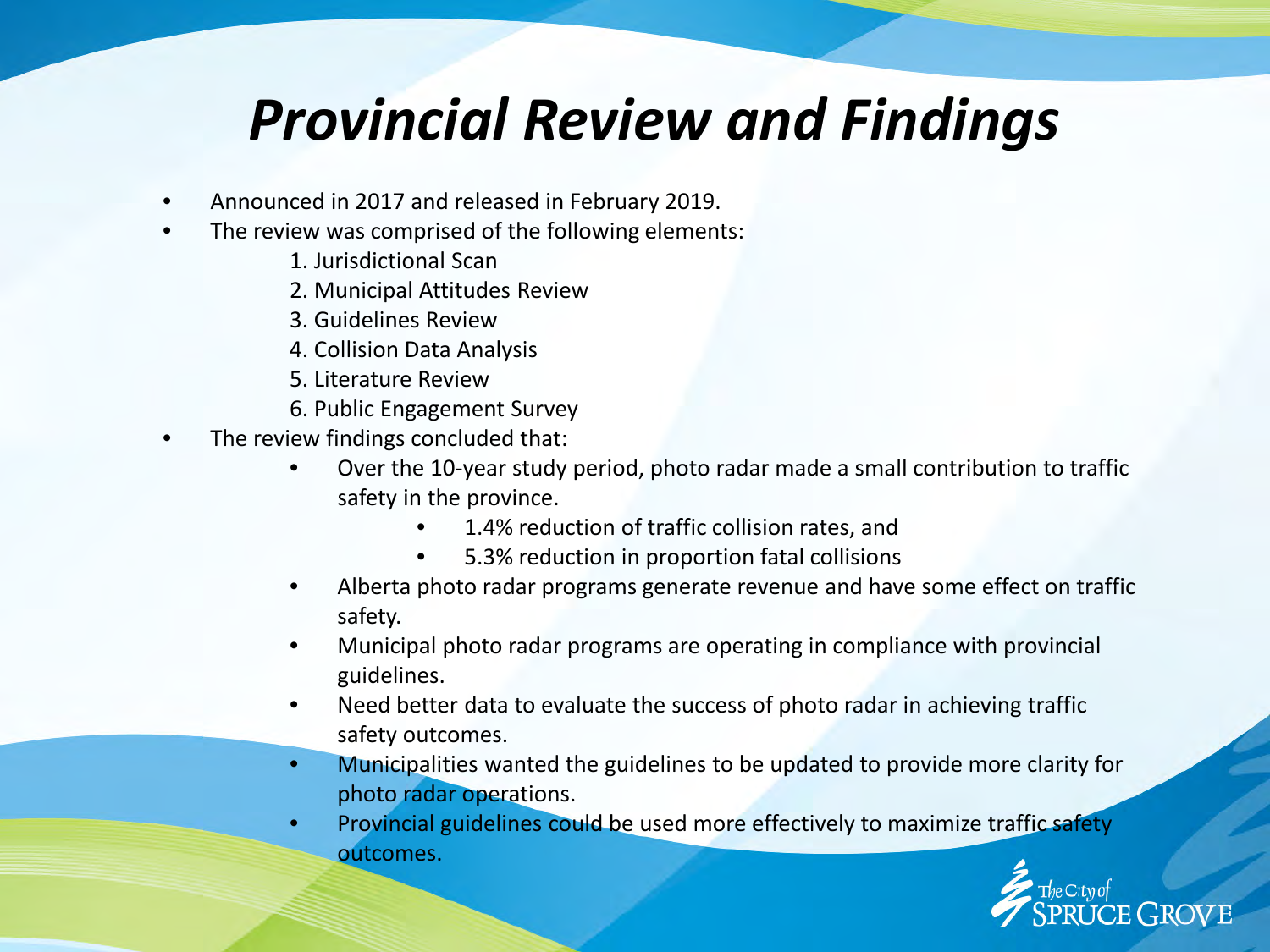# *Provincial Review and Findings*

- Announced in 2017 and released in February 2019.
- The review was comprised of the following elements:
  1. Jurisdictional Scan
  2. Municipal Attitudes Review
  3. Guidelines Review
  4. Collision Data Analysis
  5. Literature Review
  6. Public Engagement Survey
- The review findings concluded that:
  - Over the 10-year study period, photo radar made a small contribution to traffic safety in the province.
    - 1.4% reduction of traffic collision rates, and
    - 5.3% reduction in proportion fatal collisions
  - Alberta photo radar programs generate revenue and have some effect on traffic safety.
  - Municipal photo radar programs are operating in compliance with provincial guidelines.
  - Need better data to evaluate the success of photo radar in achieving traffic safety outcomes.
  - Municipalities wanted the guidelines to be updated to provide more clarity for photo radar operations.
  - Provincial guidelines could be used more effectively to maximize traffic safety outcomes.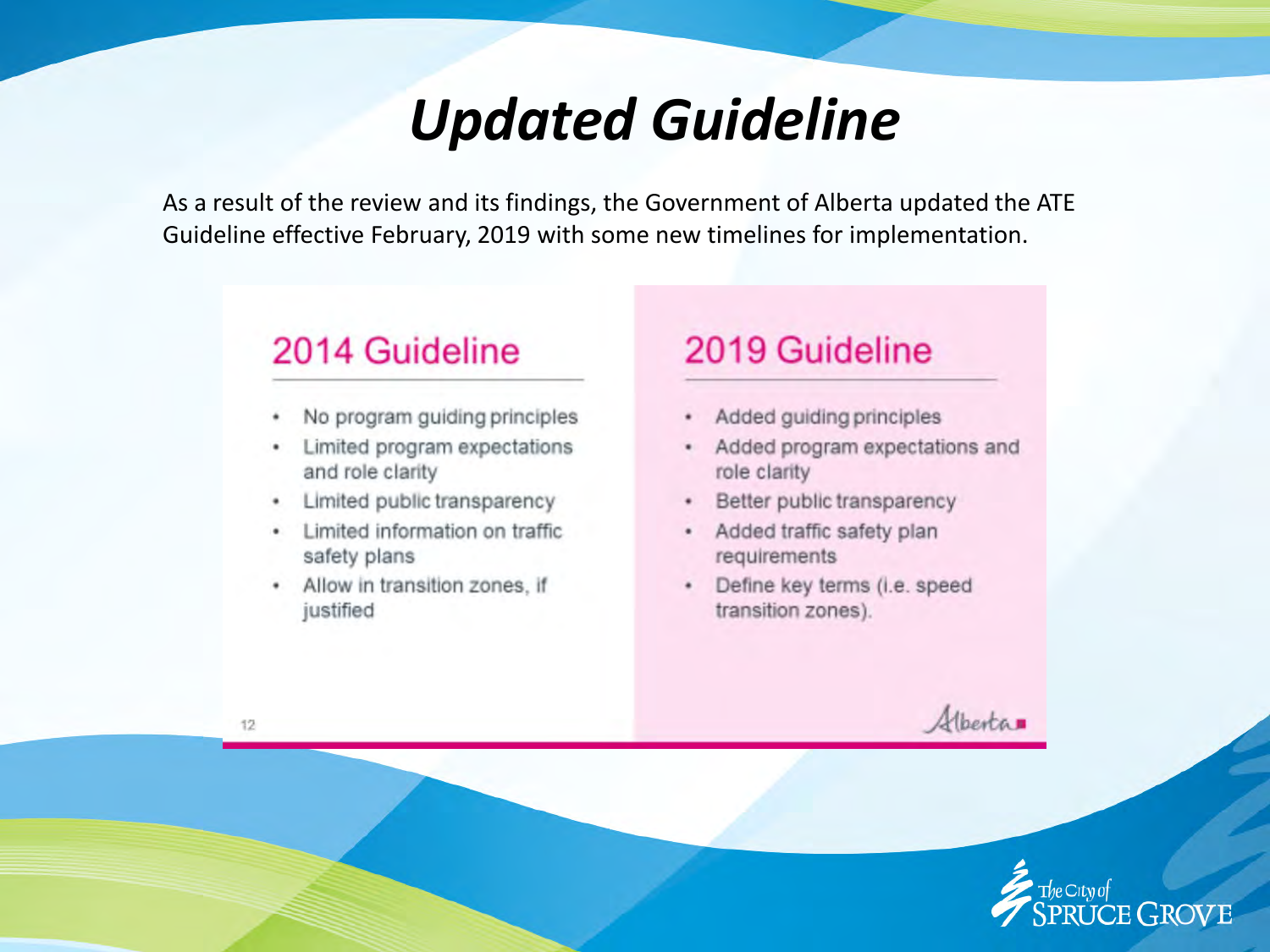# *Updated Guideline*

As a result of the review and its findings, the Government of Alberta updated the ATE Guideline effective February, 2019 with some new timelines for implementation.

## 2014 Guideline

- No program guiding principles
- Limited program expectations and role clarity
- Limited public transparency
- Limited information on traffic safety plans
- Allow in transition zones, if justified

## 2019 Guideline

- Added guiding principles
- Added program expectations and role clarity
- Better public transparency
- Added traffic safety plan requirements
- Define key terms (i.e. speed transition zones).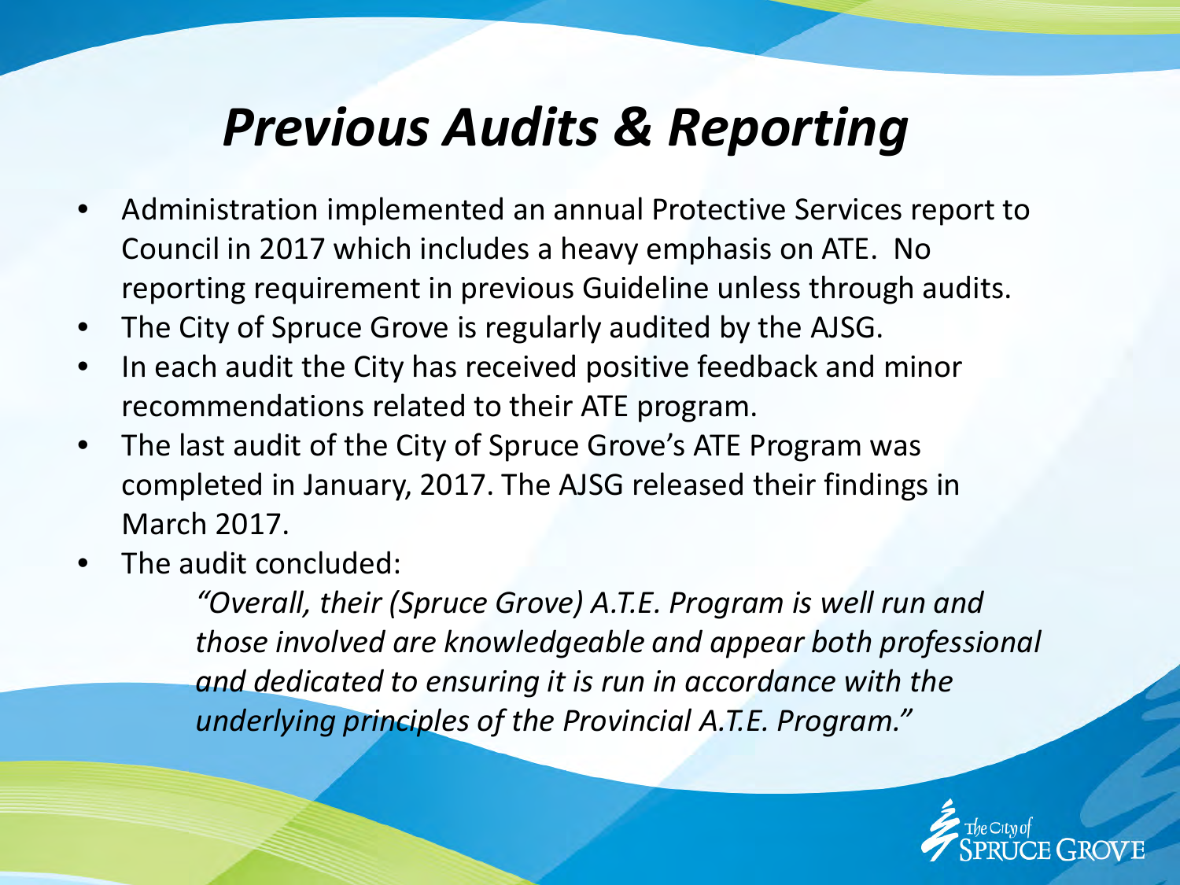# *Previous Audits & Reporting*

- Administration implemented an annual Protective Services report to Council in 2017 which includes a heavy emphasis on ATE. No reporting requirement in previous Guideline unless through audits.
- The City of Spruce Grove is regularly audited by the AJSG.
- In each audit the City has received positive feedback and minor recommendations related to their ATE program.
- The last audit of the City of Spruce Grove's ATE Program was completed in January, 2017. The AJSG released their findings in March 2017.
- The audit concluded:

  *"Overall, their (Spruce Grove) A.T.E. Program is well run and those involved are knowledgeable and appear both professional and dedicated to ensuring it is run in accordance with the underlying principles of the Provincial A.T.E. Program."*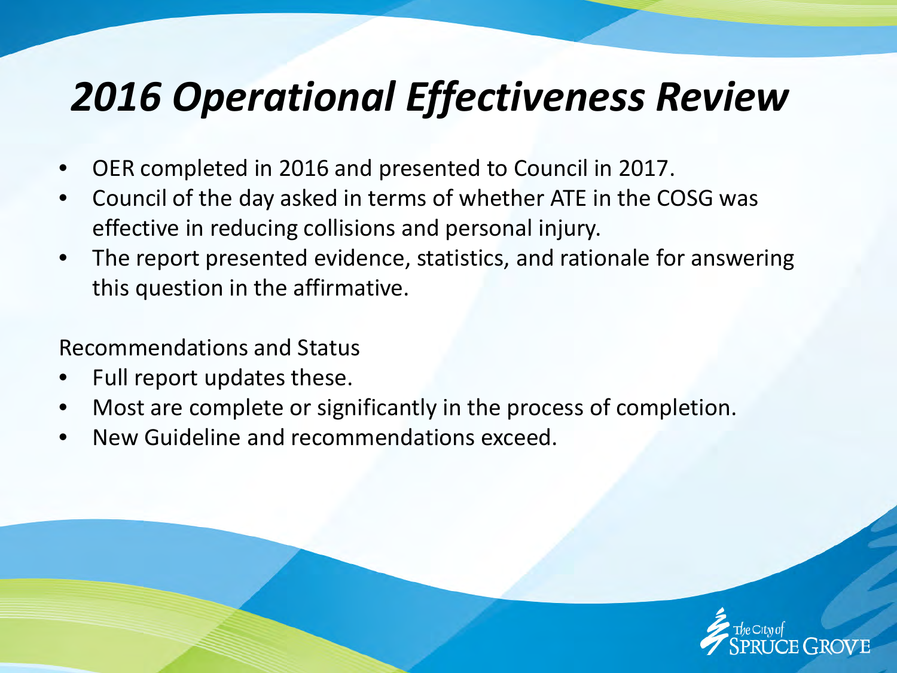# *2016 Operational Effectiveness Review*

- OER completed in 2016 and presented to Council in 2017.
- Council of the day asked in terms of whether ATE in the COSG was effective in reducing collisions and personal injury.
- The report presented evidence, statistics, and rationale for answering this question in the affirmative.

Recommendations and Status

- Full report updates these.
- Most are complete or significantly in the process of completion.
- New Guideline and recommendations exceed.

The City of SPRUCE GROVE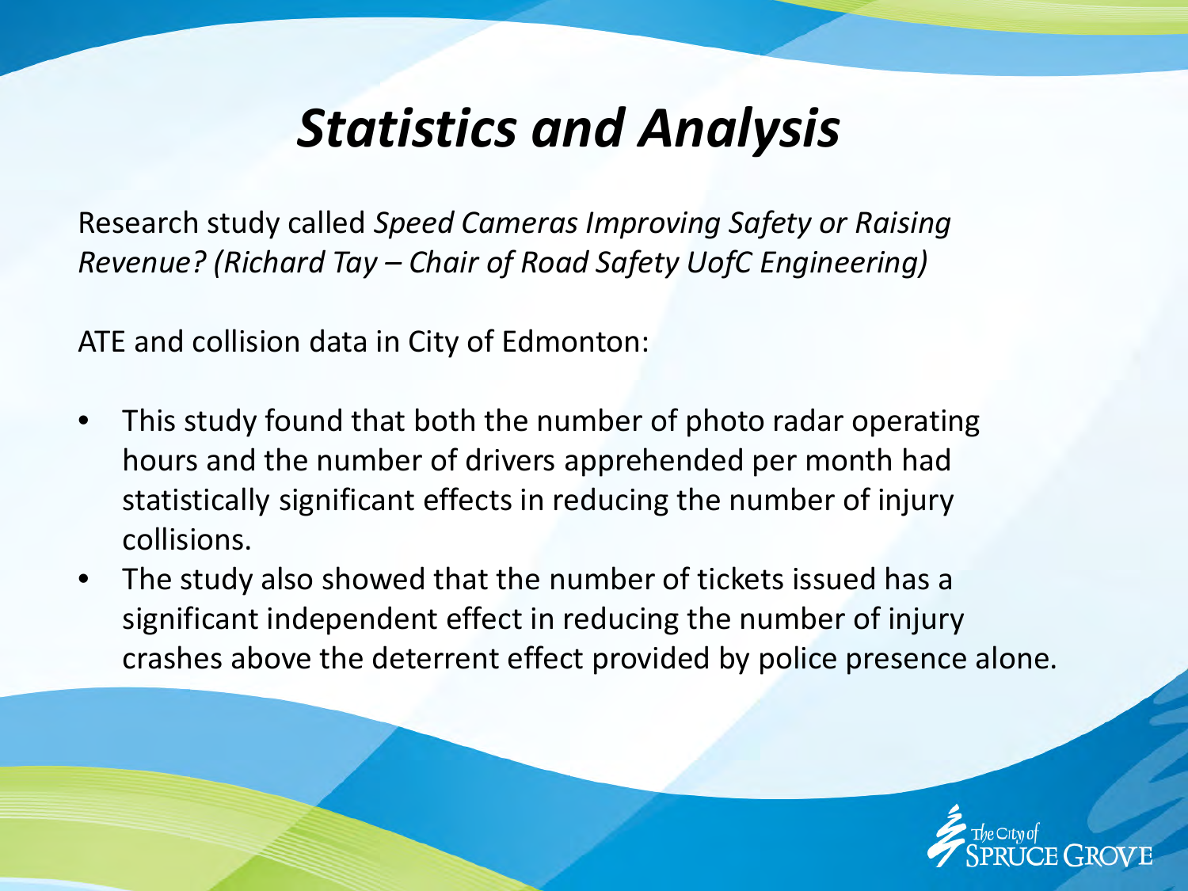# *Statistics and Analysis*

Research study called *Speed Cameras Improving Safety or Raising Revenue? (Richard Tay – Chair of Road Safety UofC Engineering)*

ATE and collision data in City of Edmonton:

- This study found that both the number of photo radar operating hours and the number of drivers apprehended per month had statistically significant effects in reducing the number of injury collisions.
- The study also showed that the number of tickets issued has a significant independent effect in reducing the number of injury crashes above the deterrent effect provided by police presence alone.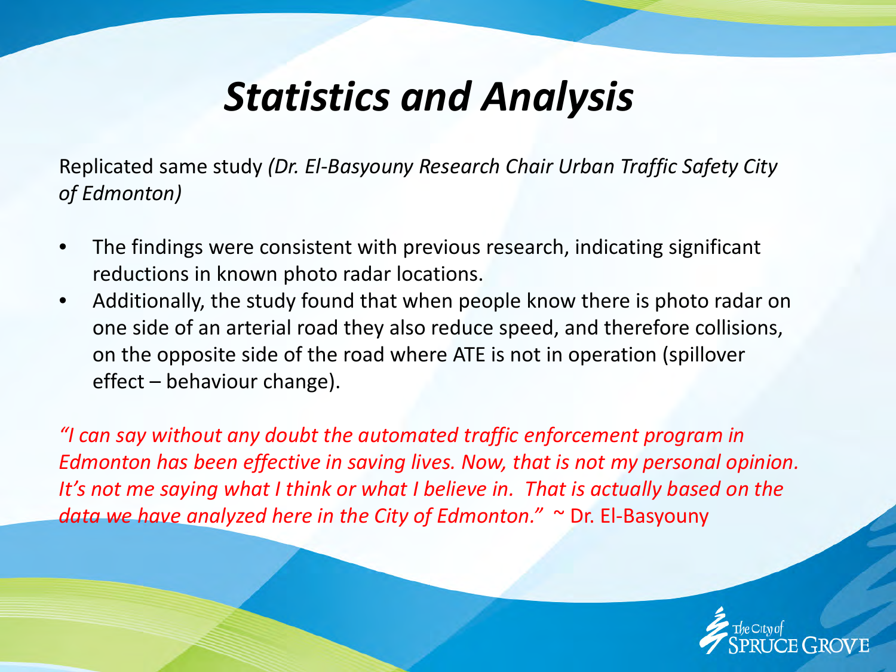# *Statistics and Analysis*

Replicated same study *(Dr. El-Basyouny Research Chair Urban Traffic Safety City of Edmonton)*

- The findings were consistent with previous research, indicating significant reductions in known photo radar locations.
- Additionally, the study found that when people know there is photo radar on one side of an arterial road they also reduce speed, and therefore collisions, on the opposite side of the road where ATE is not in operation (spillover effect – behaviour change).

*"I can say without any doubt the automated traffic enforcement program in Edmonton has been effective in saving lives. Now, that is not my personal opinion. It's not me saying what I think or what I believe in. That is actually based on the data we have analyzed here in the City of Edmonton."* ~ Dr. El-Basyouny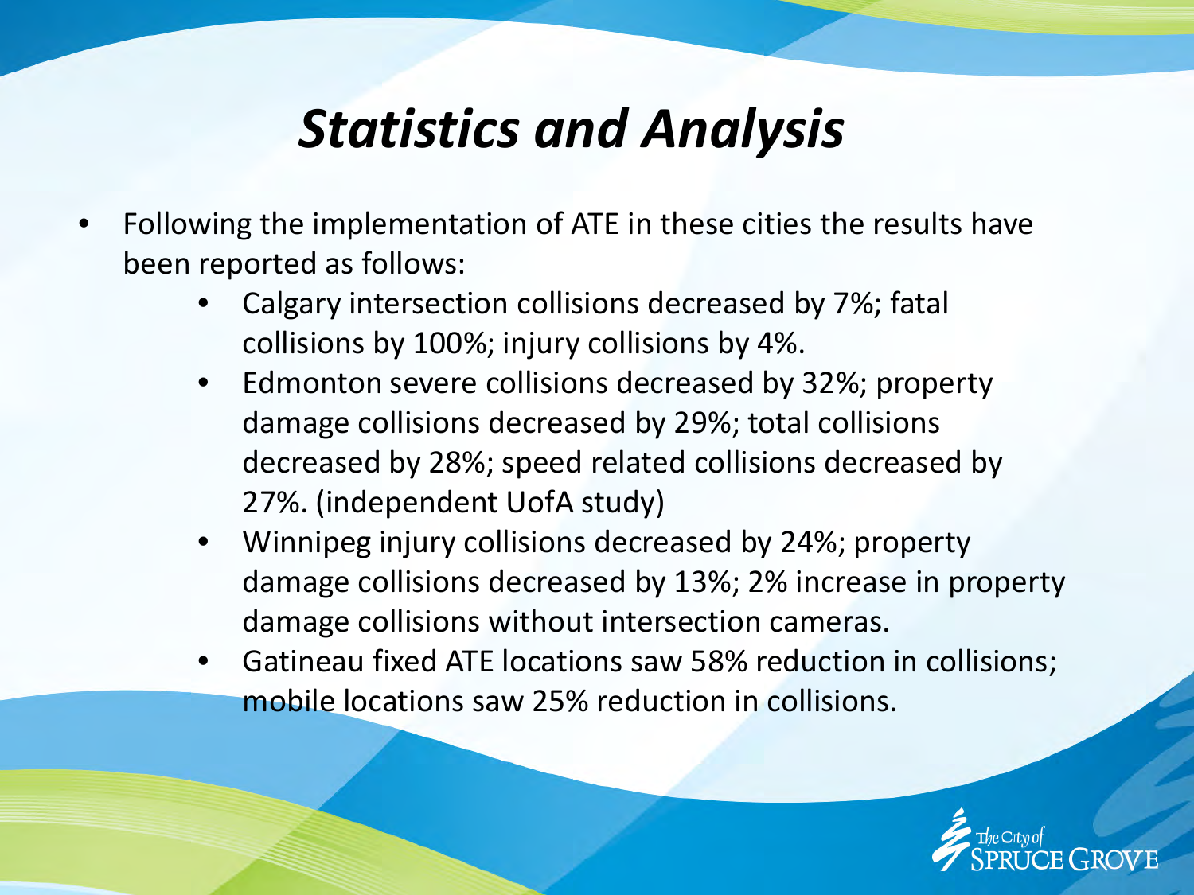# *Statistics and Analysis*

- Following the implementation of ATE in these cities the results have been reported as follows:
  - Calgary intersection collisions decreased by 7%; fatal collisions by 100%; injury collisions by 4%.
  - Edmonton severe collisions decreased by 32%; property damage collisions decreased by 29%; total collisions decreased by 28%; speed related collisions decreased by 27%. (independent UofA study)
  - Winnipeg injury collisions decreased by 24%; property damage collisions decreased by 13%; 2% increase in property damage collisions without intersection cameras.
  - Gatineau fixed ATE locations saw 58% reduction in collisions; mobile locations saw 25% reduction in collisions.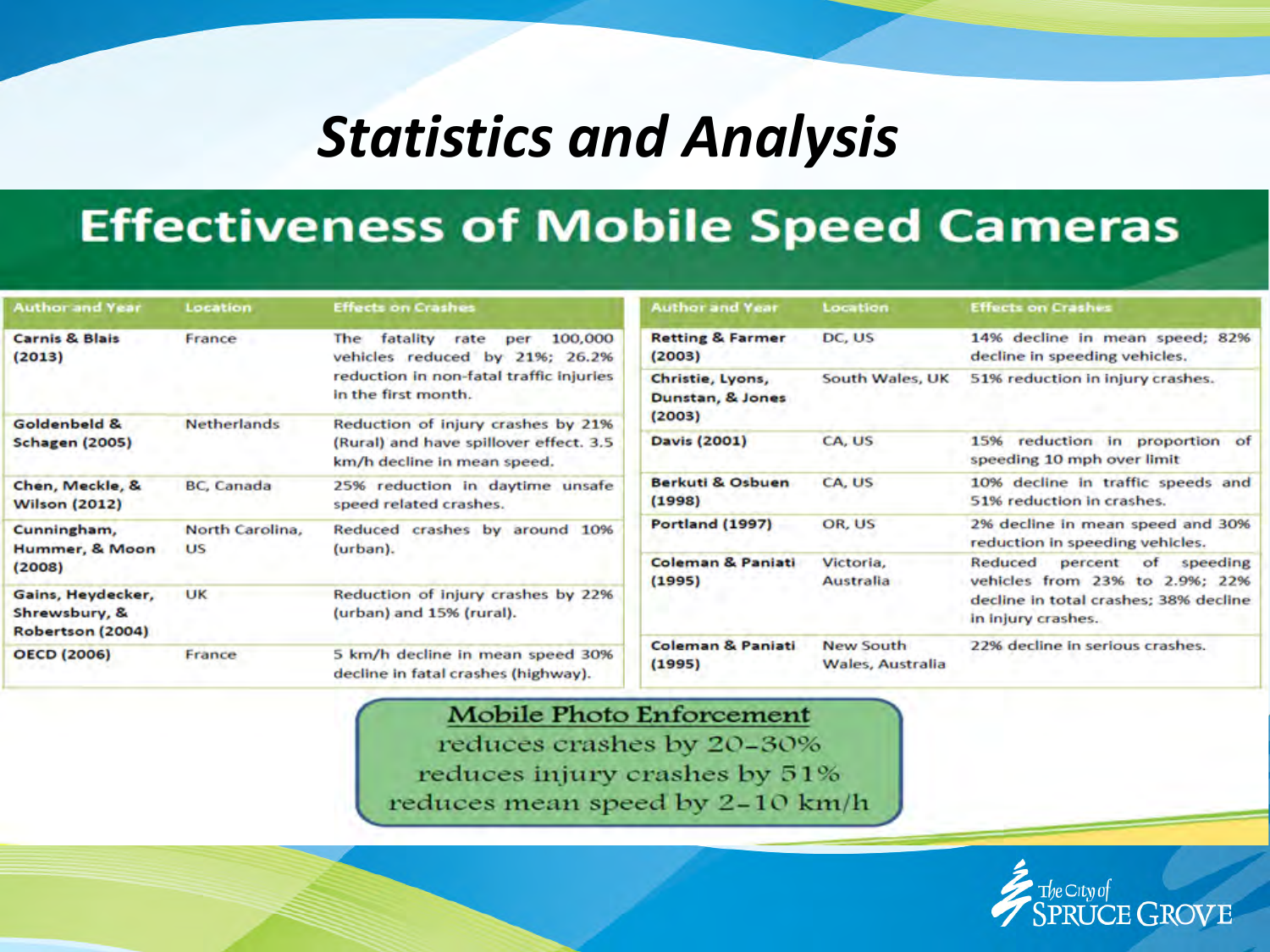# *Statistics and Analysis*

## Effectiveness of Mobile Speed Cameras

| Author and Year | Location | Effects on Crashes |
|---|---|---|
| **Carnis & Blais (2013)** | France | The fatality rate per 100,000 vehicles reduced by 21%; 26.2% reduction in non-fatal traffic injuries in the first month. |
| **Goldenbeld & Schagen (2005)** | Netherlands | Reduction of injury crashes by 21% (Rural) and have spillover effect. 3.5 km/h decline in mean speed. |
| **Chen, Meckle, & Wilson (2012)** | BC, Canada | 25% reduction in daytime unsafe speed related crashes. |
| **Cunningham, Hummer, & Moon (2008)** | North Carolina, US | Reduced crashes by around 10% (urban). |
| **Gains, Heydecker, Shrewsbury, & Robertson (2004)** | UK | Reduction of injury crashes by 22% (urban) and 15% (rural). |
| **OECD (2006)** | France | 5 km/h decline in mean speed 30% decline in fatal crashes (highway). |

| Author and Year | Location | Effects on Crashes |
|---|---|---|
| **Retting & Farmer (2003)** | DC, US | 14% decline in mean speed; 82% decline in speeding vehicles. |
| **Christie, Lyons, Dunstan, & Jones (2003)** | South Wales, UK | 51% reduction in injury crashes. |
| **Davis (2001)** | CA, US | 15% reduction in proportion of speeding 10 mph over limit |
| **Berkuti & Osbuen (1998)** | CA, US | 10% decline in traffic speeds and 51% reduction in crashes. |
| **Portland (1997)** | OR, US | 2% decline in mean speed and 30% reduction in speeding vehicles. |
| **Coleman & Paniati (1995)** | Victoria, Australia | Reduced percent of speeding vehicles from 23% to 2.9%; 22% decline in total crashes; 38% decline in injury crashes. |
| **Coleman & Paniati (1995)** | New South Wales, Australia | 22% decline in serious crashes. |

**Mobile Photo Enforcement**

reduces crashes by 20-30%

reduces injury crashes by 51%

reduces mean speed by 2-10 km/h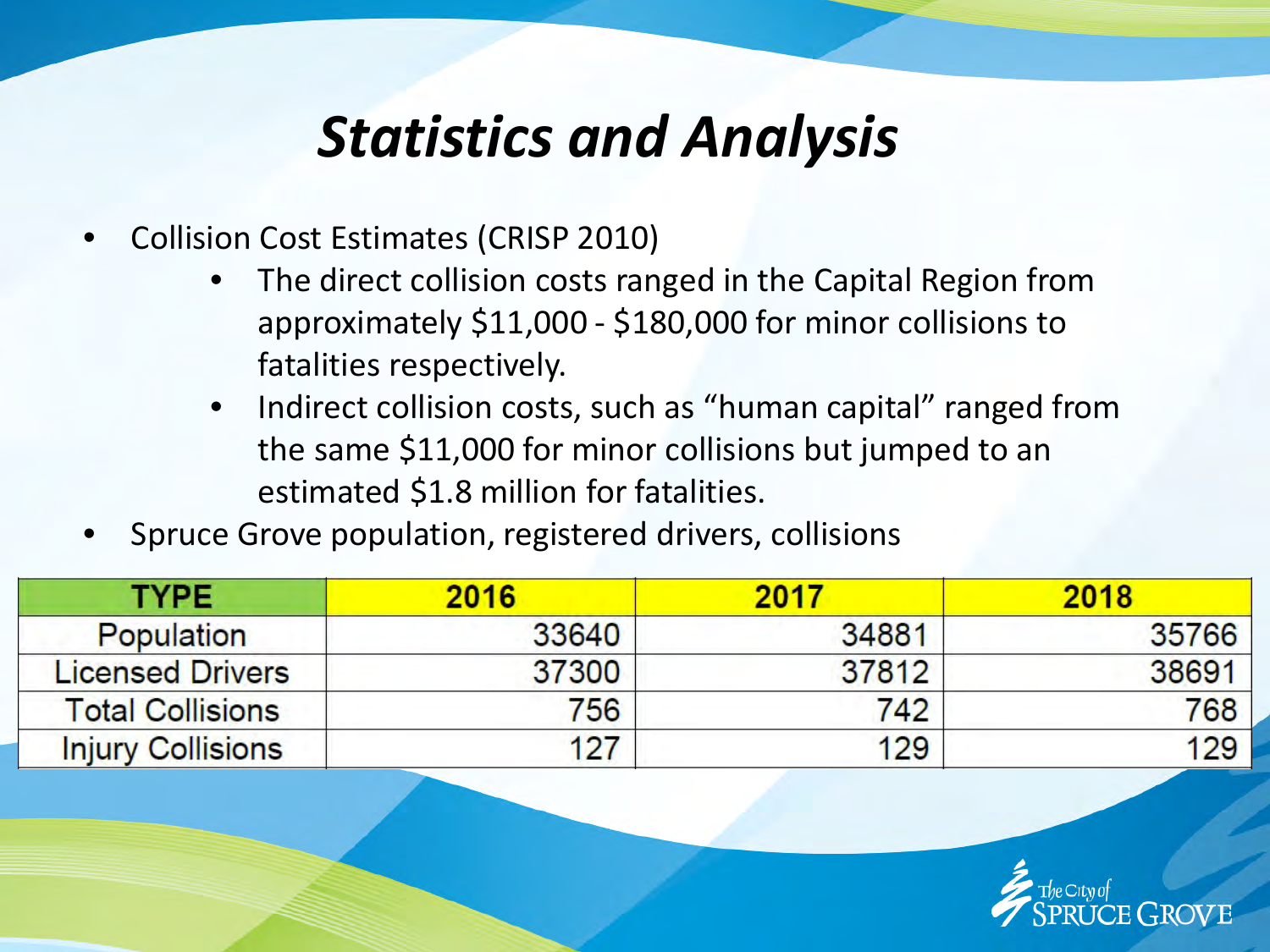# *Statistics and Analysis*

- Collision Cost Estimates (CRISP 2010)
  - The direct collision costs ranged in the Capital Region from approximately $11,000 - $180,000 for minor collisions to fatalities respectively.
  - Indirect collision costs, such as “human capital” ranged from the same $11,000 for minor collisions but jumped to an estimated $1.8 million for fatalities.
- Spruce Grove population, registered drivers, collisions

| TYPE | 2016 | 2017 | 2018 |
|---|---|---|---|
| Population | 33640 | 34881 | 35766 |
| Licensed Drivers | 37300 | 37812 | 38691 |
| Total Collisions | 756 | 742 | 768 |
| Injury Collisions | 127 | 129 | 129 |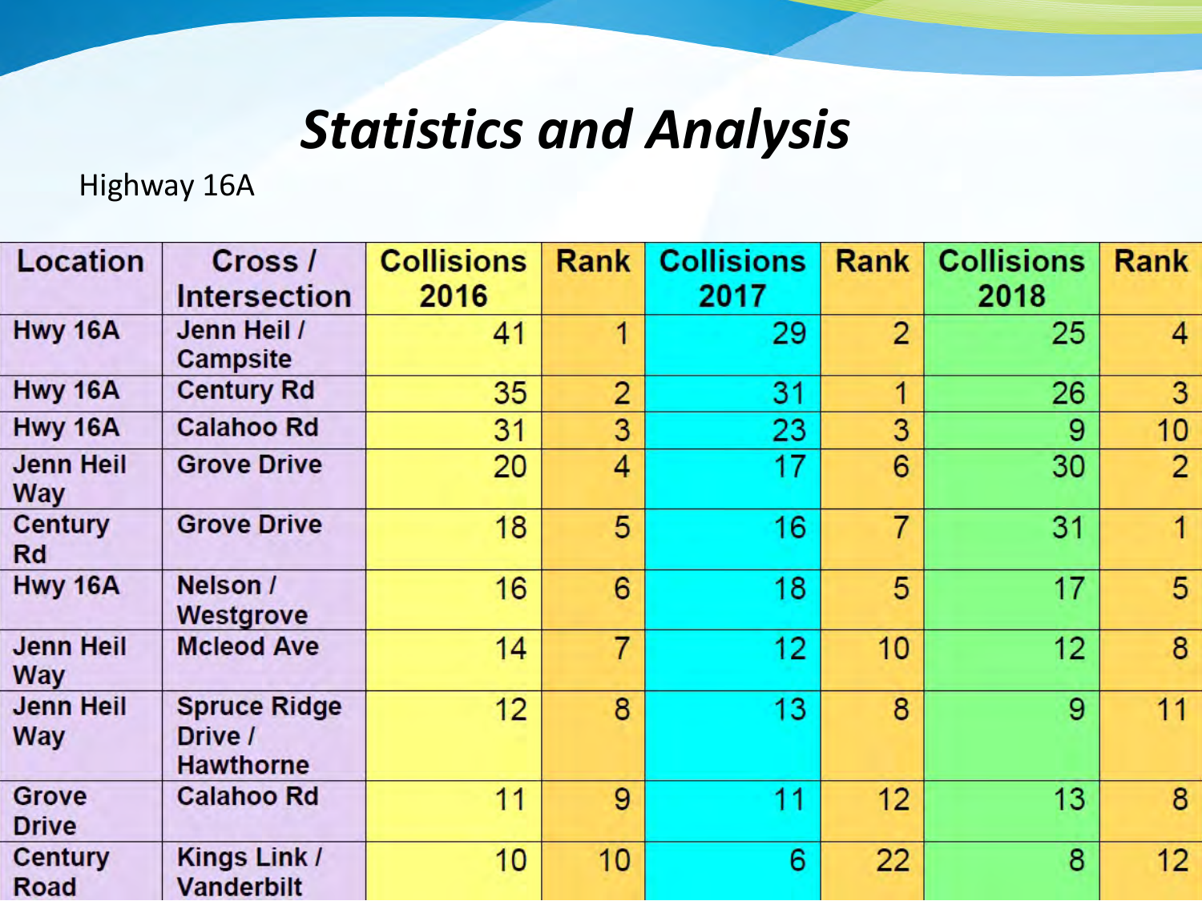# *Statistics and Analysis*

Highway 16A

| Location | Cross / Intersection | Collisions 2016 | Rank | Collisions 2017 | Rank | Collisions 2018 | Rank |
|---|---|---|---|---|---|---|---|
| Hwy 16A | Jenn Heil / Campsite | 41 | 1 | 29 | 2 | 25 | 4 |
| Hwy 16A | Century Rd | 35 | 2 | 31 | 1 | 26 | 3 |
| Hwy 16A | Calahoo Rd | 31 | 3 | 23 | 3 | 9 | 10 |
| Jenn Heil Way | Grove Drive | 20 | 4 | 17 | 6 | 30 | 2 |
| Century Rd | Grove Drive | 18 | 5 | 16 | 7 | 31 | 1 |
| Hwy 16A | Nelson / Westgrove | 16 | 6 | 18 | 5 | 17 | 5 |
| Jenn Heil Way | Mcleod Ave | 14 | 7 | 12 | 10 | 12 | 8 |
| Jenn Heil Way | Spruce Ridge Drive / Hawthorne | 12 | 8 | 13 | 8 | 9 | 11 |
| Grove Drive | Calahoo Rd | 11 | 9 | 11 | 12 | 13 | 8 |
| Century Road | Kings Link / Vanderbilt | 10 | 10 | 6 | 22 | 8 | 12 |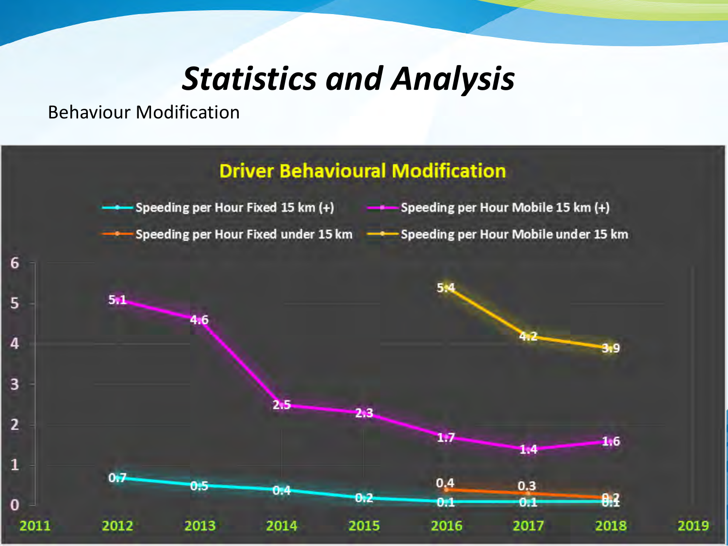# Statistics and Analysis

Behaviour Modification

**Driver Behavioural Modification**

| Year | Speeding per Hour Fixed 15 km (+) | Speeding per Hour Mobile 15 km (+) | Speeding per Hour Fixed under 15 km | Speeding per Hour Mobile under 15 km |
|---|---|---|---|---|
| 2012 | 0.7 | 5.1 | | |
| 2013 | 0.5 | 4.6 | | |
| 2014 | 0.4 | 2.5 | | |
| 2015 | 0.2 | 2.3 | | |
| 2016 | 0.1 | 1.7 | 0.4 | 5.4 |
| 2017 | 0.1 | 1.4 | 0.3 | 4.2 |
| 2018 | 0.1 | 1.6 | 0.2 | 3.9 |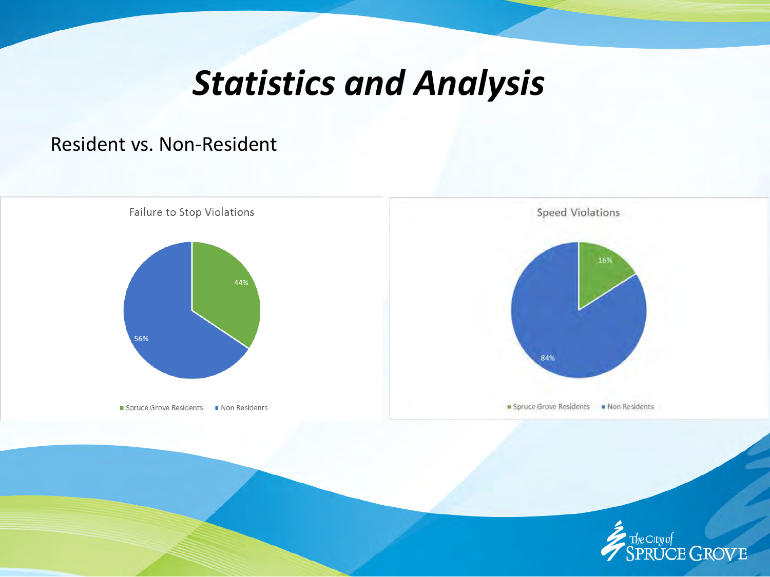# *Statistics and Analysis*

Resident vs. Non-Resident

**Failure to Stop Violations**

- Spruce Grove Residents: 44%
- Non Residents: 56%

**Speed Violations**

- Spruce Grove Residents: 16%
- Non Residents: 84%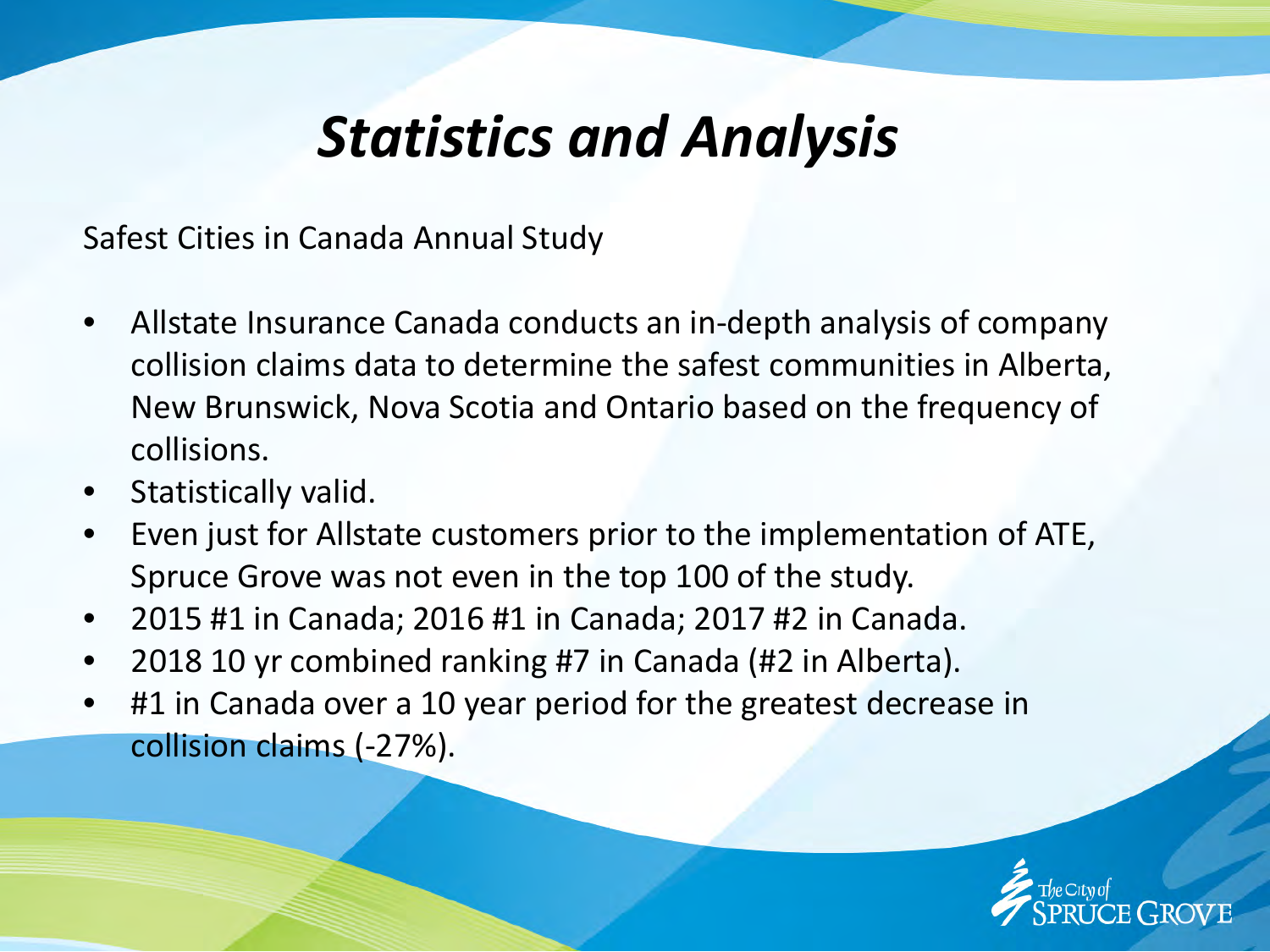# *Statistics and Analysis*

Safest Cities in Canada Annual Study

- Allstate Insurance Canada conducts an in-depth analysis of company collision claims data to determine the safest communities in Alberta, New Brunswick, Nova Scotia and Ontario based on the frequency of collisions.
- Statistically valid.
- Even just for Allstate customers prior to the implementation of ATE, Spruce Grove was not even in the top 100 of the study.
- 2015 #1 in Canada; 2016 #1 in Canada; 2017 #2 in Canada.
- 2018 10 yr combined ranking #7 in Canada (#2 in Alberta).
- #1 in Canada over a 10 year period for the greatest decrease in collision claims (-27%).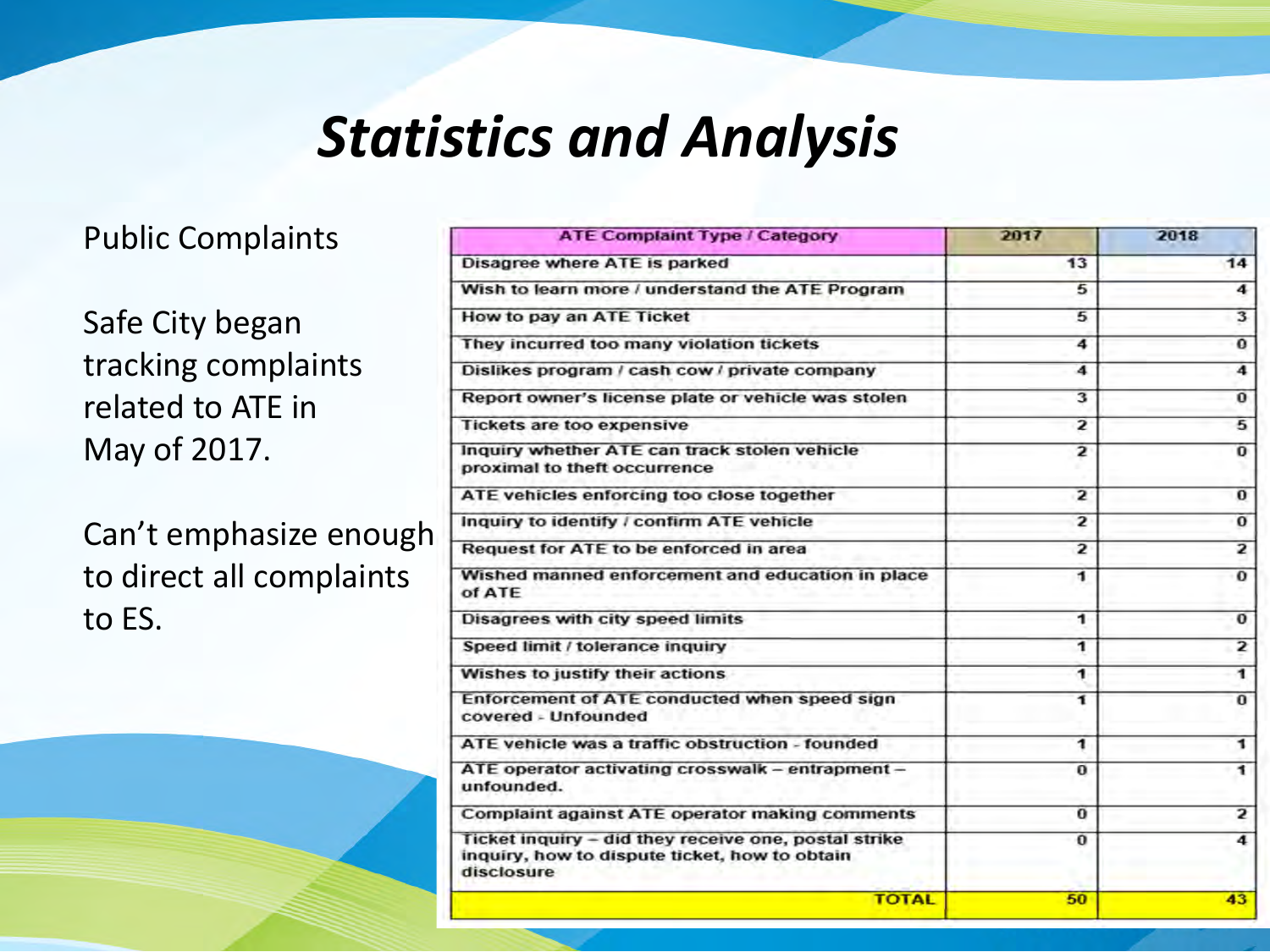# Statistics and Analysis

Public Complaints

Safe City began tracking complaints related to ATE in May of 2017.

Can't emphasize enough to direct all complaints to ES.

| ATE Complaint Type / Category | 2017 | 2018 |
|---|---|---|
| Disagree where ATE is parked | 13 | 14 |
| Wish to learn more / understand the ATE Program | 5 | 4 |
| How to pay an ATE Ticket | 5 | 3 |
| They incurred too many violation tickets | 4 | 0 |
| Dislikes program / cash cow / private company | 4 | 4 |
| Report owner's license plate or vehicle was stolen | 3 | 0 |
| Tickets are too expensive | 2 | 5 |
| Inquiry whether ATE can track stolen vehicle proximal to theft occurrence | 2 | 0 |
| ATE vehicles enforcing too close together | 2 | 0 |
| Inquiry to identify / confirm ATE vehicle | 2 | 0 |
| Request for ATE to be enforced in area | 2 | 2 |
| Wished manned enforcement and education in place of ATE | 1 | 0 |
| Disagrees with city speed limits | 1 | 0 |
| Speed limit / tolerance inquiry | 1 | 2 |
| Wishes to justify their actions | 1 | 1 |
| Enforcement of ATE conducted when speed sign covered - Unfounded | 1 | 0 |
| ATE vehicle was a traffic obstruction - founded | 1 | 1 |
| ATE operator activating crosswalk – entrapment – unfounded. | 0 | 1 |
| Complaint against ATE operator making comments | 0 | 2 |
| Ticket inquiry – did they receive one, postal strike inquiry, how to dispute ticket, how to obtain disclosure | 0 | 4 |
| **TOTAL** | **50** | **43** |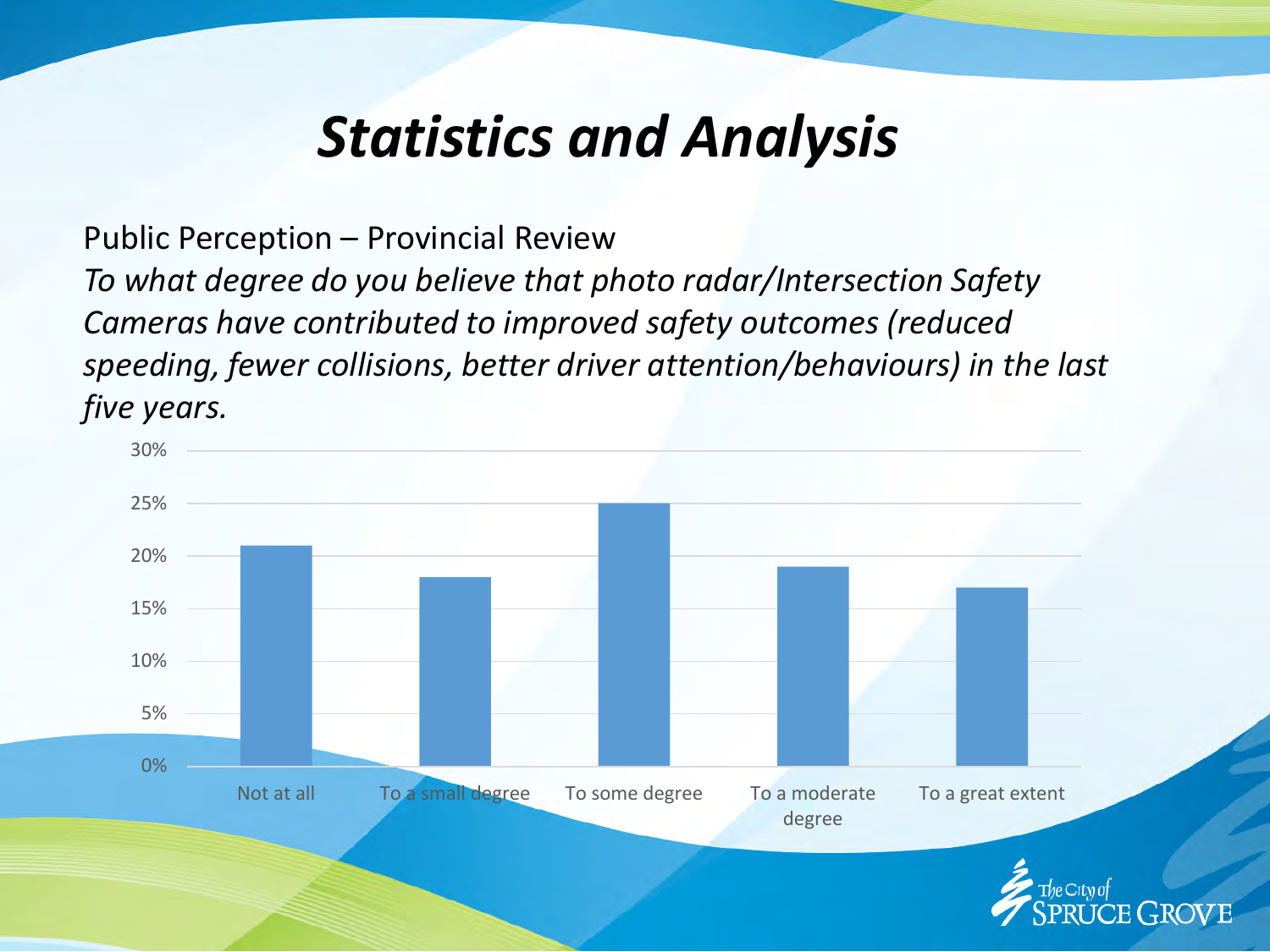# Statistics and Analysis

Public Perception – Provincial Review

*To what degree do you believe that photo radar/Intersection Safety Cameras have contributed to improved safety outcomes (reduced speeding, fewer collisions, better driver attention/behaviours) in the last five years.*

| Response | Percentage |
| --- | --- |
| Not at all | 21% |
| To a small degree | 18% |
| To some degree | 25% |
| To a moderate degree | 19% |
| To a great extent | 17% |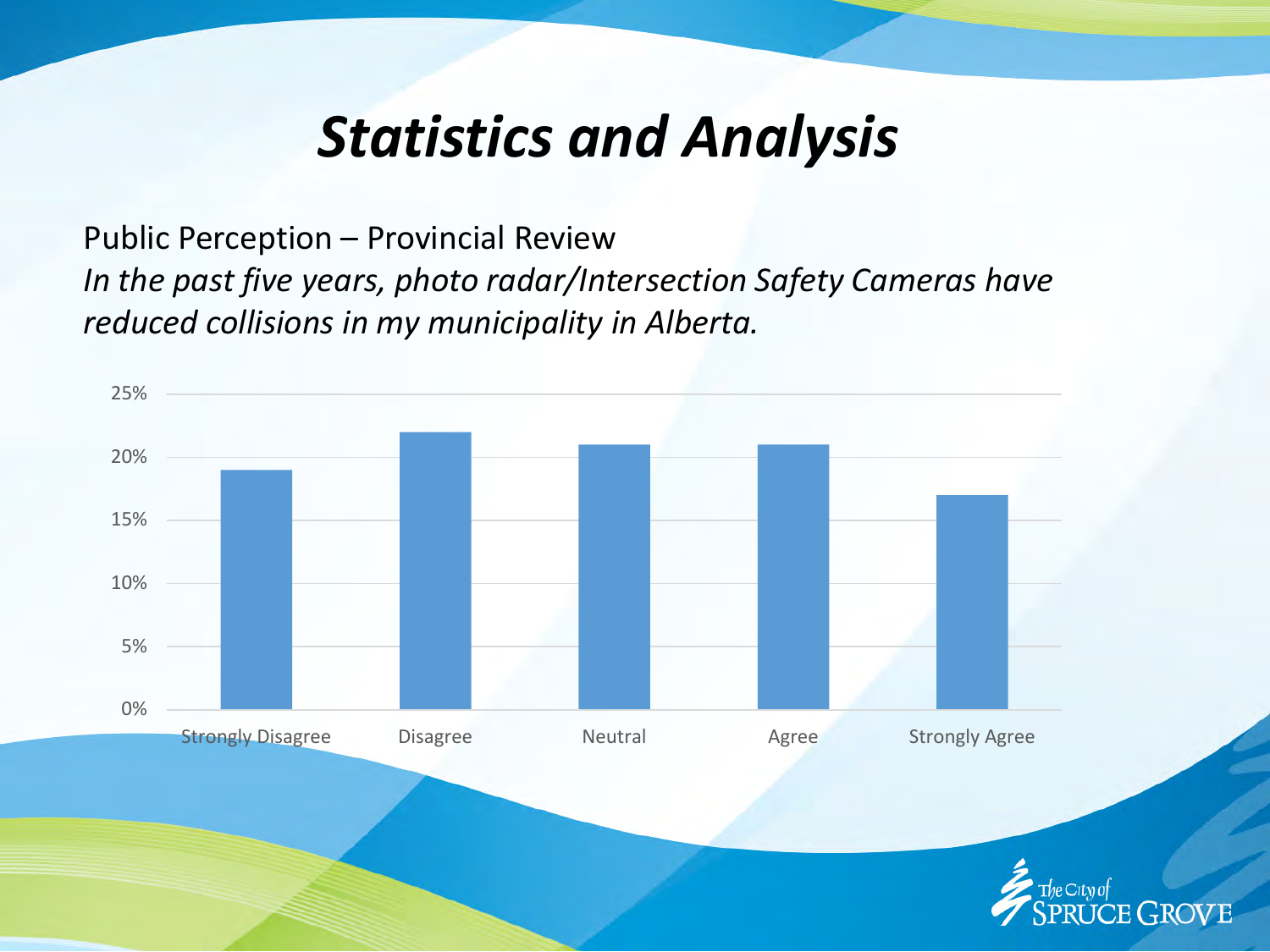# Statistics and Analysis

Public Perception – Provincial Review

*In the past five years, photo radar/Intersection Safety Cameras have reduced collisions in my municipality in Alberta.*

| Response | Percentage |
|---|---|
| Strongly Disagree | 19% |
| Disagree | 22% |
| Neutral | 21% |
| Agree | 21% |
| Strongly Agree | 17% |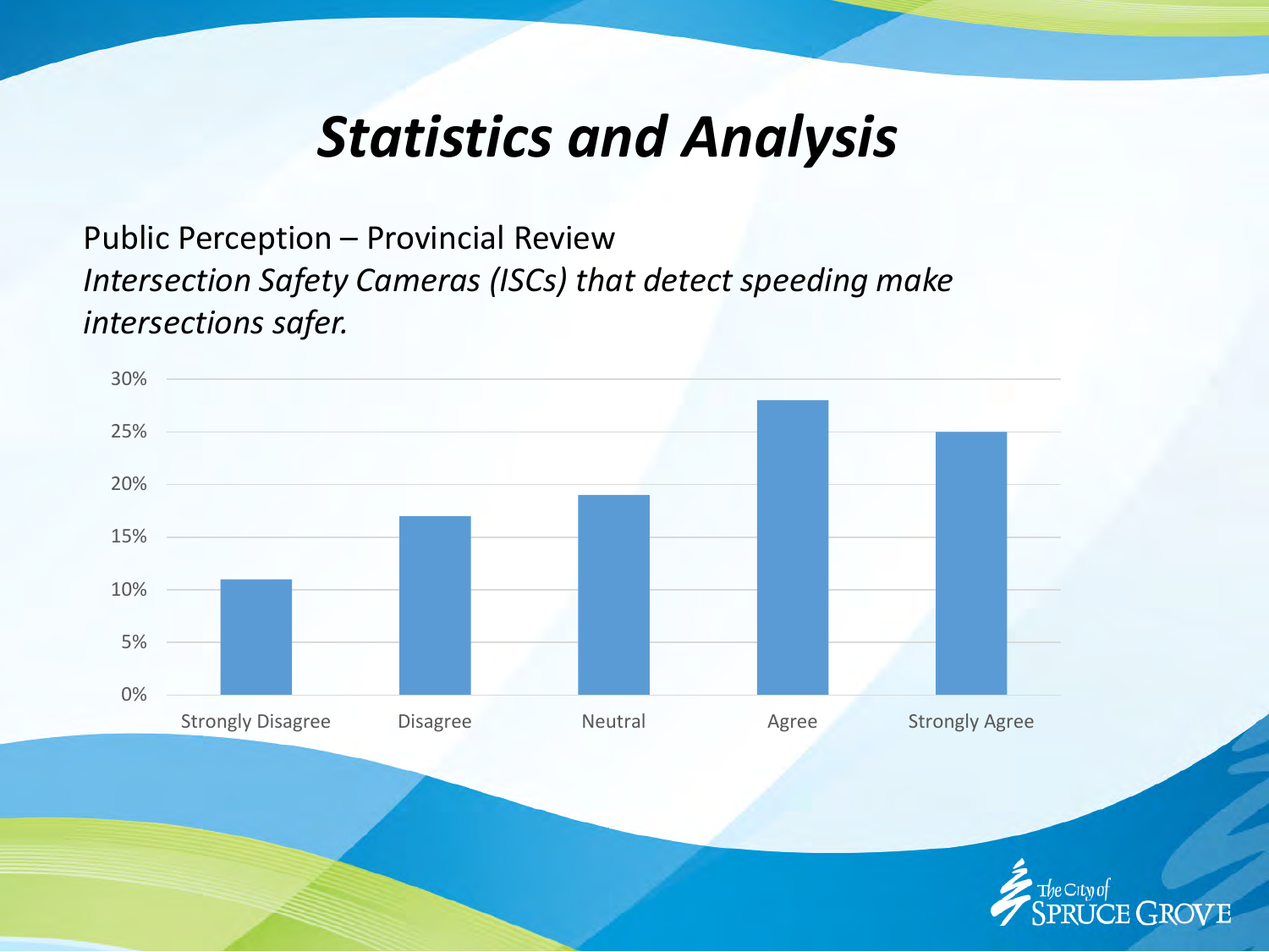# *Statistics and Analysis*

Public Perception – Provincial Review

*Intersection Safety Cameras (ISCs) that detect speeding make intersections safer.*

| Response | Percentage |
|---|---|
| Strongly Disagree | 11% |
| Disagree | 17% |
| Neutral | 19% |
| Agree | 28% |
| Strongly Agree | 25% |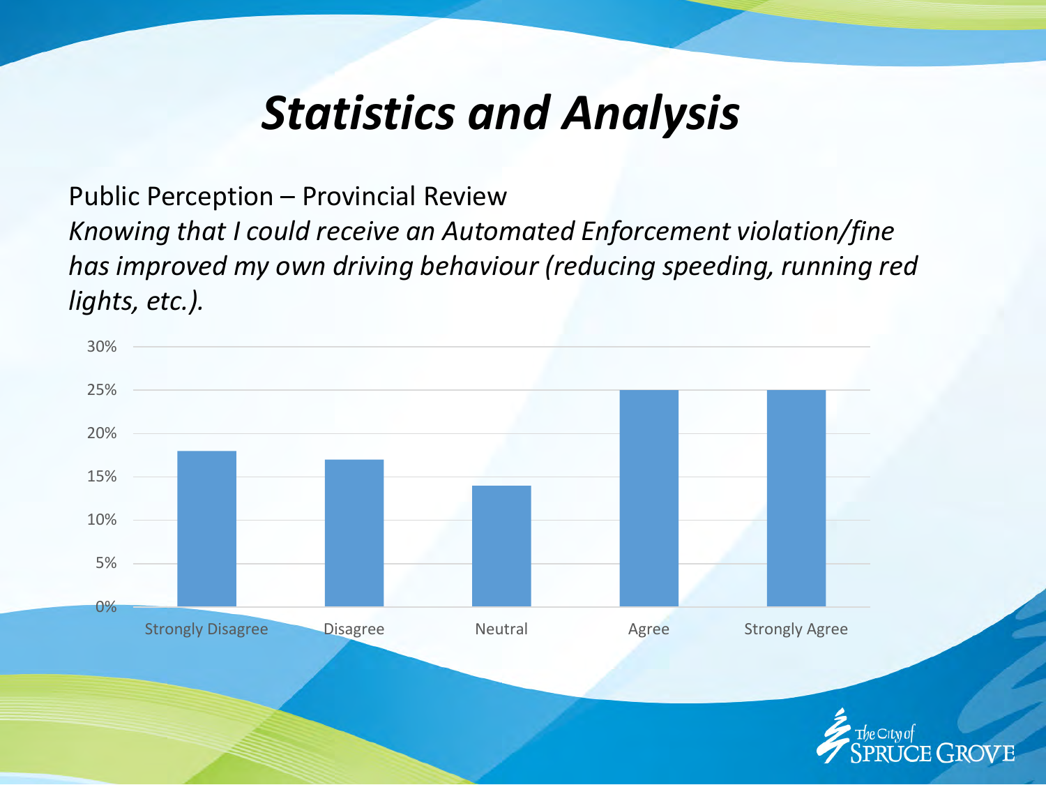# *Statistics and Analysis*

Public Perception – Provincial Review

*Knowing that I could receive an Automated Enforcement violation/fine has improved my own driving behaviour (reducing speeding, running red lights, etc.).*

| Response | Percentage |
|---|---|
| Strongly Disagree | 18% |
| Disagree | 17% |
| Neutral | 14% |
| Agree | 25% |
| Strongly Agree | 25% |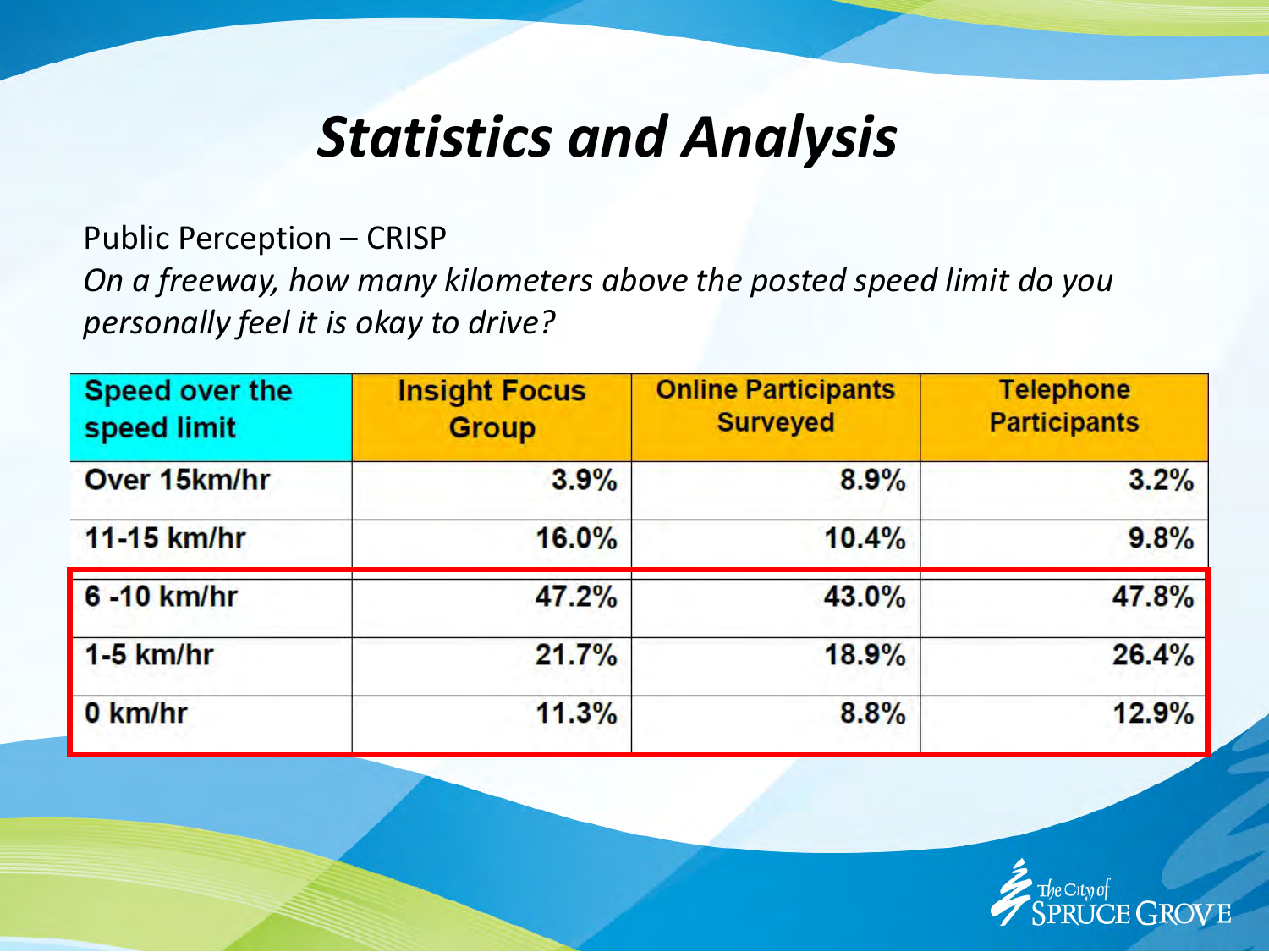# *Statistics and Analysis*

Public Perception – CRISP

*On a freeway, how many kilometers above the posted speed limit do you personally feel it is okay to drive?*

| Speed over the speed limit | Insight Focus Group | Online Participants Surveyed | Telephone Participants |
| --- | --- | --- | --- |
| Over 15km/hr | 3.9% | 8.9% | 3.2% |
| 11-15 km/hr | 16.0% | 10.4% | 9.8% |
| 6 -10 km/hr | 47.2% | 43.0% | 47.8% |
| 1-5 km/hr | 21.7% | 18.9% | 26.4% |
| 0 km/hr | 11.3% | 8.8% | 12.9% |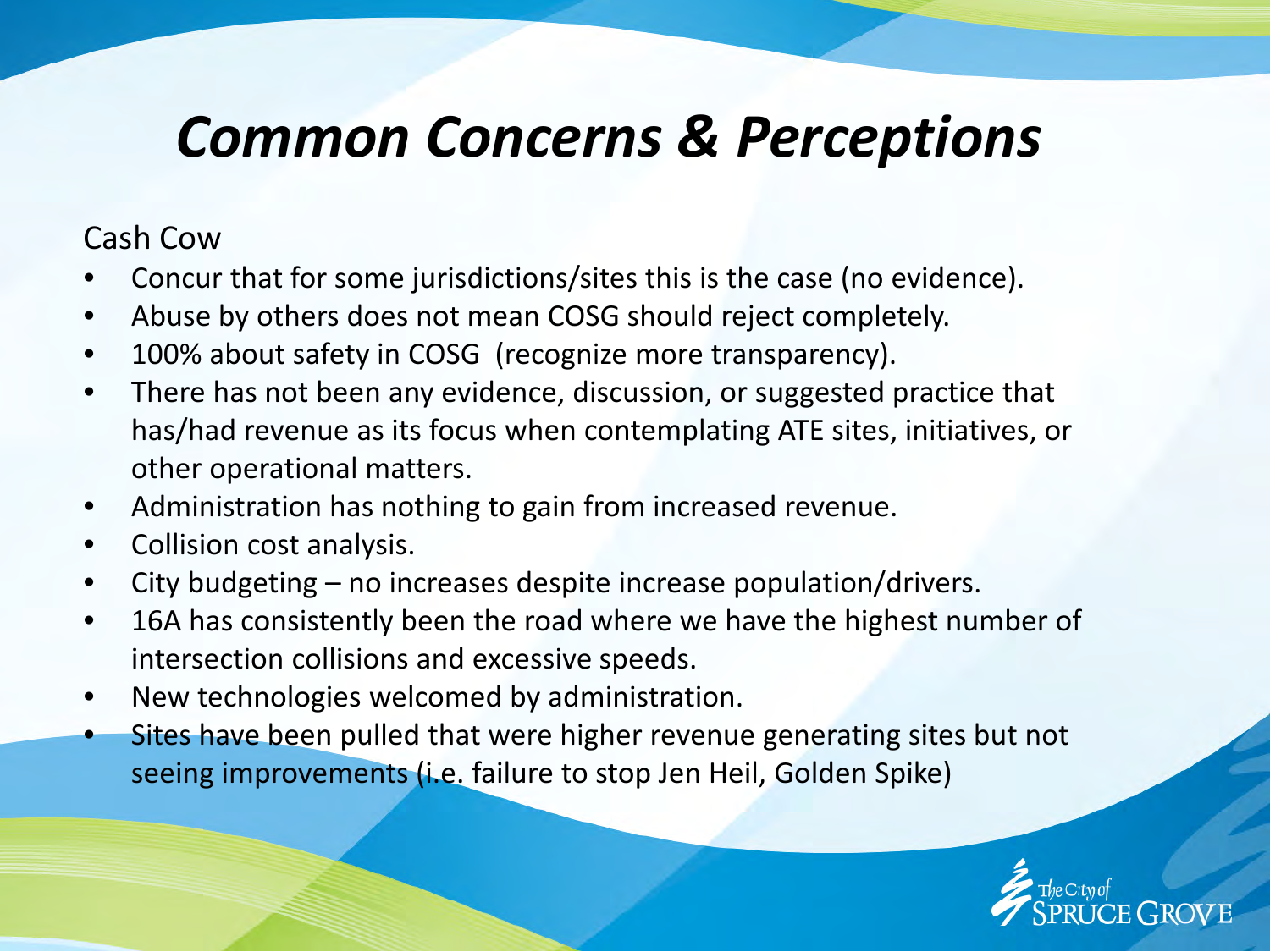# *Common Concerns & Perceptions*

Cash Cow

- Concur that for some jurisdictions/sites this is the case (no evidence).
- Abuse by others does not mean COSG should reject completely.
- 100% about safety in COSG (recognize more transparency).
- There has not been any evidence, discussion, or suggested practice that has/had revenue as its focus when contemplating ATE sites, initiatives, or other operational matters.
- Administration has nothing to gain from increased revenue.
- Collision cost analysis.
- City budgeting – no increases despite increase population/drivers.
- 16A has consistently been the road where we have the highest number of intersection collisions and excessive speeds.
- New technologies welcomed by administration.
- Sites have been pulled that were higher revenue generating sites but not seeing improvements (i.e. failure to stop Jen Heil, Golden Spike)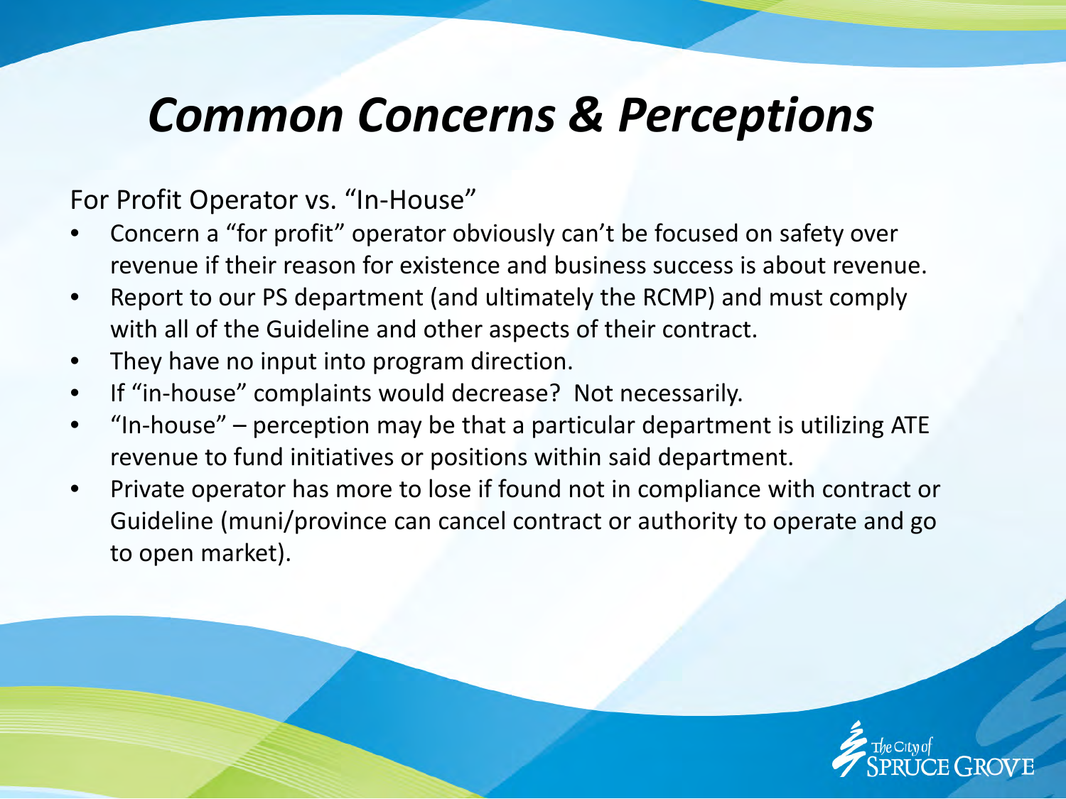# *Common Concerns & Perceptions*

For Profit Operator vs. "In-House"

- Concern a "for profit" operator obviously can't be focused on safety over revenue if their reason for existence and business success is about revenue.
- Report to our PS department (and ultimately the RCMP) and must comply with all of the Guideline and other aspects of their contract.
- They have no input into program direction.
- If "in-house" complaints would decrease? Not necessarily.
- "In-house" – perception may be that a particular department is utilizing ATE revenue to fund initiatives or positions within said department.
- Private operator has more to lose if found not in compliance with contract or Guideline (muni/province can cancel contract or authority to operate and go to open market).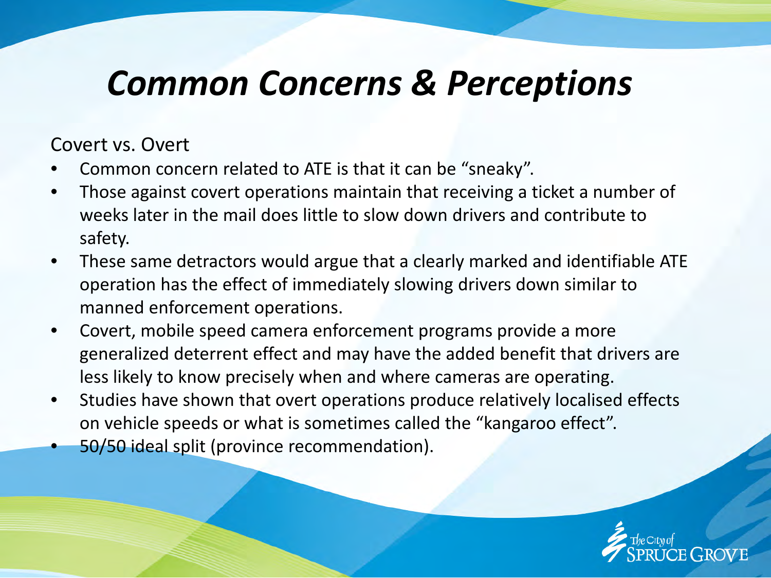# *Common Concerns & Perceptions*

Covert vs. Overt

- Common concern related to ATE is that it can be “sneaky”.
- Those against covert operations maintain that receiving a ticket a number of weeks later in the mail does little to slow down drivers and contribute to safety.
- These same detractors would argue that a clearly marked and identifiable ATE operation has the effect of immediately slowing drivers down similar to manned enforcement operations.
- Covert, mobile speed camera enforcement programs provide a more generalized deterrent effect and may have the added benefit that drivers are less likely to know precisely when and where cameras are operating.
- Studies have shown that overt operations produce relatively localised effects on vehicle speeds or what is sometimes called the “kangaroo effect”.
- 50/50 ideal split (province recommendation).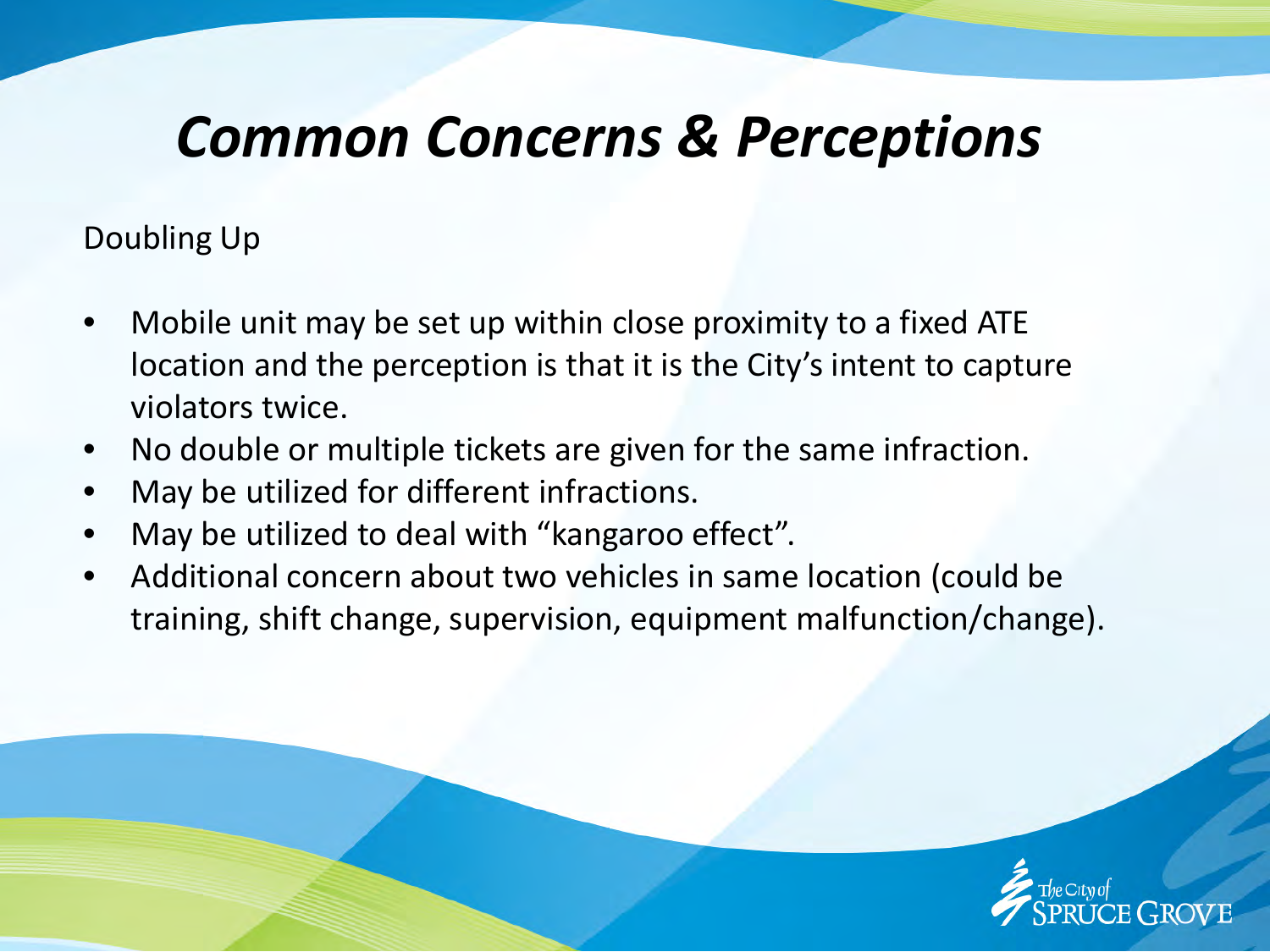# *Common Concerns & Perceptions*

Doubling Up

- Mobile unit may be set up within close proximity to a fixed ATE location and the perception is that it is the City's intent to capture violators twice.
- No double or multiple tickets are given for the same infraction.
- May be utilized for different infractions.
- May be utilized to deal with "kangaroo effect".
- Additional concern about two vehicles in same location (could be training, shift change, supervision, equipment malfunction/change).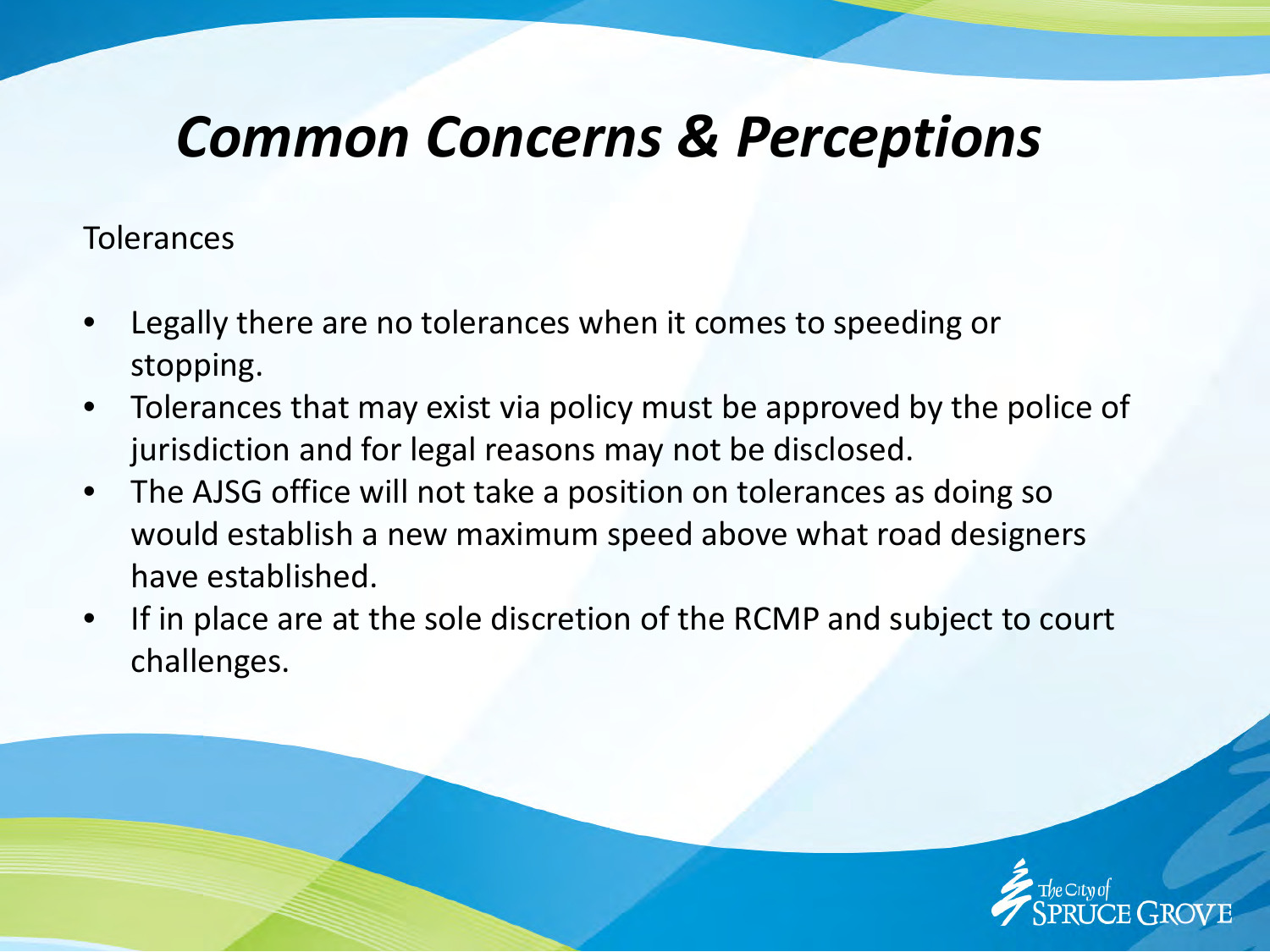# *Common Concerns & Perceptions*

Tolerances

- Legally there are no tolerances when it comes to speeding or stopping.
- Tolerances that may exist via policy must be approved by the police of jurisdiction and for legal reasons may not be disclosed.
- The AJSG office will not take a position on tolerances as doing so would establish a new maximum speed above what road designers have established.
- If in place are at the sole discretion of the RCMP and subject to court challenges.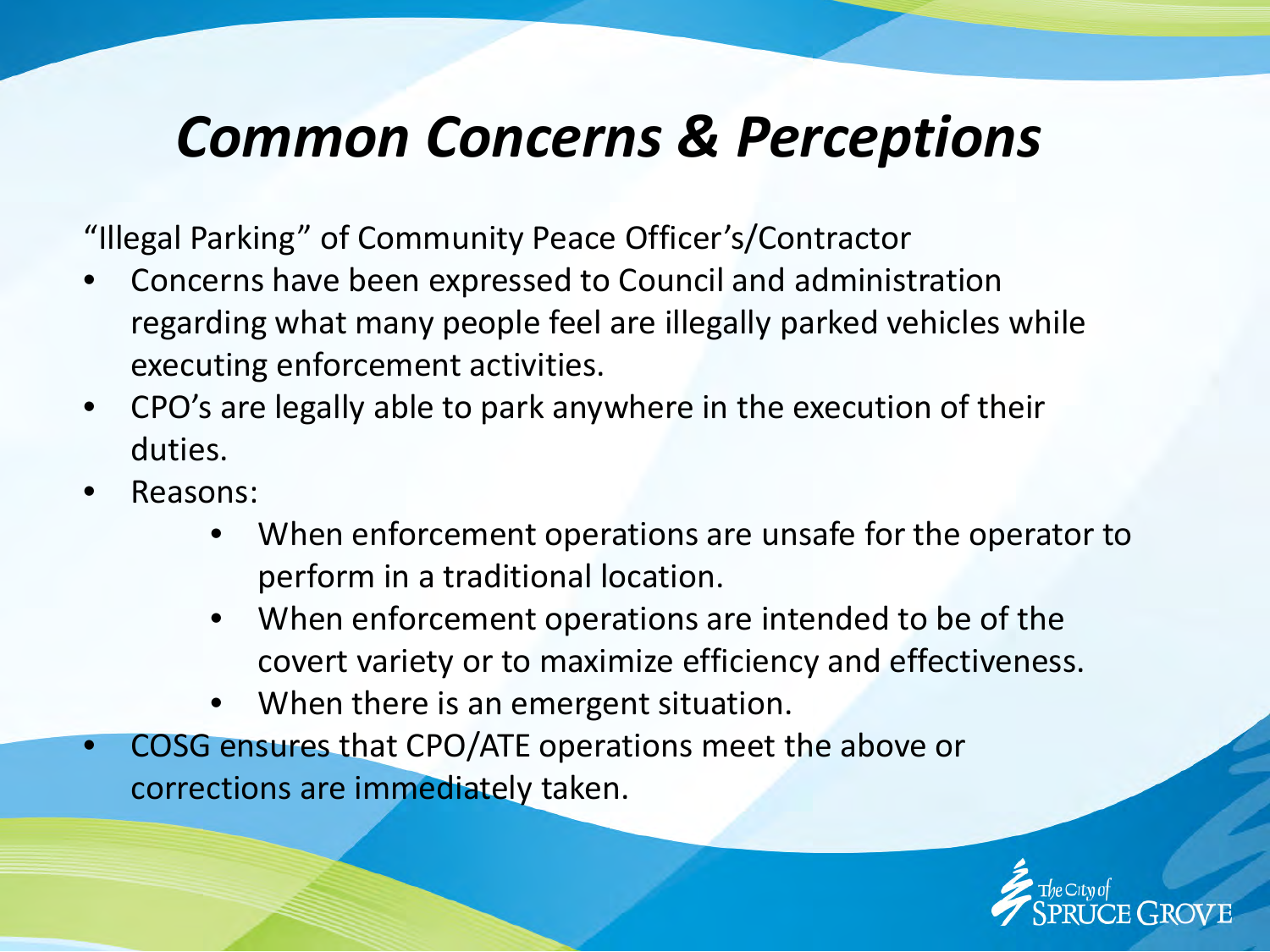# *Common Concerns & Perceptions*

"Illegal Parking" of Community Peace Officer's/Contractor

- Concerns have been expressed to Council and administration regarding what many people feel are illegally parked vehicles while executing enforcement activities.
- CPO's are legally able to park anywhere in the execution of their duties.
- Reasons:
    - When enforcement operations are unsafe for the operator to perform in a traditional location.
    - When enforcement operations are intended to be of the covert variety or to maximize efficiency and effectiveness.
    - When there is an emergent situation.
- COSG ensures that CPO/ATE operations meet the above or corrections are immediately taken.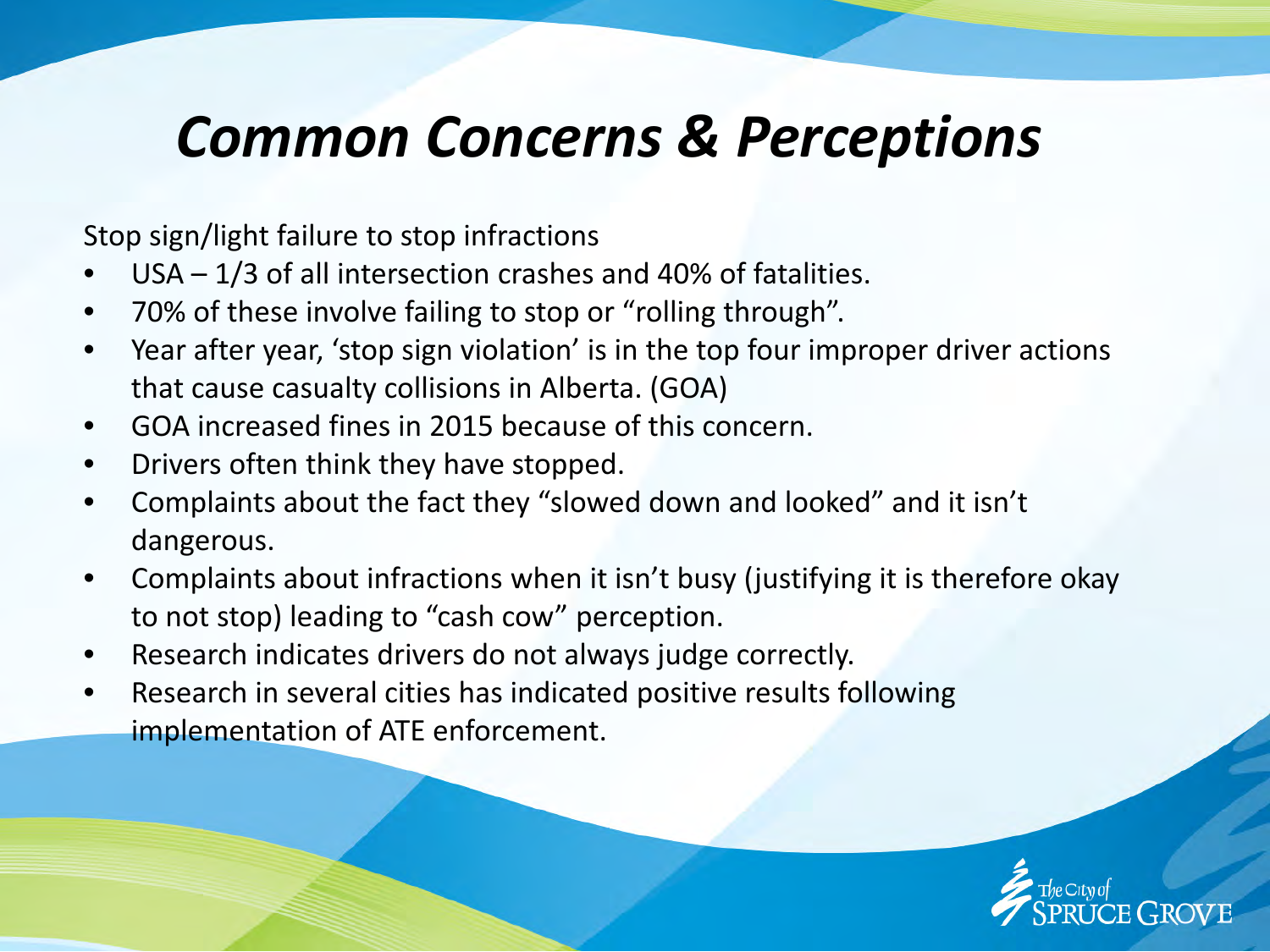# *Common Concerns & Perceptions*

Stop sign/light failure to stop infractions

- USA – 1/3 of all intersection crashes and 40% of fatalities.
- 70% of these involve failing to stop or "rolling through".
- Year after year, 'stop sign violation' is in the top four improper driver actions that cause casualty collisions in Alberta. (GOA)
- GOA increased fines in 2015 because of this concern.
- Drivers often think they have stopped.
- Complaints about the fact they "slowed down and looked" and it isn't dangerous.
- Complaints about infractions when it isn't busy (justifying it is therefore okay to not stop) leading to "cash cow" perception.
- Research indicates drivers do not always judge correctly.
- Research in several cities has indicated positive results following implementation of ATE enforcement.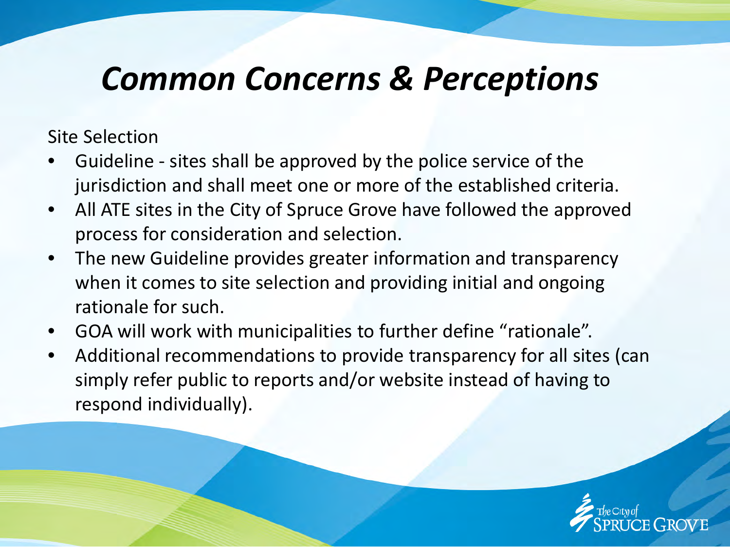# *Common Concerns & Perceptions*

Site Selection

- Guideline - sites shall be approved by the police service of the jurisdiction and shall meet one or more of the established criteria.
- All ATE sites in the City of Spruce Grove have followed the approved process for consideration and selection.
- The new Guideline provides greater information and transparency when it comes to site selection and providing initial and ongoing rationale for such.
- GOA will work with municipalities to further define "rationale".
- Additional recommendations to provide transparency for all sites (can simply refer public to reports and/or website instead of having to respond individually).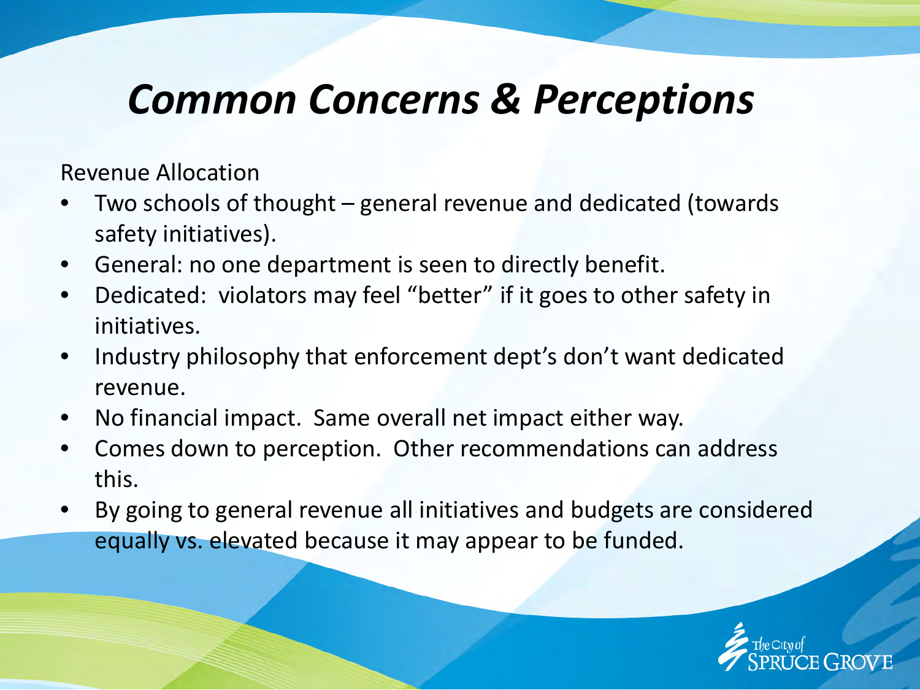# *Common Concerns & Perceptions*

Revenue Allocation

- Two schools of thought – general revenue and dedicated (towards safety initiatives).
- General: no one department is seen to directly benefit.
- Dedicated: violators may feel "better" if it goes to other safety in initiatives.
- Industry philosophy that enforcement dept's don't want dedicated revenue.
- No financial impact. Same overall net impact either way.
- Comes down to perception. Other recommendations can address this.
- By going to general revenue all initiatives and budgets are considered equally vs. elevated because it may appear to be funded.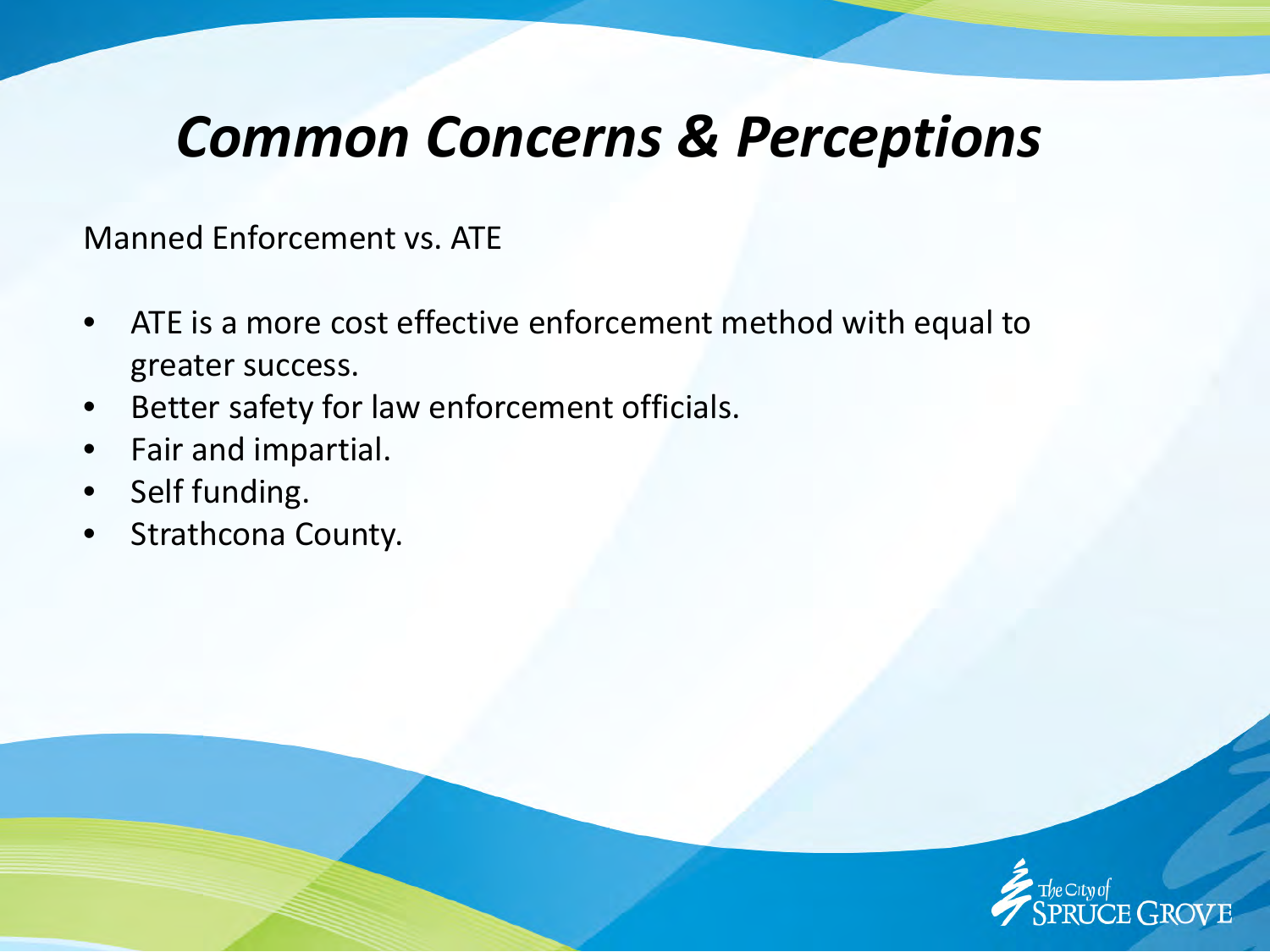# *Common Concerns & Perceptions*

Manned Enforcement vs. ATE

- ATE is a more cost effective enforcement method with equal to greater success.
- Better safety for law enforcement officials.
- Fair and impartial.
- Self funding.
- Strathcona County.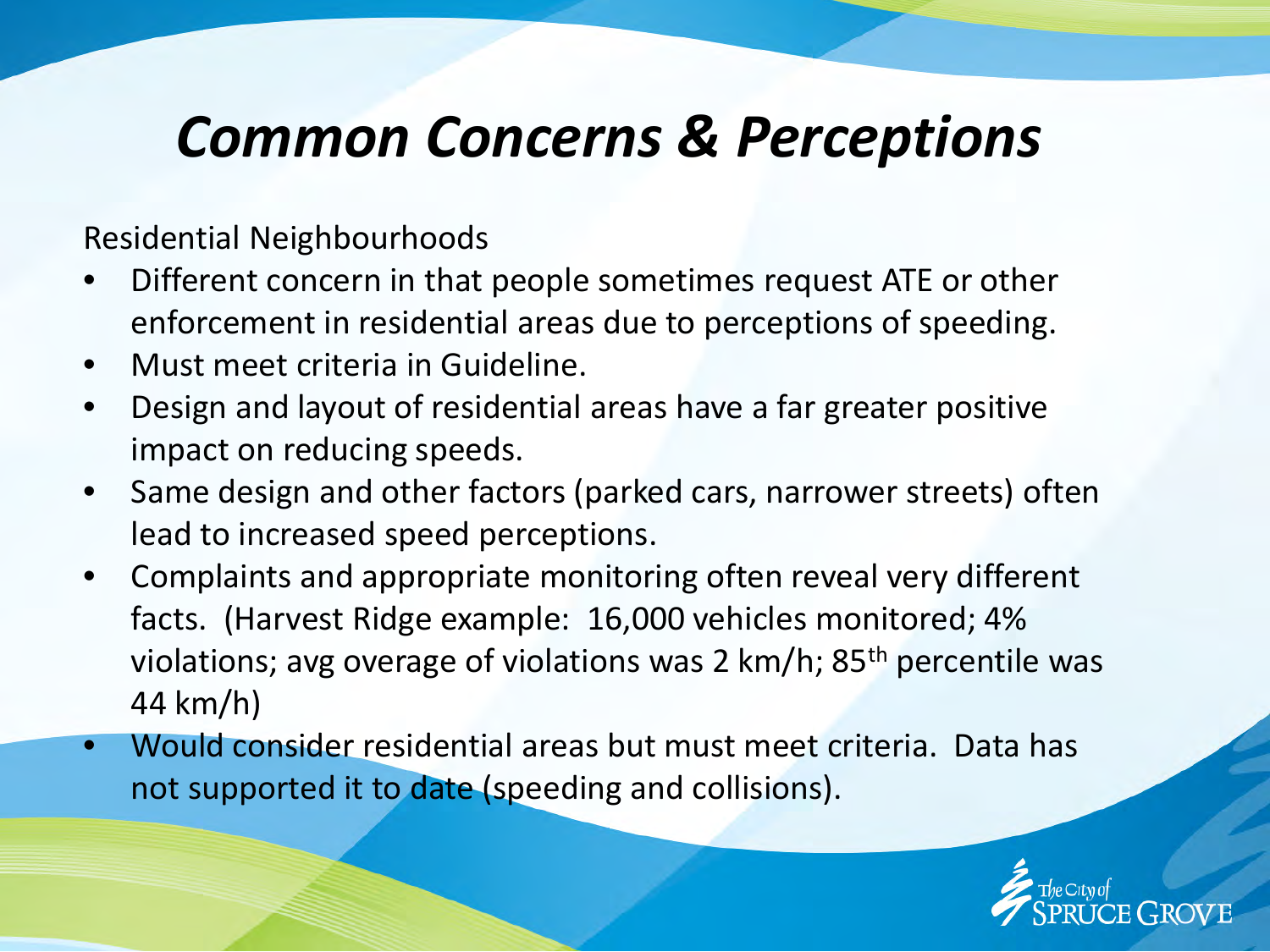# *Common Concerns & Perceptions*

Residential Neighbourhoods

- Different concern in that people sometimes request ATE or other enforcement in residential areas due to perceptions of speeding.
- Must meet criteria in Guideline.
- Design and layout of residential areas have a far greater positive impact on reducing speeds.
- Same design and other factors (parked cars, narrower streets) often lead to increased speed perceptions.
- Complaints and appropriate monitoring often reveal very different facts. (Harvest Ridge example: 16,000 vehicles monitored; 4% violations; avg overage of violations was 2 km/h; 85th percentile was 44 km/h)
- Would consider residential areas but must meet criteria. Data has not supported it to date (speeding and collisions).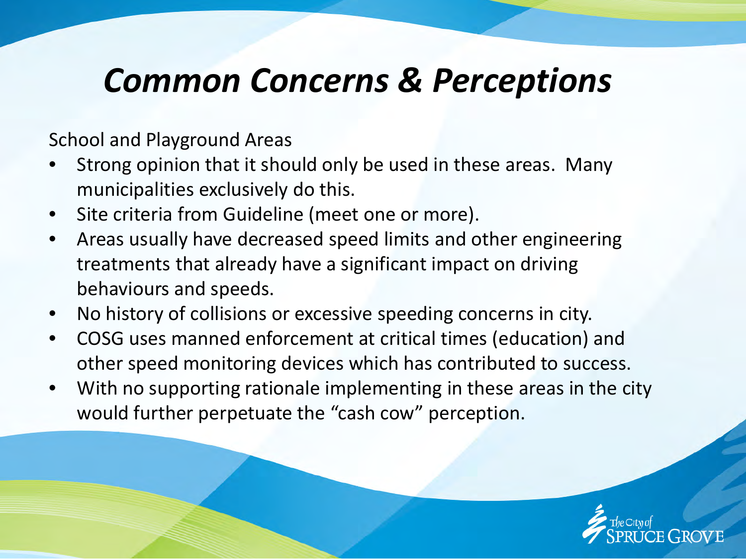# *Common Concerns & Perceptions*

School and Playground Areas

- Strong opinion that it should only be used in these areas. Many municipalities exclusively do this.
- Site criteria from Guideline (meet one or more).
- Areas usually have decreased speed limits and other engineering treatments that already have a significant impact on driving behaviours and speeds.
- No history of collisions or excessive speeding concerns in city.
- COSG uses manned enforcement at critical times (education) and other speed monitoring devices which has contributed to success.
- With no supporting rationale implementing in these areas in the city would further perpetuate the "cash cow" perception.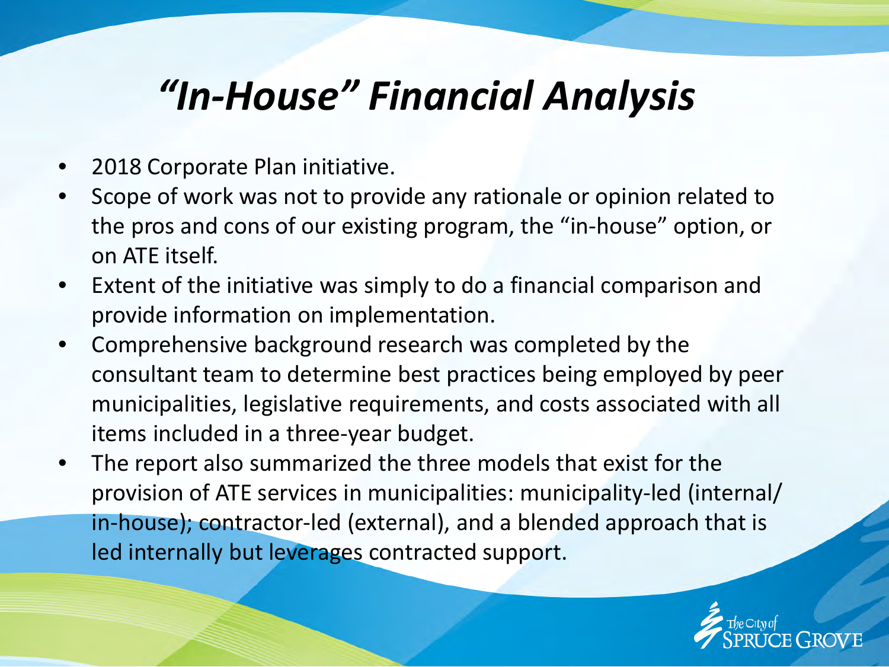# *“In-House” Financial Analysis*

- 2018 Corporate Plan initiative.
- Scope of work was not to provide any rationale or opinion related to the pros and cons of our existing program, the “in-house” option, or on ATE itself.
- Extent of the initiative was simply to do a financial comparison and provide information on implementation.
- Comprehensive background research was completed by the consultant team to determine best practices being employed by peer municipalities, legislative requirements, and costs associated with all items included in a three-year budget.
- The report also summarized the three models that exist for the provision of ATE services in municipalities: municipality-led (internal/ in-house); contractor-led (external), and a blended approach that is led internally but leverages contracted support.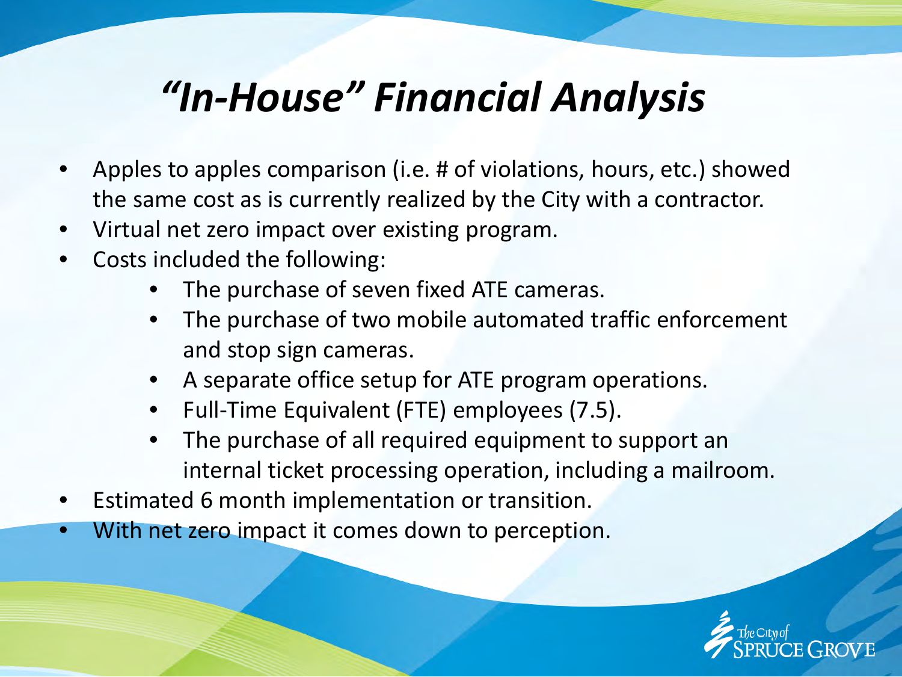# *"In-House" Financial Analysis*

- Apples to apples comparison (i.e. # of violations, hours, etc.) showed the same cost as is currently realized by the City with a contractor.
- Virtual net zero impact over existing program.
- Costs included the following:
  - The purchase of seven fixed ATE cameras.
  - The purchase of two mobile automated traffic enforcement and stop sign cameras.
  - A separate office setup for ATE program operations.
  - Full-Time Equivalent (FTE) employees (7.5).
  - The purchase of all required equipment to support an internal ticket processing operation, including a mailroom.
- Estimated 6 month implementation or transition.
- With net zero impact it comes down to perception.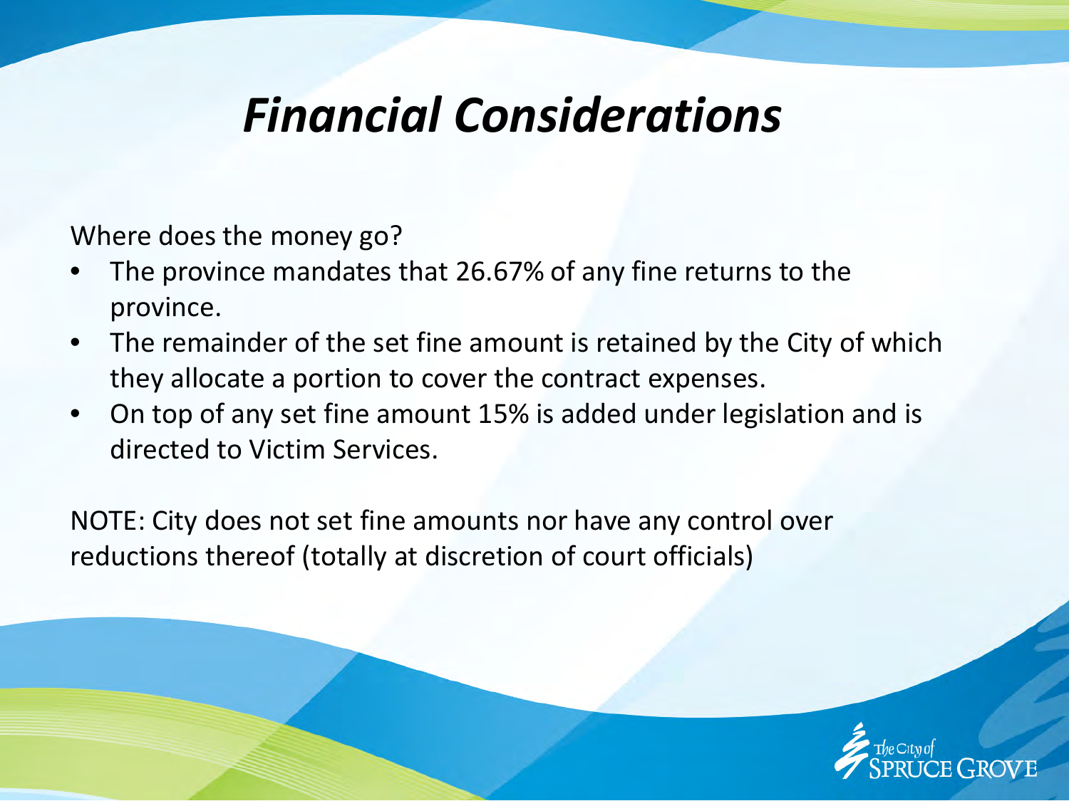# *Financial Considerations*

Where does the money go?

- The province mandates that 26.67% of any fine returns to the province.
- The remainder of the set fine amount is retained by the City of which they allocate a portion to cover the contract expenses.
- On top of any set fine amount 15% is added under legislation and is directed to Victim Services.

NOTE: City does not set fine amounts nor have any control over reductions thereof (totally at discretion of court officials)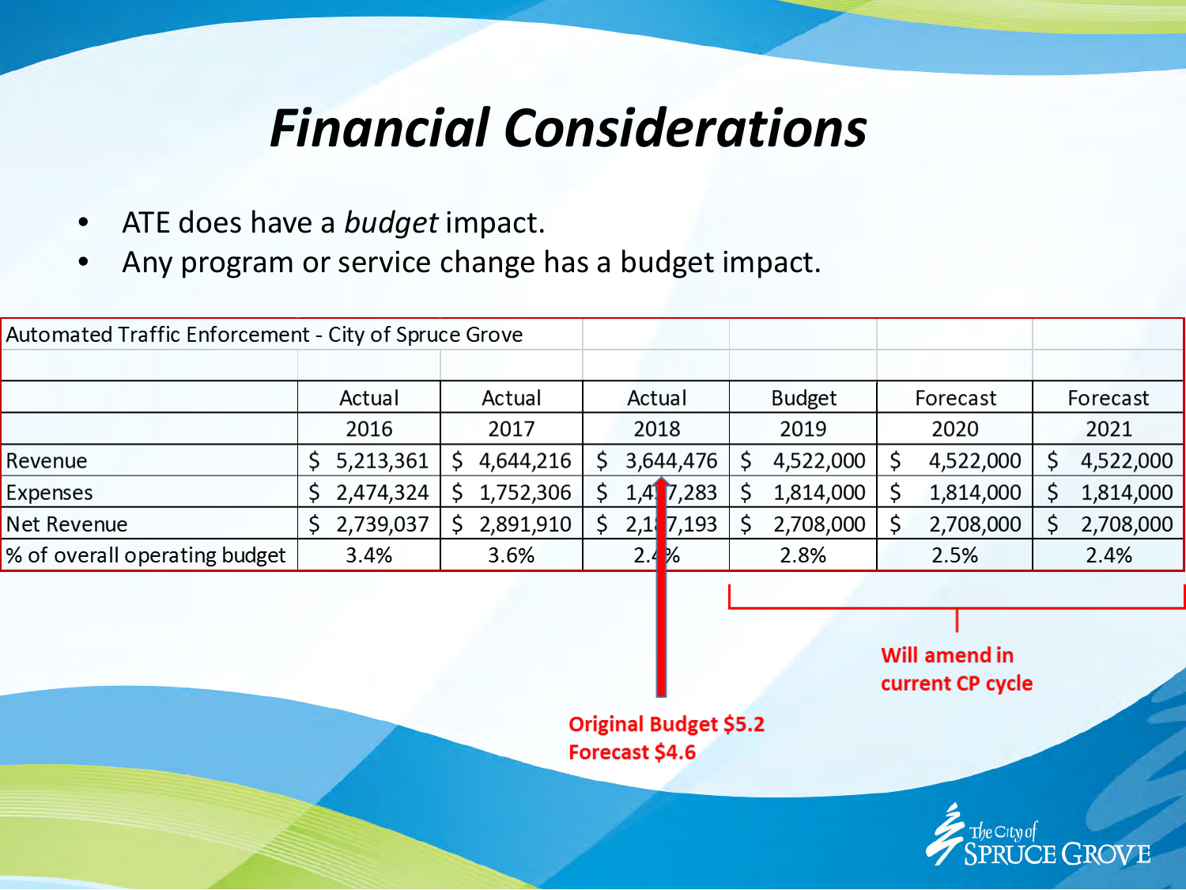# *Financial Considerations*

- ATE does have a *budget* impact.
- Any program or service change has a budget impact.

| Automated Traffic Enforcement - City of Spruce Grove | | | | | | |
|---|---|---|---|---|---|---|
| | | | | | | |
| | Actual | Actual | Actual | Budget | Forecast | Forecast |
| | 2016 | 2017 | 2018 | 2019 | 2020 | 2021 |
| Revenue | $ 5,213,361 | $ 4,644,216 | $ 3,644,476 | $ 4,522,000 | $ 4,522,000 | $ 4,522,000 |
| Expenses | $ 2,474,324 | $ 1,752,306 | $ 1,457,283 | $ 1,814,000 | $ 1,814,000 | $ 1,814,000 |
| Net Revenue | $ 2,739,037 | $ 2,891,910 | $ 2,187,193 | $ 2,708,000 | $ 2,708,000 | $ 2,708,000 |
| % of overall operating budget | 3.4% | 3.6% | 2.4% | 2.8% | 2.5% | 2.4% |

**Will amend in current CP cycle**

**Original Budget $5.2**
**Forecast $4.6**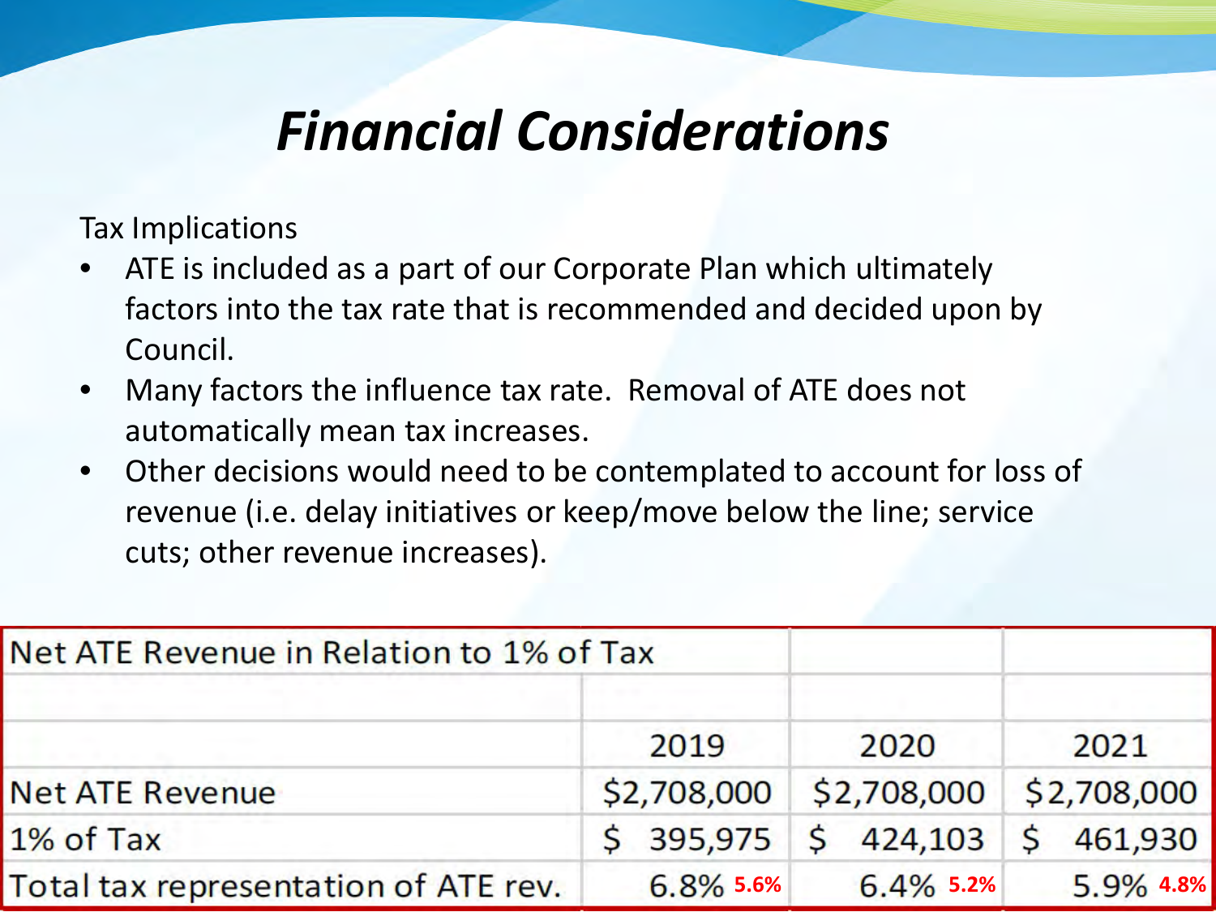# *Financial Considerations*

Tax Implications

- ATE is included as a part of our Corporate Plan which ultimately factors into the tax rate that is recommended and decided upon by Council.
- Many factors the influence tax rate. Removal of ATE does not automatically mean tax increases.
- Other decisions would need to be contemplated to account for loss of revenue (i.e. delay initiatives or keep/move below the line; service cuts; other revenue increases).

| Net ATE Revenue in Relation to 1% of Tax | | | |
|---|---|---|---|
| | 2019 | 2020 | 2021 |
| Net ATE Revenue | $2,708,000 | $2,708,000 | $2,708,000 |
| 1% of Tax | $ 395,975 | $ 424,103 | $ 461,930 |
| Total tax representation of ATE rev. | 6.8% **5.6%** | 6.4% **5.2%** | 5.9% **4.8%** |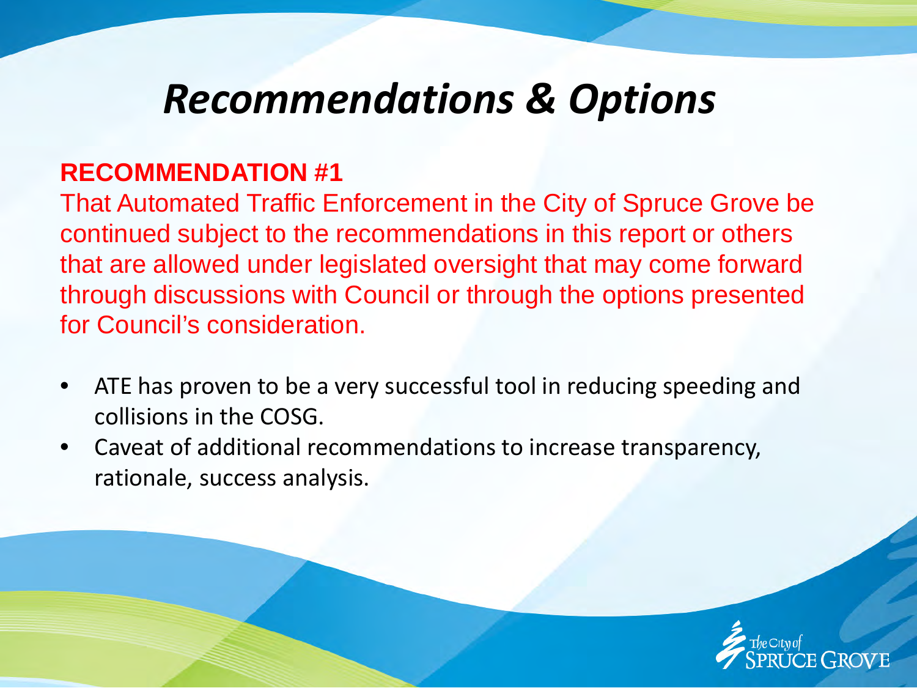# *Recommendations & Options*

**RECOMMENDATION #1**

That Automated Traffic Enforcement in the City of Spruce Grove be continued subject to the recommendations in this report or others that are allowed under legislated oversight that may come forward through discussions with Council or through the options presented for Council's consideration.

- ATE has proven to be a very successful tool in reducing speeding and collisions in the COSG.
- Caveat of additional recommendations to increase transparency, rationale, success analysis.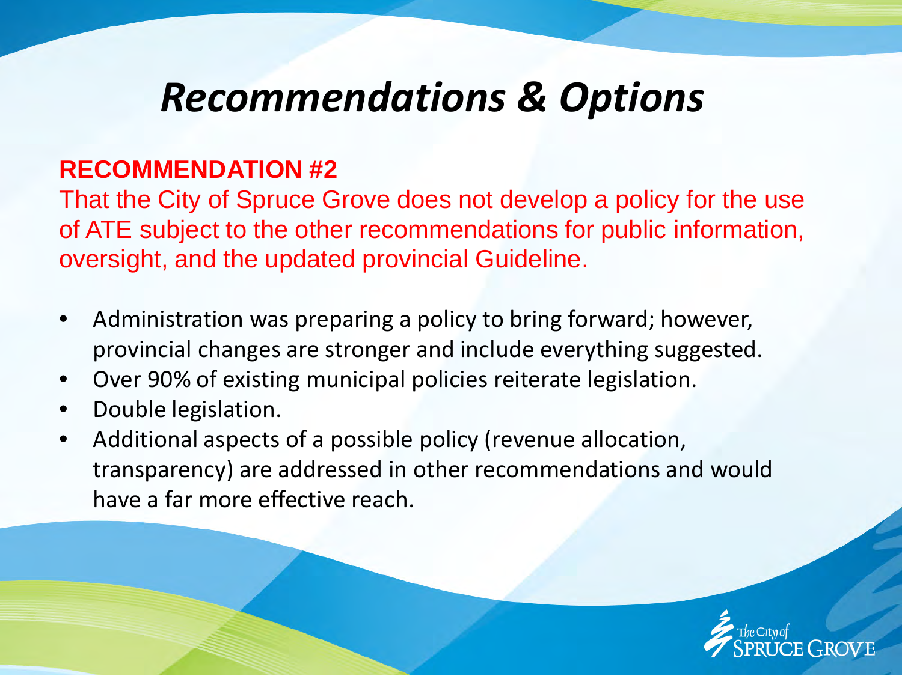# Recommendations & Options

**RECOMMENDATION #2**

That the City of Spruce Grove does not develop a policy for the use of ATE subject to the other recommendations for public information, oversight, and the updated provincial Guideline.

- Administration was preparing a policy to bring forward; however, provincial changes are stronger and include everything suggested.
- Over 90% of existing municipal policies reiterate legislation.
- Double legislation.
- Additional aspects of a possible policy (revenue allocation, transparency) are addressed in other recommendations and would have a far more effective reach.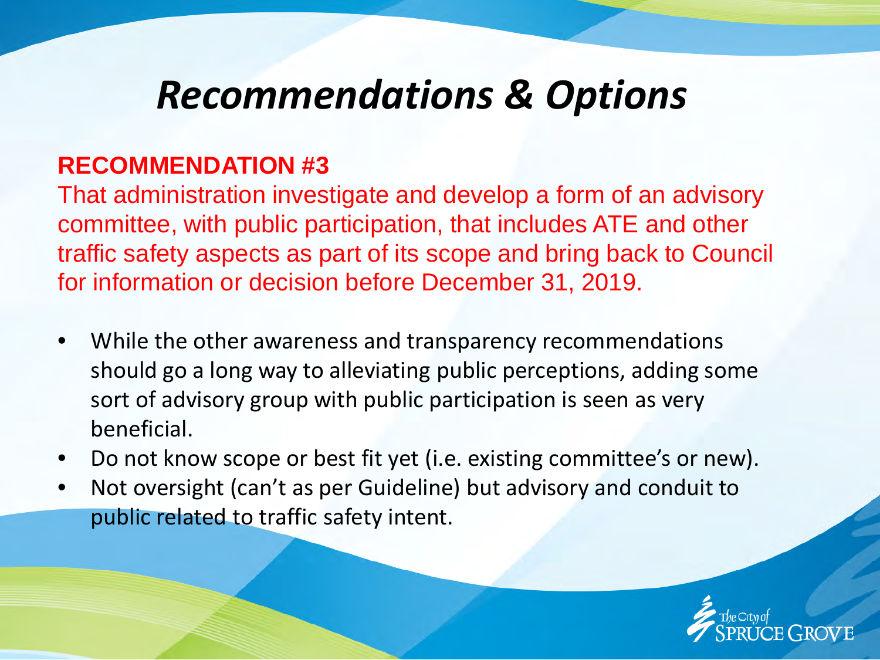# *Recommendations & Options*

**RECOMMENDATION #3**

That administration investigate and develop a form of an advisory committee, with public participation, that includes ATE and other traffic safety aspects as part of its scope and bring back to Council for information or decision before December 31, 2019.

- While the other awareness and transparency recommendations should go a long way to alleviating public perceptions, adding some sort of advisory group with public participation is seen as very beneficial.
- Do not know scope or best fit yet (i.e. existing committee's or new).
- Not oversight (can't as per Guideline) but advisory and conduit to public related to traffic safety intent.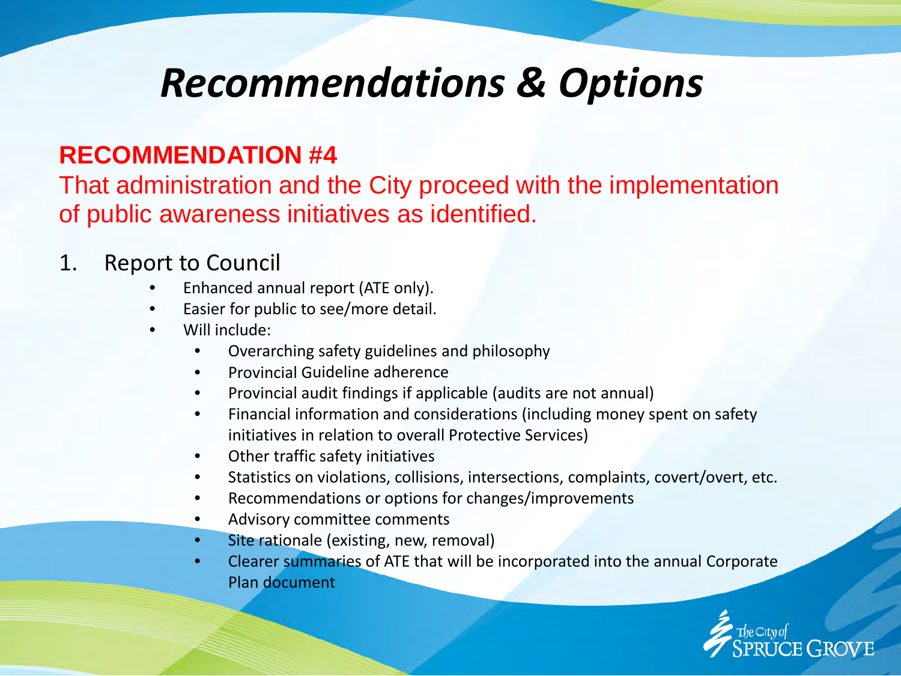# *Recommendations & Options*

**RECOMMENDATION #4**

That administration and the City proceed with the implementation of public awareness initiatives as identified.

1. Report to Council
   - Enhanced annual report (ATE only).
   - Easier for public to see/more detail.
   - Will include:
     - Overarching safety guidelines and philosophy
     - Provincial Guideline adherence
     - Provincial audit findings if applicable (audits are not annual)
     - Financial information and considerations (including money spent on safety initiatives in relation to overall Protective Services)
     - Other traffic safety initiatives
     - Statistics on violations, collisions, intersections, complaints, covert/overt, etc.
     - Recommendations or options for changes/improvements
     - Advisory committee comments
     - Site rationale (existing, new, removal)
     - Clearer summaries of ATE that will be incorporated into the annual Corporate Plan document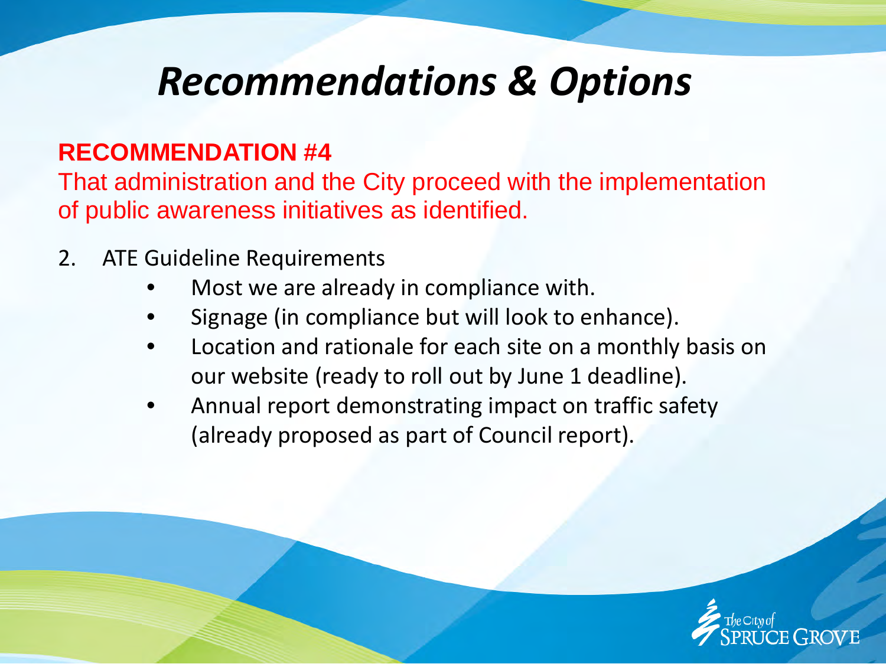# *Recommendations & Options*

**RECOMMENDATION #4**

That administration and the City proceed with the implementation of public awareness initiatives as identified.

2. ATE Guideline Requirements
    - Most we are already in compliance with.
    - Signage (in compliance but will look to enhance).
    - Location and rationale for each site on a monthly basis on our website (ready to roll out by June 1 deadline).
    - Annual report demonstrating impact on traffic safety (already proposed as part of Council report).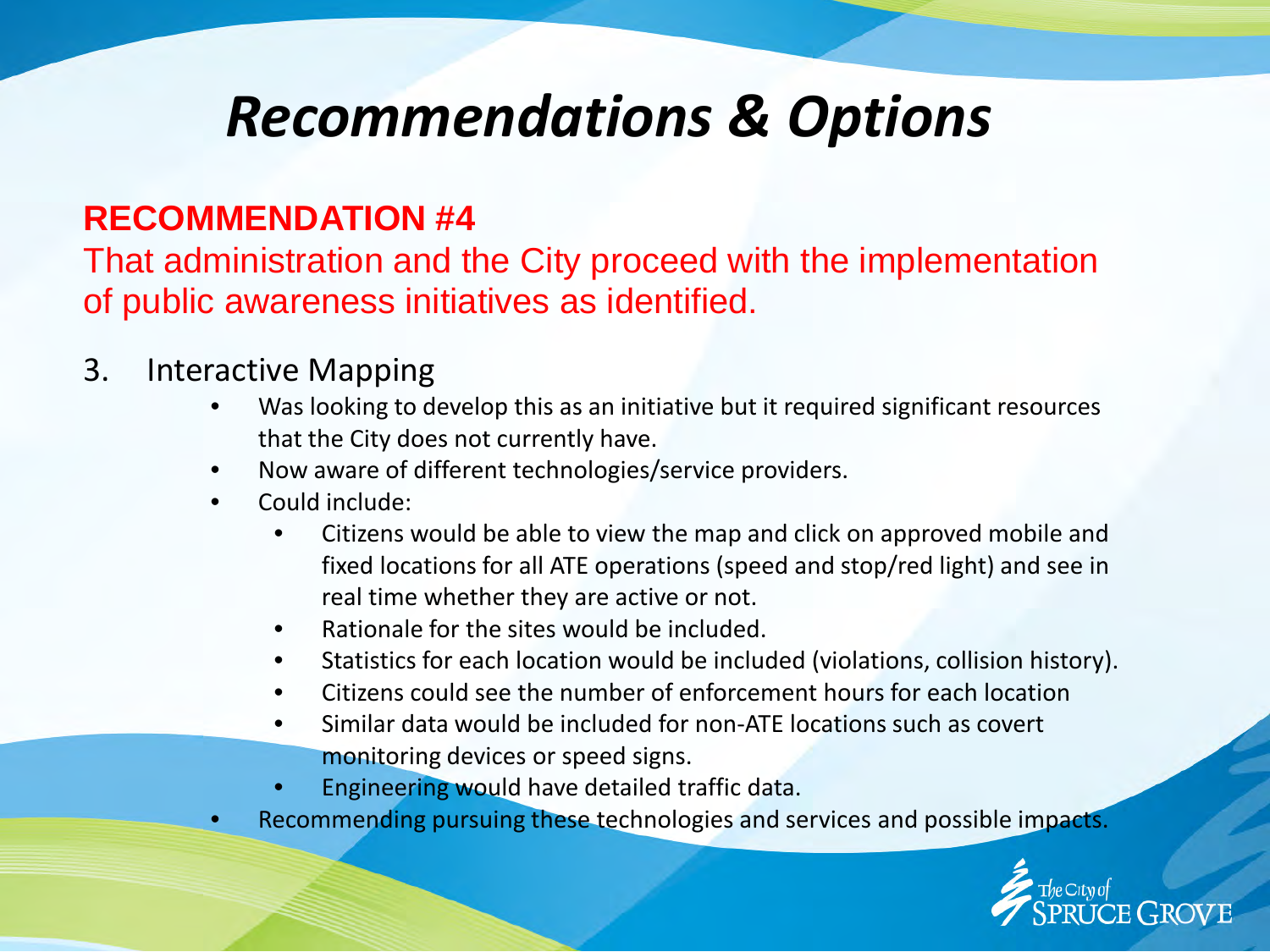# *Recommendations & Options*

**RECOMMENDATION #4**

That administration and the City proceed with the implementation of public awareness initiatives as identified.

3. Interactive Mapping
   - Was looking to develop this as an initiative but it required significant resources that the City does not currently have.
   - Now aware of different technologies/service providers.
   - Could include:
     - Citizens would be able to view the map and click on approved mobile and fixed locations for all ATE operations (speed and stop/red light) and see in real time whether they are active or not.
     - Rationale for the sites would be included.
     - Statistics for each location would be included (violations, collision history).
     - Citizens could see the number of enforcement hours for each location
     - Similar data would be included for non-ATE locations such as covert monitoring devices or speed signs.
     - Engineering would have detailed traffic data.
   - Recommending pursuing these technologies and services and possible impacts.

The City of Spruce Grove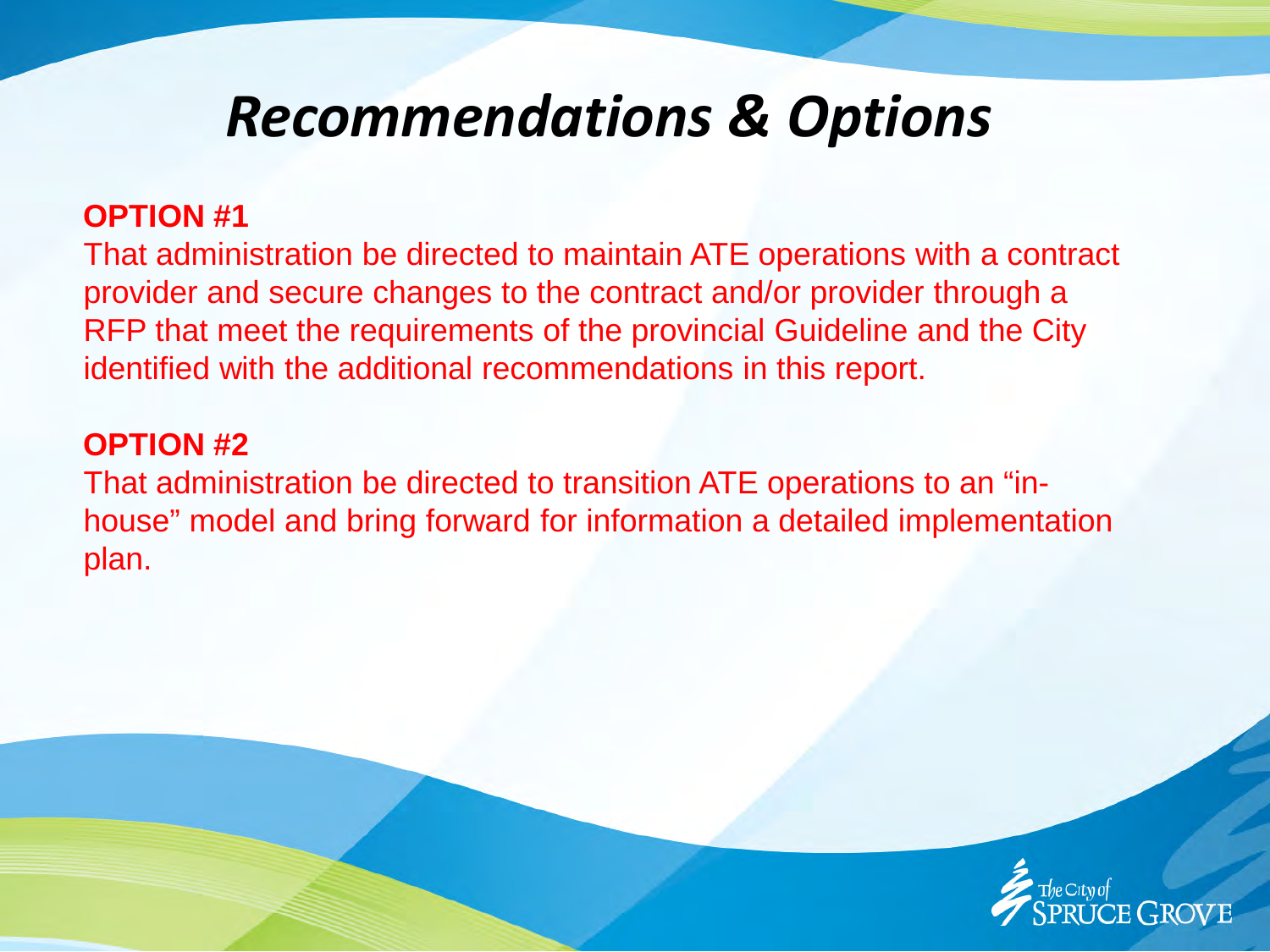# *Recommendations & Options*

**OPTION #1**

That administration be directed to maintain ATE operations with a contract provider and secure changes to the contract and/or provider through a RFP that meet the requirements of the provincial Guideline and the City identified with the additional recommendations in this report.

**OPTION #2**

That administration be directed to transition ATE operations to an "in-house" model and bring forward for information a detailed implementation plan.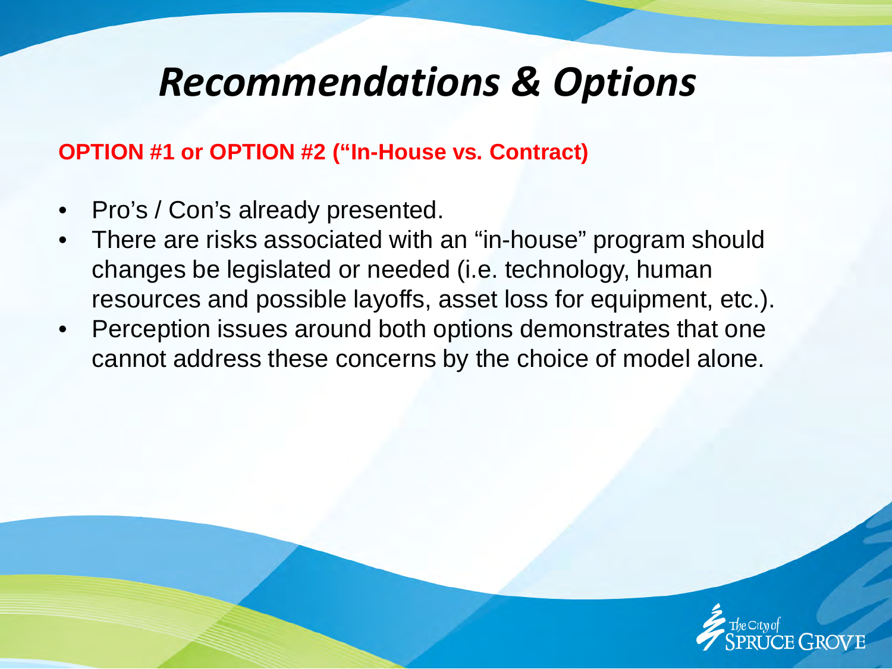# *Recommendations & Options*

**OPTION #1 or OPTION #2 ("In-House vs. Contract)**

- Pro's / Con's already presented.
- There are risks associated with an "in-house" program should changes be legislated or needed (i.e. technology, human resources and possible layoffs, asset loss for equipment, etc.).
- Perception issues around both options demonstrates that one cannot address these concerns by the choice of model alone.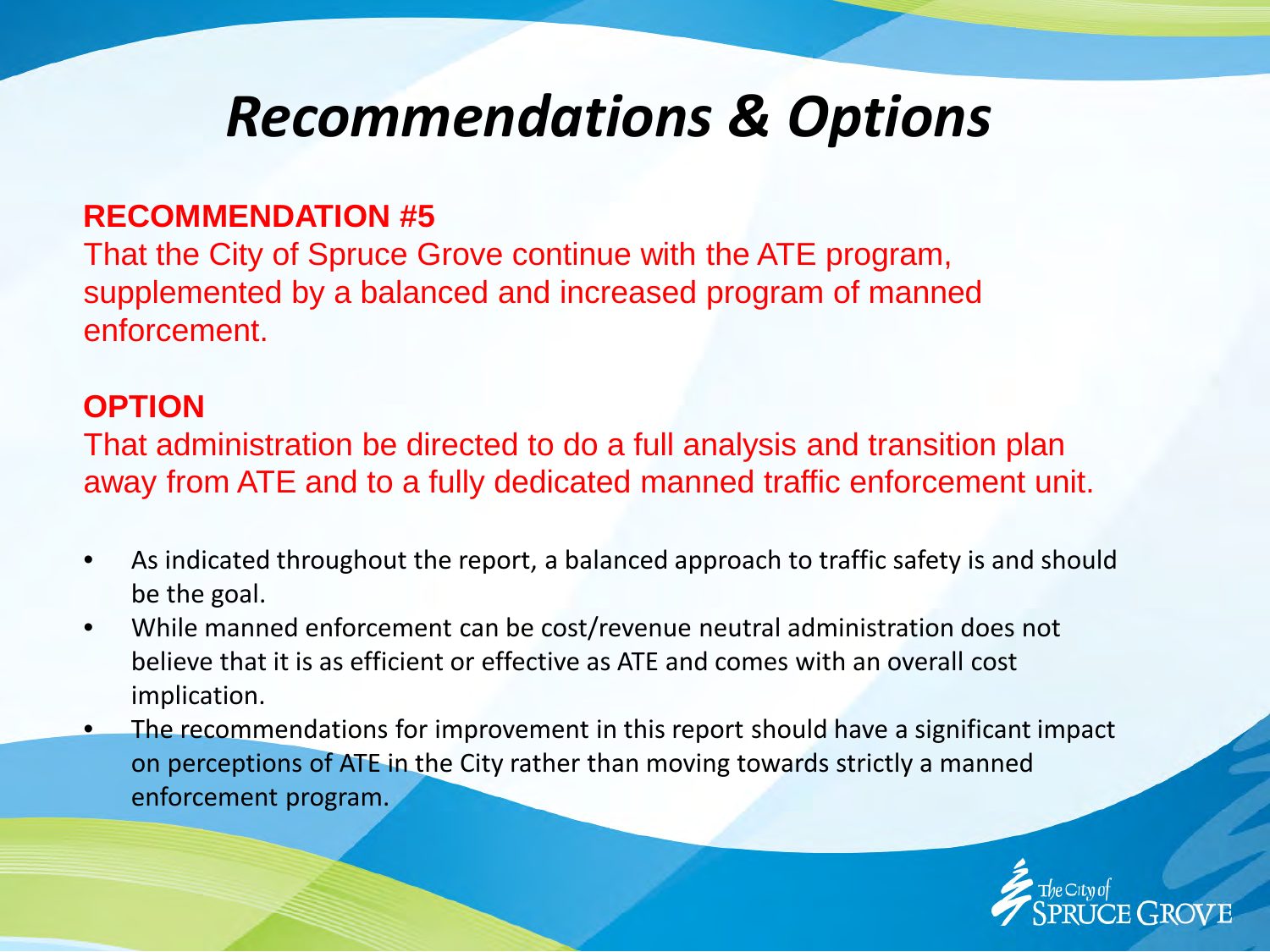# *Recommendations & Options*

**RECOMMENDATION #5**

That the City of Spruce Grove continue with the ATE program, supplemented by a balanced and increased program of manned enforcement.

**OPTION**

That administration be directed to do a full analysis and transition plan away from ATE and to a fully dedicated manned traffic enforcement unit.

- As indicated throughout the report, a balanced approach to traffic safety is and should be the goal.
- While manned enforcement can be cost/revenue neutral administration does not believe that it is as efficient or effective as ATE and comes with an overall cost implication.
- The recommendations for improvement in this report should have a significant impact on perceptions of ATE in the City rather than moving towards strictly a manned enforcement program.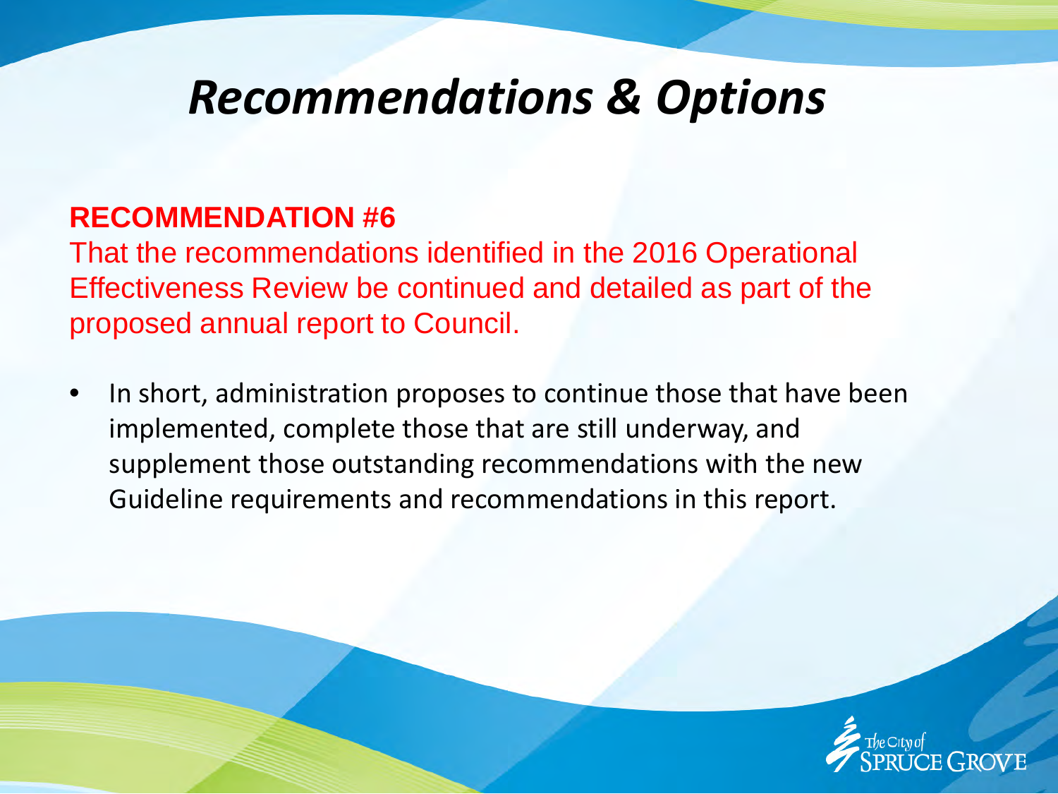# *Recommendations & Options*

**RECOMMENDATION #6**

That the recommendations identified in the 2016 Operational Effectiveness Review be continued and detailed as part of the proposed annual report to Council.

- In short, administration proposes to continue those that have been implemented, complete those that are still underway, and supplement those outstanding recommendations with the new Guideline requirements and recommendations in this report.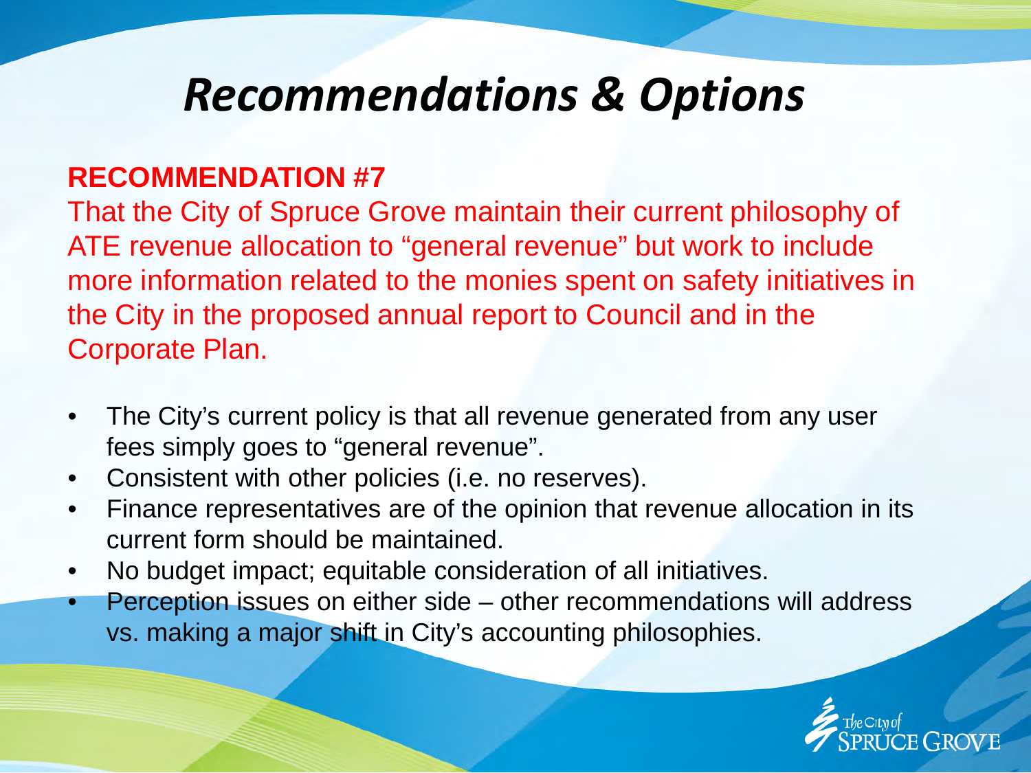# *Recommendations & Options*

**RECOMMENDATION #7**

That the City of Spruce Grove maintain their current philosophy of ATE revenue allocation to "general revenue" but work to include more information related to the monies spent on safety initiatives in the City in the proposed annual report to Council and in the Corporate Plan.

- The City's current policy is that all revenue generated from any user fees simply goes to "general revenue".
- Consistent with other policies (i.e. no reserves).
- Finance representatives are of the opinion that revenue allocation in its current form should be maintained.
- No budget impact; equitable consideration of all initiatives.
- Perception issues on either side – other recommendations will address vs. making a major shift in City's accounting philosophies.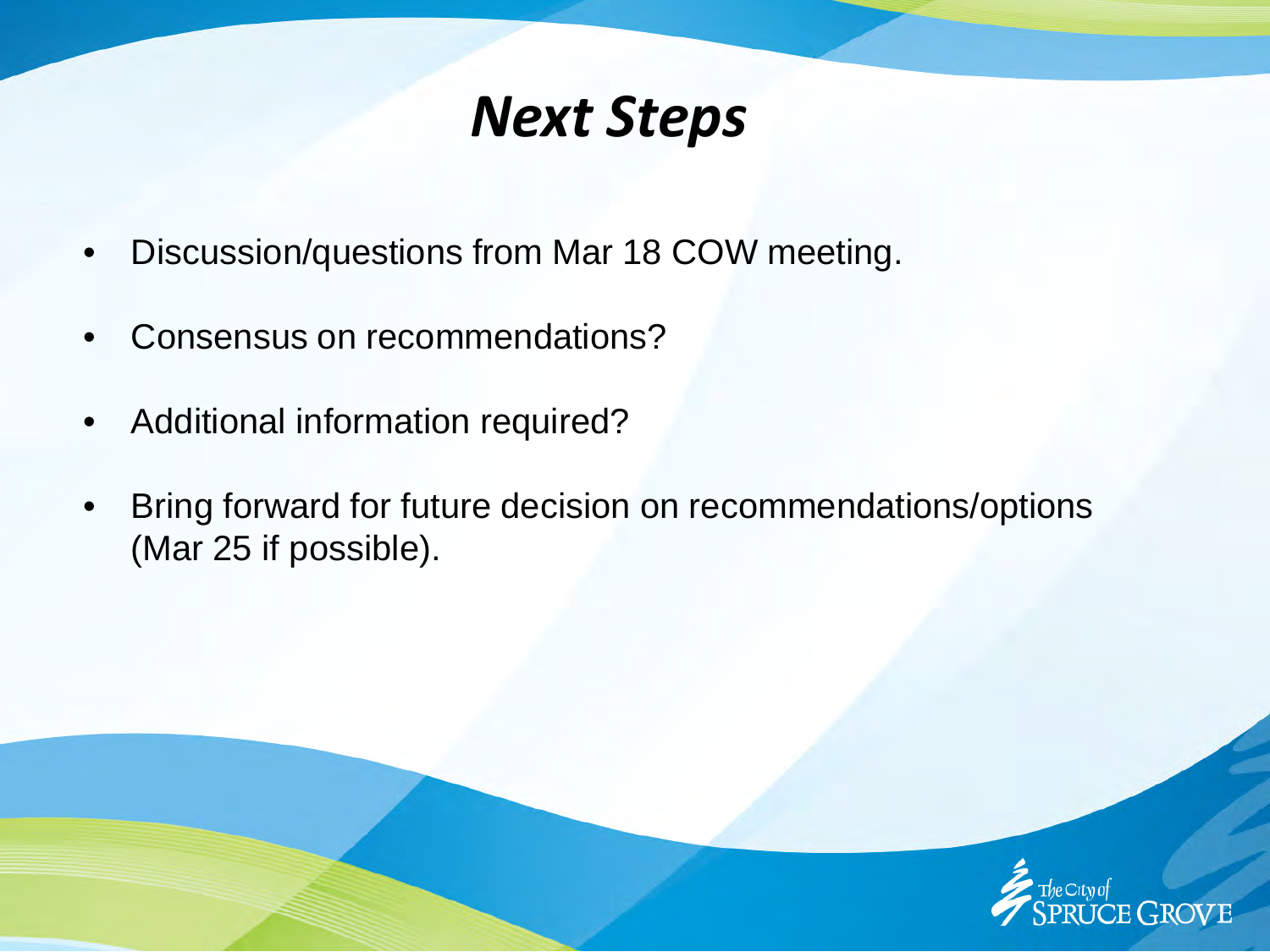# *Next Steps*

- Discussion/questions from Mar 18 COW meeting.
- Consensus on recommendations?
- Additional information required?
- Bring forward for future decision on recommendations/options (Mar 25 if possible).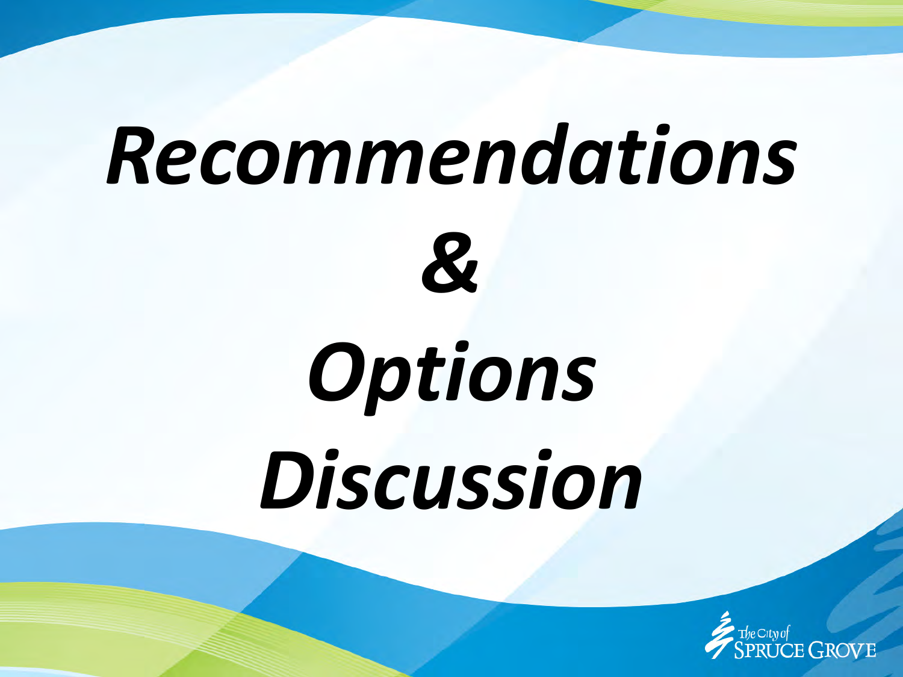# *Recommendations*

# *&*

# *Options*

# *Discussion*

The City of SPRUCE GROVE